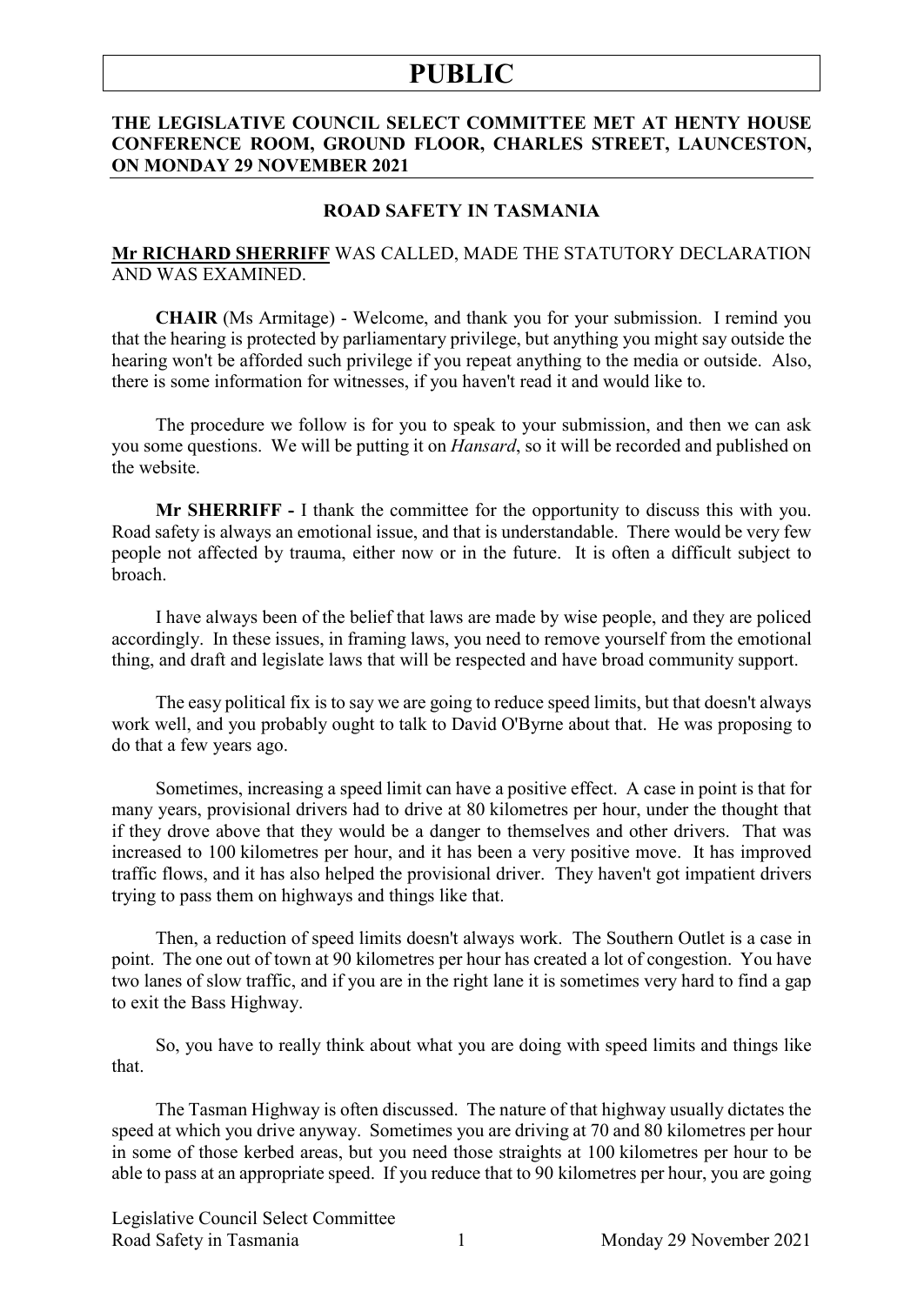# PUBLIC

**THE LEGISLATIVE COUNCIL SELECT COMMITTEE MET AT HENTY HOUSE CONFERENCE ROOM, GROUND FLOOR, CHARLES STREET, LAUNCESTON, ON MONDAY 29 NOVEMBER 2021**

## ROAD SAFETY IN TASMANIA

**Mr RICHARD SHERRIFF** WAS CALLED, MADE THE STATUTORY DECLARATION AND WAS EXAMINED.

**CHAIR** (Ms Armitage) - Welcome, and thank you for your submission. I remind you that the hearing is protected by parliamentary privilege, but anything you might say outside the hearing won't be afforded such privilege if you repeat anything to the media or outside. Also, there is some information for witnesses, if you haven't read it and would like to.

The procedure we follow is for you to speak to your submission, and then we can ask you some questions. We will be putting it on *Hansard*, so it will be recorded and published on the website.

**Mr SHERRIFF -** I thank the committee for the opportunity to discuss this with you. Road safety is always an emotional issue, and that is understandable. There would be very few people not affected by trauma, either now or in the future. It is often a difficult subject to broach.

I have always been of the belief that laws are made by wise people, and they are policed accordingly. In these issues, in framing laws, you need to remove yourself from the emotional thing, and draft and legislate laws that will be respected and have broad community support.

The easy political fix is to say we are going to reduce speed limits, but that doesn't always work well, and you probably ought to talk to David O'Byrne about that. He was proposing to do that a few years ago.

Sometimes, increasing a speed limit can have a positive effect. A case in point is that for many years, provisional drivers had to drive at 80 kilometres per hour, under the thought that if they drove above that they would be a danger to themselves and other drivers. That was increased to 100 kilometres per hour, and it has been a very positive move. It has improved traffic flows, and it has also helped the provisional driver. They haven't got impatient drivers trying to pass them on highways and things like that.

Then, a reduction of speed limits doesn't always work. The Southern Outlet is a case in point. The one out of town at 90 kilometres per hour has created a lot of congestion. You have two lanes of slow traffic, and if you are in the right lane it is sometimes very hard to find a gap to exit the Bass Highway.

So, you have to really think about what you are doing with speed limits and things like that.

The Tasman Highway is often discussed. The nature of that highway usually dictates the speed at which you drive anyway. Sometimes you are driving at 70 and 80 kilometres per hour in some of those kerbed areas, but you need those straights at 100 kilometres per hour to be able to pass at an appropriate speed. If you reduce that to 90 kilometres per hour, you are going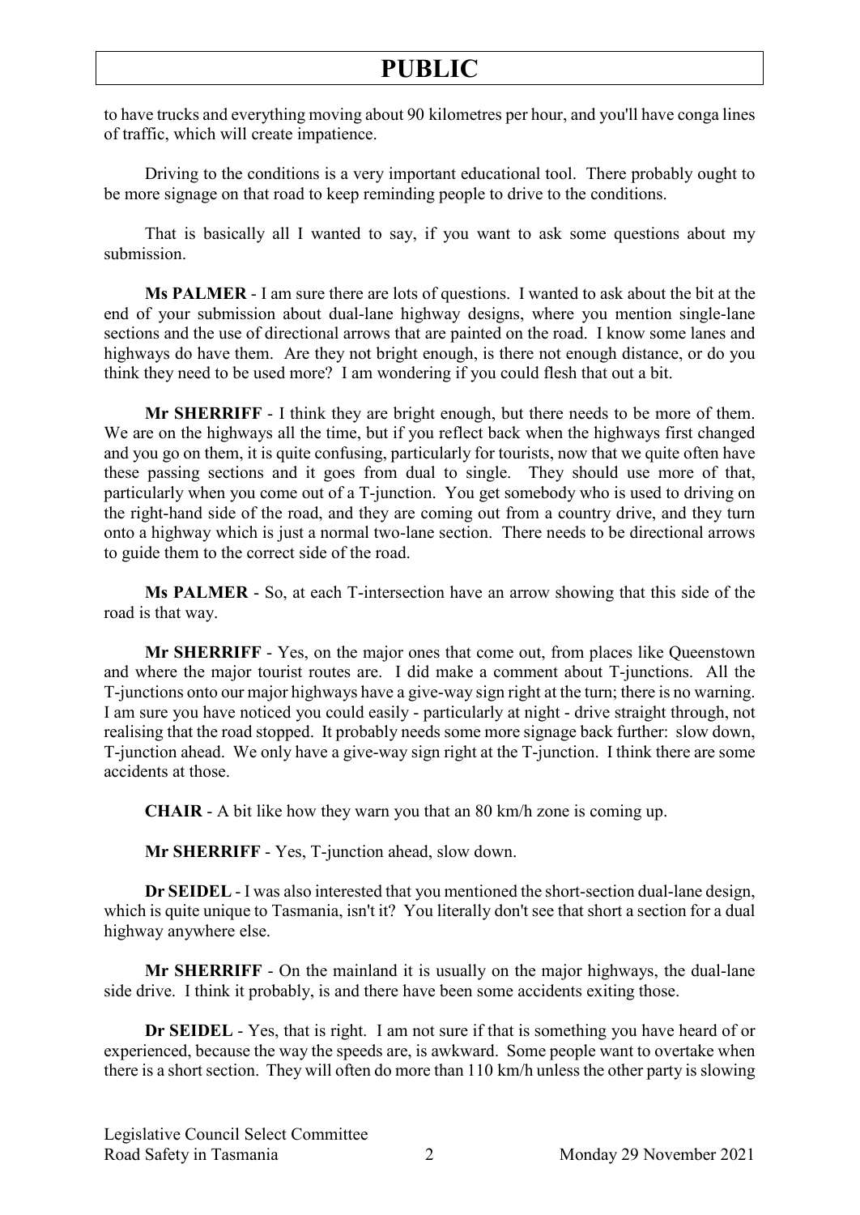to have trucks and everything moving about 90 kilometres per hour, and you'll have conga lines of traffic, which will create impatience.

Driving to the conditions is a very important educational tool. There probably ought to be more signage on that road to keep reminding people to drive to the conditions.

That is basically all I wanted to say, if you want to ask some questions about my submission.

**Ms PALMER** - I am sure there are lots of questions. I wanted to ask about the bit at the end of your submission about dual-lane highway designs, where you mention single-lane sections and the use of directional arrows that are painted on the road. I know some lanes and highways do have them. Are they not bright enough, is there not enough distance, or do you think they need to be used more? I am wondering if you could flesh that out a bit.

**Mr SHERRIFF** - I think they are bright enough, but there needs to be more of them. We are on the highways all the time, but if you reflect back when the highways first changed and you go on them, it is quite confusing, particularly for tourists, now that we quite often have these passing sections and it goes from dual to single. They should use more of that, particularly when you come out of a T-junction. You get somebody who is used to driving on the right-hand side of the road, and they are coming out from a country drive, and they turn onto a highway which is just a normal two-lane section. There needs to be directional arrows to guide them to the correct side of the road.

**Ms PALMER** - So, at each T-intersection have an arrow showing that this side of the road is that way.

**Mr SHERRIFF** - Yes, on the major ones that come out, from places like Queenstown and where the major tourist routes are. I did make a comment about T-junctions. All the T-junctions onto our major highways have a give-way sign right at the turn; there is no warning. I am sure you have noticed you could easily - particularly at night - drive straight through, not realising that the road stopped. It probably needs some more signage back further: slow down, T-junction ahead. We only have a give-way sign right at the T-junction. I think there are some accidents at those.

**CHAIR** - A bit like how they warn you that an 80 km/h zone is coming up.

**Mr SHERRIFF** - Yes, T-junction ahead, slow down.

**Dr SEIDEL** - I was also interested that you mentioned the short-section dual-lane design, which is quite unique to Tasmania, isn't it? You literally don't see that short a section for a dual highway anywhere else.

**Mr SHERRIFF** - On the mainland it is usually on the major highways, the dual-lane side drive. I think it probably, is and there have been some accidents exiting those.

**Dr SEIDEL** - Yes, that is right. I am not sure if that is something you have heard of or experienced, because the way the speeds are, is awkward. Some people want to overtake when there is a short section. They will often do more than 110 km/h unless the other party is slowing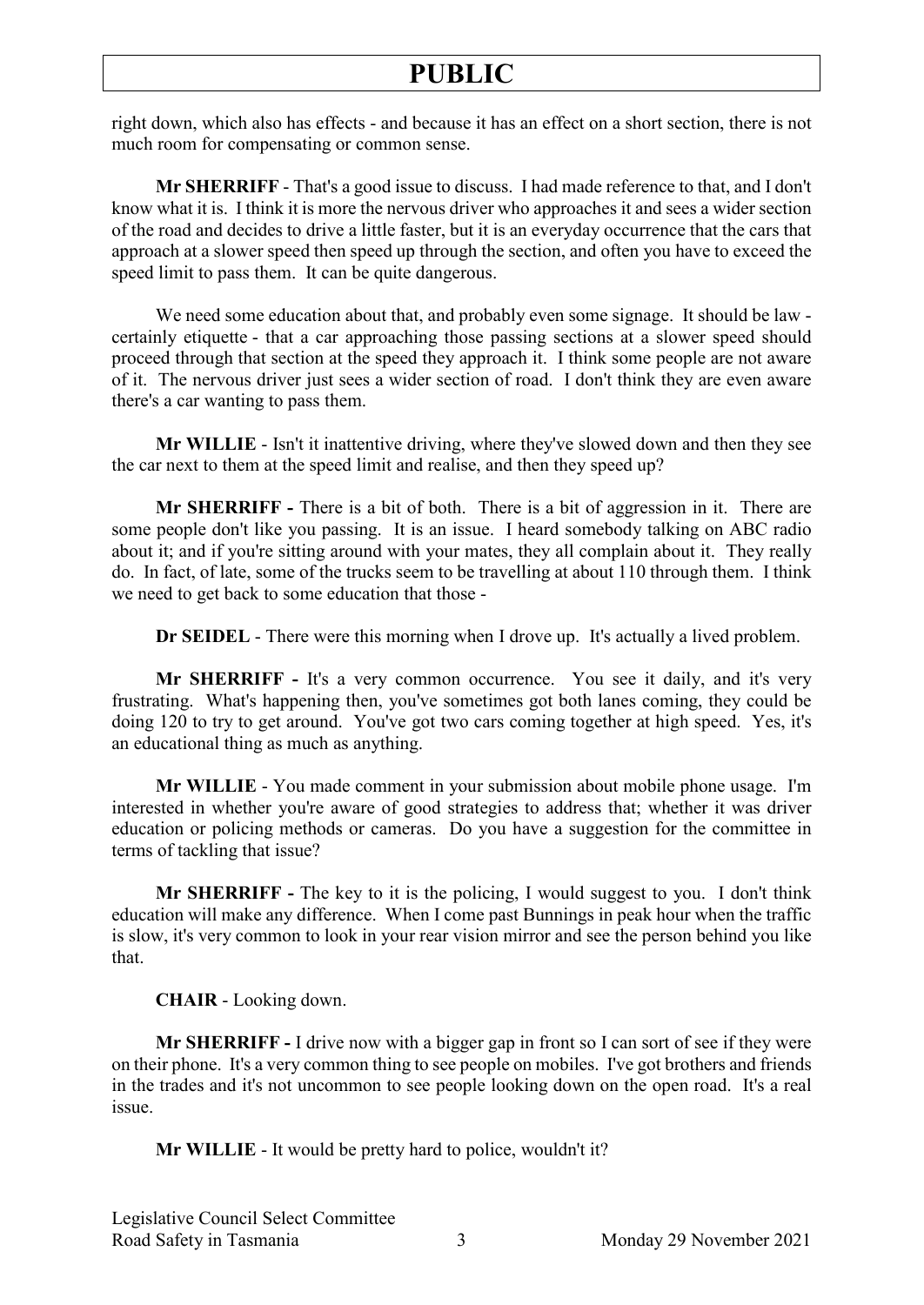right down, which also has effects - and because it has an effect on a short section, there is not much room for compensating or common sense.

**Mr SHERRIFF** - That's a good issue to discuss. I had made reference to that, and I don't know what it is. I think it is more the nervous driver who approaches it and sees a wider section of the road and decides to drive a little faster, but it is an everyday occurrence that the cars that approach at a slower speed then speed up through the section, and often you have to exceed the speed limit to pass them. It can be quite dangerous.

We need some education about that, and probably even some signage. It should be law - certainly etiquette - that a car approaching those passing sections at a slower speed should proceed through that section at the speed they approach it. I think some people are not aware of it. The nervous driver just sees a wider section of road. I don't think they are even aware there's a car wanting to pass them.

**Mr WILLIE** - Isn't it inattentive driving, where they've slowed down and then they see the car next to them at the speed limit and realise, and then they speed up?

**Mr SHERRIFF -** There is a bit of both. There is a bit of aggression in it. There are some people don't like you passing. It is an issue. I heard somebody talking on ABC radio about it; and if you're sitting around with your mates, they all complain about it. They really do. In fact, of late, some of the trucks seem to be travelling at about 110 through them. I think we need to get back to some education that those -

**Dr SEIDEL** - There were this morning when I drove up. It's actually a lived problem.

**Mr SHERRIFF -** It's a very common occurrence. You see it daily, and it's very frustrating. What's happening then, you've sometimes got both lanes coming, they could be doing 120 to try to get around. You've got two cars coming together at high speed. Yes, it's an educational thing as much as anything.

**Mr WILLIE** - You made comment in your submission about mobile phone usage. I'm interested in whether you're aware of good strategies to address that; whether it was driver education or policing methods or cameras. Do you have a suggestion for the committee in terms of tackling that issue?

**Mr SHERRIFF -** The key to it is the policing, I would suggest to you. I don't think education will make any difference. When I come past Bunnings in peak hour when the traffic is slow, it's very common to look in your rear vision mirror and see the person behind you like that.

**CHAIR** - Looking down.

**Mr SHERRIFF -** I drive now with a bigger gap in front so I can sort of see if they were on their phone. It's a very common thing to see people on mobiles. I've got brothers and friends in the trades and it's not uncommon to see people looking down on the open road. It's a real issue.

**Mr WILLIE** - It would be pretty hard to police, wouldn't it?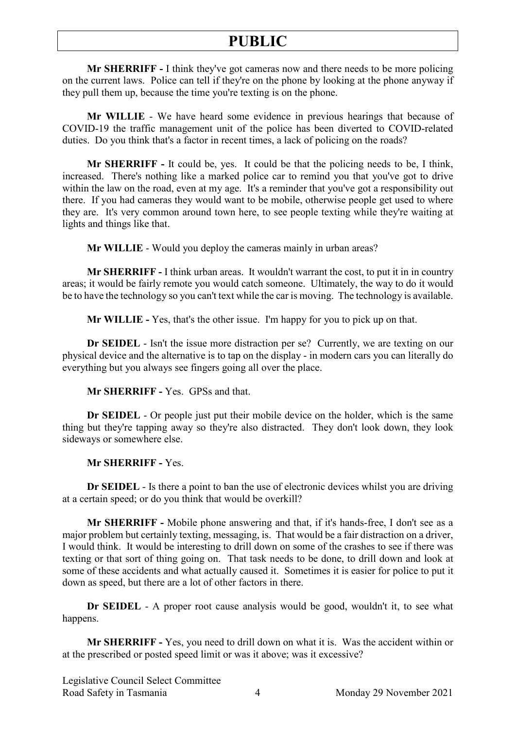**Mr SHERRIFF -** I think they've got cameras now and there needs to be more policing on the current laws. Police can tell if they're on the phone by looking at the phone anyway if they pull them up, because the time you're texting is on the phone.

**Mr WILLIE** - We have heard some evidence in previous hearings that because of COVID-19 the traffic management unit of the police has been diverted to COVID-related duties. Do you think that's a factor in recent times, a lack of policing on the roads?

**Mr SHERRIFF -** It could be, yes. It could be that the policing needs to be, I think, increased. There's nothing like a marked police car to remind you that you've got to drive within the law on the road, even at my age. It's a reminder that you've got a responsibility out there. If you had cameras they would want to be mobile, otherwise people get used to where they are. It's very common around town here, to see people texting while they're waiting at lights and things like that.

**Mr WILLIE** - Would you deploy the cameras mainly in urban areas?

**Mr SHERRIFF -** I think urban areas. It wouldn't warrant the cost, to put it in in country areas; it would be fairly remote you would catch someone. Ultimately, the way to do it would be to have the technology so you can't text while the car is moving. The technology is available.

**Mr WILLIE -** Yes, that's the other issue. I'm happy for you to pick up on that.

**Dr SEIDEL** - Isn't the issue more distraction per se? Currently, we are texting on our physical device and the alternative is to tap on the display - in modern cars you can literally do everything but you always see fingers going all over the place.

**Mr SHERRIFF -** Yes. GPSs and that.

**Dr SEIDEL** - Or people just put their mobile device on the holder, which is the same thing but they're tapping away so they're also distracted. They don't look down, they look sideways or somewhere else.

**Mr SHERRIFF -** Yes.

**Dr SEIDEL** - Is there a point to ban the use of electronic devices whilst you are driving at a certain speed; or do you think that would be overkill?

**Mr SHERRIFF -** Mobile phone answering and that, if it's hands-free, I don't see as a major problem but certainly texting, messaging, is. That would be a fair distraction on a driver, I would think. It would be interesting to drill down on some of the crashes to see if there was texting or that sort of thing going on. That task needs to be done, to drill down and look at some of these accidents and what actually caused it. Sometimes it is easier for police to put it down as speed, but there are a lot of other factors in there.

**Dr SEIDEL** - A proper root cause analysis would be good, wouldn't it, to see what happens.

**Mr SHERRIFF -** Yes, you need to drill down on what it is. Was the accident within or at the prescribed or posted speed limit or was it above; was it excessive?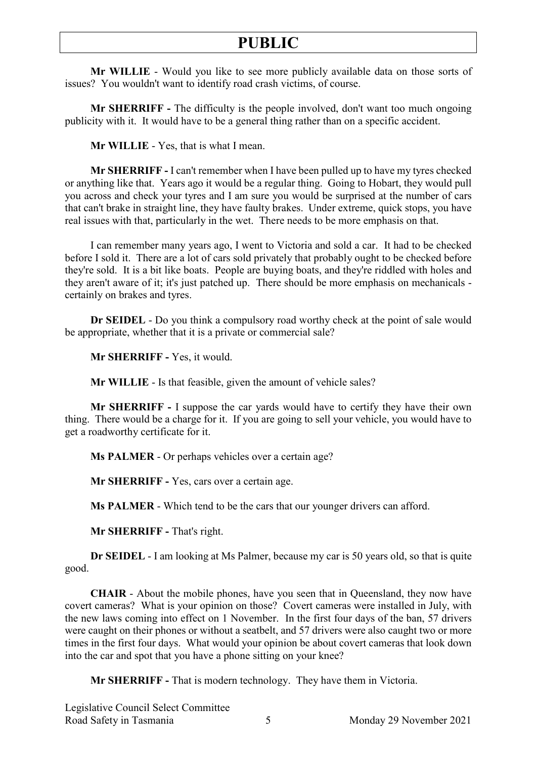**Mr WILLIE** - Would you like to see more publicly available data on those sorts of issues? You wouldn't want to identify road crash victims, of course.

**Mr SHERRIFF -** The difficulty is the people involved, don't want too much ongoing publicity with it. It would have to be a general thing rather than on a specific accident.

**Mr WILLIE** - Yes, that is what I mean.

**Mr SHERRIFF -** I can't remember when I have been pulled up to have my tyres checked or anything like that. Years ago it would be a regular thing. Going to Hobart, they would pull you across and check your tyres and I am sure you would be surprised at the number of cars that can't brake in straight line, they have faulty brakes. Under extreme, quick stops, you have real issues with that, particularly in the wet. There needs to be more emphasis on that.

I can remember many years ago, I went to Victoria and sold a car. It had to be checked before I sold it. There are a lot of cars sold privately that probably ought to be checked before they're sold. It is a bit like boats. People are buying boats, and they're riddled with holes and they aren't aware of it; it's just patched up. There should be more emphasis on mechanicals - certainly on brakes and tyres.

**Dr SEIDEL** - Do you think a compulsory road worthy check at the point of sale would be appropriate, whether that it is a private or commercial sale?

**Mr SHERRIFF -** Yes, it would.

**Mr WILLIE** - Is that feasible, given the amount of vehicle sales?

**Mr SHERRIFF -** I suppose the car yards would have to certify they have their own thing. There would be a charge for it. If you are going to sell your vehicle, you would have to get a roadworthy certificate for it.

**Ms PALMER** - Or perhaps vehicles over a certain age?

**Mr SHERRIFF -** Yes, cars over a certain age.

**Ms PALMER** - Which tend to be the cars that our younger drivers can afford.

**Mr SHERRIFF -** That's right.

**Dr SEIDEL** - I am looking at Ms Palmer, because my car is 50 years old, so that is quite good.

**CHAIR** - About the mobile phones, have you seen that in Queensland, they now have covert cameras? What is your opinion on those? Covert cameras were installed in July, with the new laws coming into effect on 1 November. In the first four days of the ban, 57 drivers were caught on their phones or without a seatbelt, and 57 drivers were also caught two or more times in the first four days. What would your opinion be about covert cameras that look down into the car and spot that you have a phone sitting on your knee?

**Mr SHERRIFF -** That is modern technology. They have them in Victoria.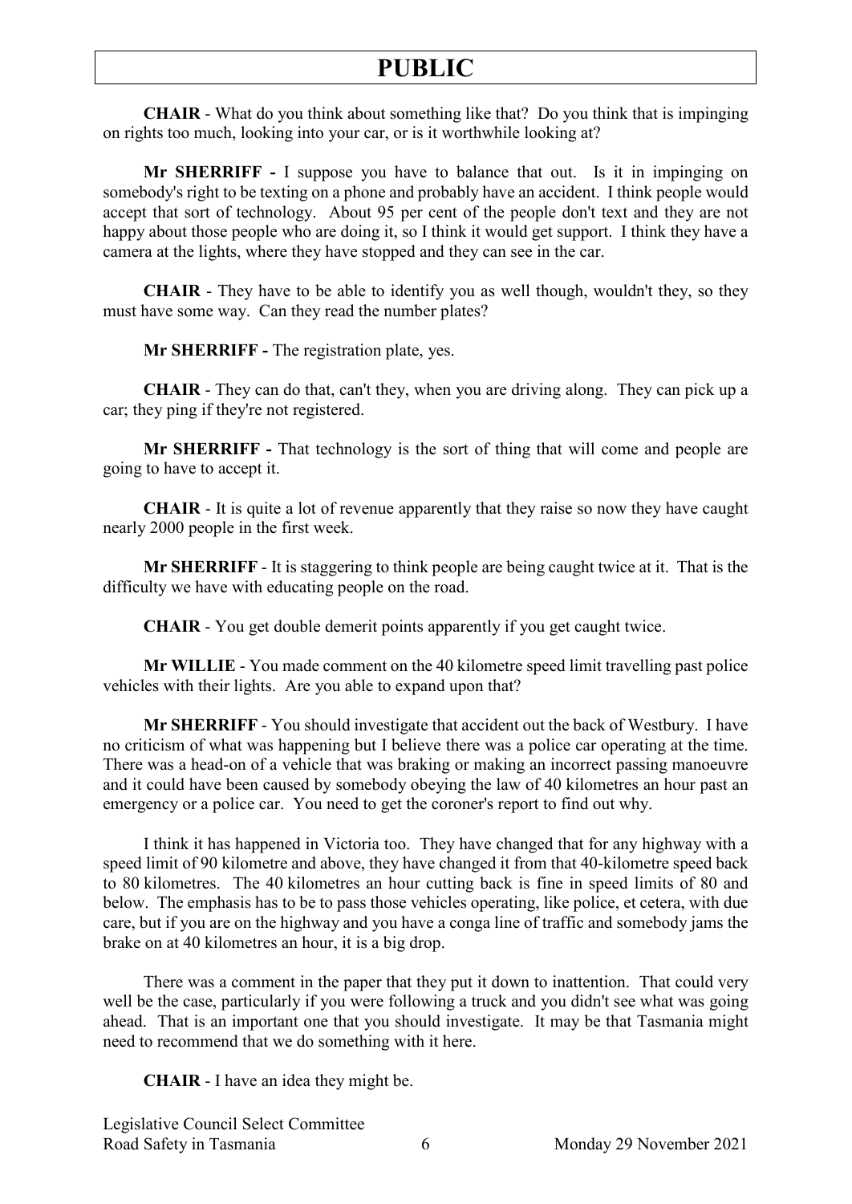**CHAIR** - What do you think about something like that? Do you think that is impinging on rights too much, looking into your car, or is it worthwhile looking at?

**Mr SHERRIFF -** I suppose you have to balance that out. Is it in impinging on somebody's right to be texting on a phone and probably have an accident. I think people would accept that sort of technology. About 95 per cent of the people don't text and they are not happy about those people who are doing it, so I think it would get support. I think they have a camera at the lights, where they have stopped and they can see in the car.

**CHAIR** - They have to be able to identify you as well though, wouldn't they, so they must have some way. Can they read the number plates?

**Mr SHERRIFF -** The registration plate, yes.

**CHAIR** - They can do that, can't they, when you are driving along. They can pick up a car; they ping if they're not registered.

**Mr SHERRIFF -** That technology is the sort of thing that will come and people are going to have to accept it.

**CHAIR** - It is quite a lot of revenue apparently that they raise so now they have caught nearly 2000 people in the first week.

**Mr SHERRIFF** - It is staggering to think people are being caught twice at it. That is the difficulty we have with educating people on the road.

**CHAIR** - You get double demerit points apparently if you get caught twice.

**Mr WILLIE** - You made comment on the 40 kilometre speed limit travelling past police vehicles with their lights. Are you able to expand upon that?

**Mr SHERRIFF** - You should investigate that accident out the back of Westbury. I have no criticism of what was happening but I believe there was a police car operating at the time. There was a head-on of a vehicle that was braking or making an incorrect passing manoeuvre and it could have been caused by somebody obeying the law of 40 kilometres an hour past an emergency or a police car. You need to get the coroner's report to find out why.

I think it has happened in Victoria too. They have changed that for any highway with a speed limit of 90 kilometre and above, they have changed it from that 40-kilometre speed back to 80 kilometres. The 40 kilometres an hour cutting back is fine in speed limits of 80 and below. The emphasis has to be to pass those vehicles operating, like police, et cetera, with due care, but if you are on the highway and you have a conga line of traffic and somebody jams the brake on at 40 kilometres an hour, it is a big drop.

There was a comment in the paper that they put it down to inattention. That could very well be the case, particularly if you were following a truck and you didn't see what was going ahead. That is an important one that you should investigate. It may be that Tasmania might need to recommend that we do something with it here.

**CHAIR** - I have an idea they might be.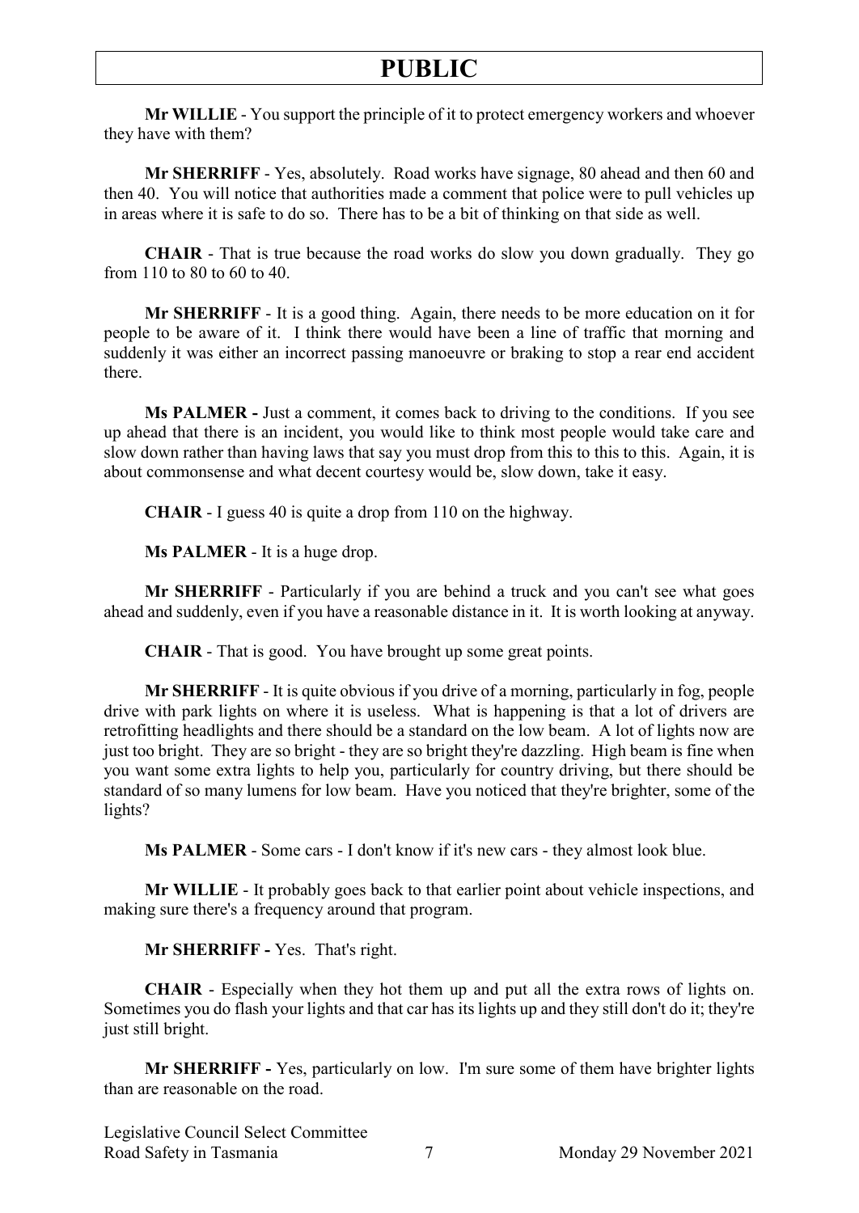**Mr WILLIE** - You support the principle of it to protect emergency workers and whoever they have with them?

**Mr SHERRIFF** - Yes, absolutely. Road works have signage, 80 ahead and then 60 and then 40. You will notice that authorities made a comment that police were to pull vehicles up in areas where it is safe to do so. There has to be a bit of thinking on that side as well.

**CHAIR** - That is true because the road works do slow you down gradually. They go from 110 to 80 to 60 to 40.

**Mr SHERRIFF** - It is a good thing. Again, there needs to be more education on it for people to be aware of it. I think there would have been a line of traffic that morning and suddenly it was either an incorrect passing manoeuvre or braking to stop a rear end accident there.

**Ms PALMER -** Just a comment, it comes back to driving to the conditions. If you see up ahead that there is an incident, you would like to think most people would take care and slow down rather than having laws that say you must drop from this to this to this. Again, it is about commonsense and what decent courtesy would be, slow down, take it easy.

**CHAIR** - I guess 40 is quite a drop from 110 on the highway.

**Ms PALMER** - It is a huge drop.

**Mr SHERRIFF** - Particularly if you are behind a truck and you can't see what goes ahead and suddenly, even if you have a reasonable distance in it. It is worth looking at anyway.

**CHAIR** - That is good. You have brought up some great points.

**Mr SHERRIFF** - It is quite obvious if you drive of a morning, particularly in fog, people drive with park lights on where it is useless. What is happening is that a lot of drivers are retrofitting headlights and there should be a standard on the low beam. A lot of lights now are just too bright. They are so bright - they are so bright they're dazzling. High beam is fine when you want some extra lights to help you, particularly for country driving, but there should be standard of so many lumens for low beam. Have you noticed that they're brighter, some of the lights?

**Ms PALMER** - Some cars - I don't know if it's new cars - they almost look blue.

**Mr WILLIE** - It probably goes back to that earlier point about vehicle inspections, and making sure there's a frequency around that program.

**Mr SHERRIFF -** Yes. That's right.

**CHAIR** - Especially when they hot them up and put all the extra rows of lights on. Sometimes you do flash your lights and that car has its lights up and they still don't do it; they're just still bright.

**Mr SHERRIFF -** Yes, particularly on low. I'm sure some of them have brighter lights than are reasonable on the road.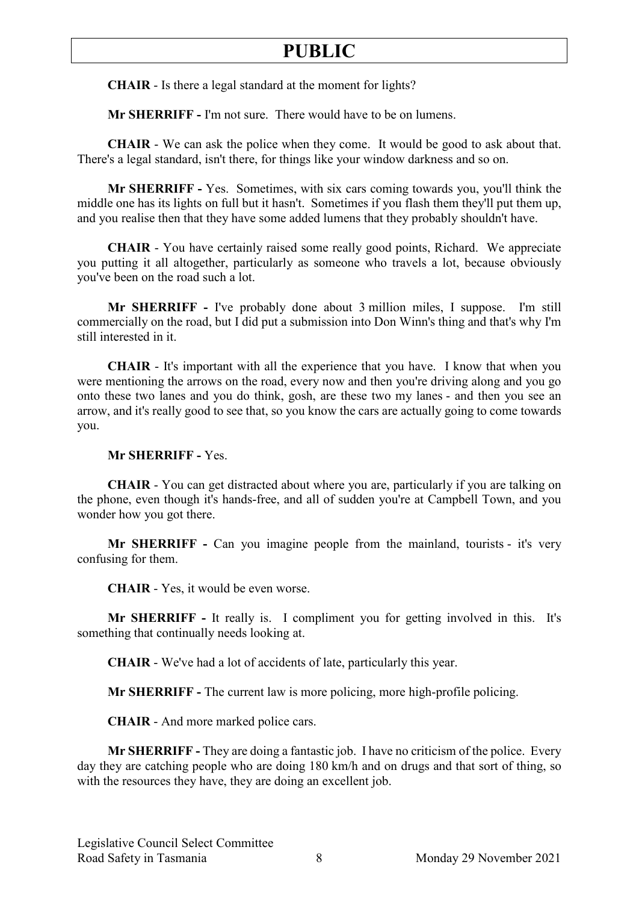**CHAIR** - Is there a legal standard at the moment for lights?

**Mr SHERRIFF -** I'm not sure. There would have to be on lumens.

**CHAIR** - We can ask the police when they come. It would be good to ask about that. There's a legal standard, isn't there, for things like your window darkness and so on.

**Mr SHERRIFF -** Yes. Sometimes, with six cars coming towards you, you'll think the middle one has its lights on full but it hasn't. Sometimes if you flash them they'll put them up, and you realise then that they have some added lumens that they probably shouldn't have.

**CHAIR** - You have certainly raised some really good points, Richard. We appreciate you putting it all altogether, particularly as someone who travels a lot, because obviously you've been on the road such a lot.

**Mr SHERRIFF -** I've probably done about 3 million miles, I suppose. I'm still commercially on the road, but I did put a submission into Don Winn's thing and that's why I'm still interested in it.

**CHAIR** - It's important with all the experience that you have. I know that when you were mentioning the arrows on the road, every now and then you're driving along and you go onto these two lanes and you do think, gosh, are these two my lanes - and then you see an arrow, and it's really good to see that, so you know the cars are actually going to come towards you.

**Mr SHERRIFF -** Yes.

**CHAIR** - You can get distracted about where you are, particularly if you are talking on the phone, even though it's hands-free, and all of sudden you're at Campbell Town, and you wonder how you got there.

**Mr SHERRIFF -** Can you imagine people from the mainland, tourists - it's very confusing for them.

**CHAIR** - Yes, it would be even worse.

**Mr SHERRIFF -** It really is. I compliment you for getting involved in this. It's something that continually needs looking at.

**CHAIR** - We've had a lot of accidents of late, particularly this year.

**Mr SHERRIFF -** The current law is more policing, more high-profile policing.

**CHAIR** - And more marked police cars.

**Mr SHERRIFF -** They are doing a fantastic job. I have no criticism of the police. Every day they are catching people who are doing 180 km/h and on drugs and that sort of thing, so with the resources they have, they are doing an excellent job.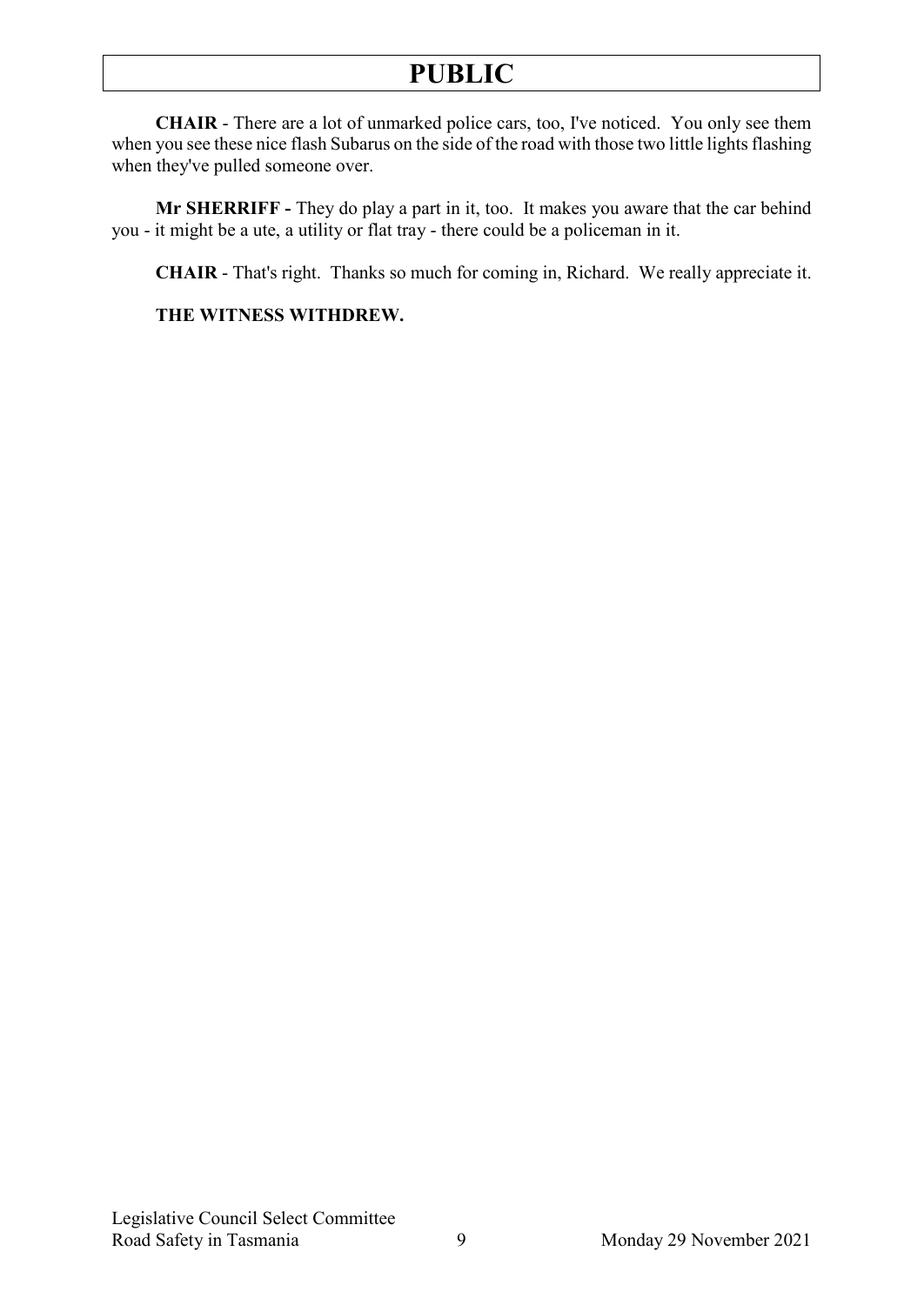**CHAIR** - There are a lot of unmarked police cars, too, I've noticed. You only see them when you see these nice flash Subarus on the side of the road with those two little lights flashing when they've pulled someone over.

**Mr SHERRIFF -** They do play a part in it, too. It makes you aware that the car behind you - it might be a ute, a utility or flat tray - there could be a policeman in it.

**CHAIR** - That's right. Thanks so much for coming in, Richard. We really appreciate it.

**THE WITNESS WITHDREW.**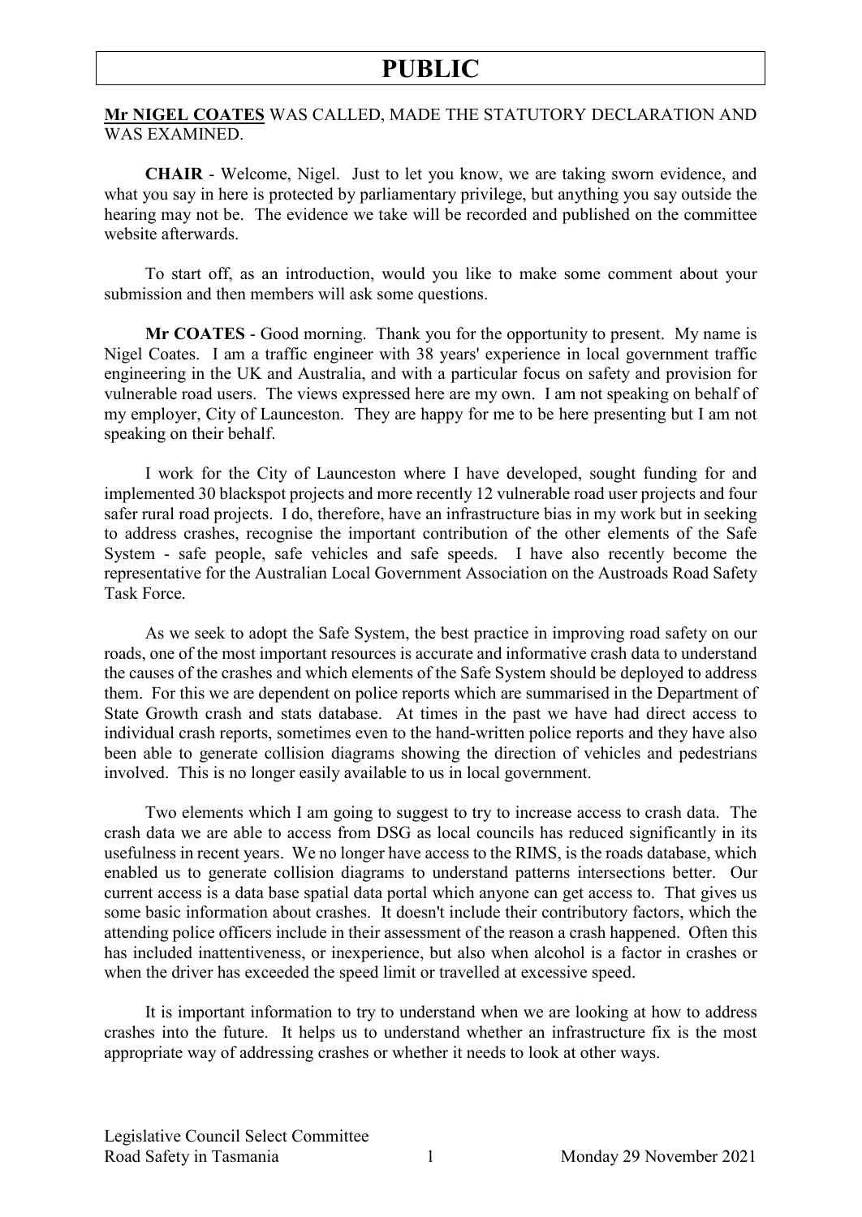# PUBLIC

**Mr NIGEL COATES** WAS CALLED, MADE THE STATUTORY DECLARATION AND WAS EXAMINED.

**CHAIR** - Welcome, Nigel. Just to let you know, we are taking sworn evidence, and what you say in here is protected by parliamentary privilege, but anything you say outside the hearing may not be. The evidence we take will be recorded and published on the committee website afterwards.

To start off, as an introduction, would you like to make some comment about your submission and then members will ask some questions.

**Mr COATES** - Good morning. Thank you for the opportunity to present. My name is Nigel Coates. I am a traffic engineer with 38 years' experience in local government traffic engineering in the UK and Australia, and with a particular focus on safety and provision for vulnerable road users. The views expressed here are my own. I am not speaking on behalf of my employer, City of Launceston. They are happy for me to be here presenting but I am not speaking on their behalf.

I work for the City of Launceston where I have developed, sought funding for and implemented 30 blackspot projects and more recently 12 vulnerable road user projects and four safer rural road projects. I do, therefore, have an infrastructure bias in my work but in seeking to address crashes, recognise the important contribution of the other elements of the Safe System - safe people, safe vehicles and safe speeds. I have also recently become the representative for the Australian Local Government Association on the Austroads Road Safety Task Force.

As we seek to adopt the Safe System, the best practice in improving road safety on our roads, one of the most important resources is accurate and informative crash data to understand the causes of the crashes and which elements of the Safe System should be deployed to address them. For this we are dependent on police reports which are summarised in the Department of State Growth crash and stats database. At times in the past we have had direct access to individual crash reports, sometimes even to the hand-written police reports and they have also been able to generate collision diagrams showing the direction of vehicles and pedestrians involved. This is no longer easily available to us in local government.

Two elements which I am going to suggest to try to increase access to crash data. The crash data we are able to access from DSG as local councils has reduced significantly in its usefulness in recent years. We no longer have access to the RIMS, is the roads database, which enabled us to generate collision diagrams to understand patterns intersections better. Our current access is a data base spatial data portal which anyone can get access to. That gives us some basic information about crashes. It doesn't include their contributory factors, which the attending police officers include in their assessment of the reason a crash happened. Often this has included inattentiveness, or inexperience, but also when alcohol is a factor in crashes or when the driver has exceeded the speed limit or travelled at excessive speed.

It is important information to try to understand when we are looking at how to address crashes into the future. It helps us to understand whether an infrastructure fix is the most appropriate way of addressing crashes or whether it needs to look at other ways.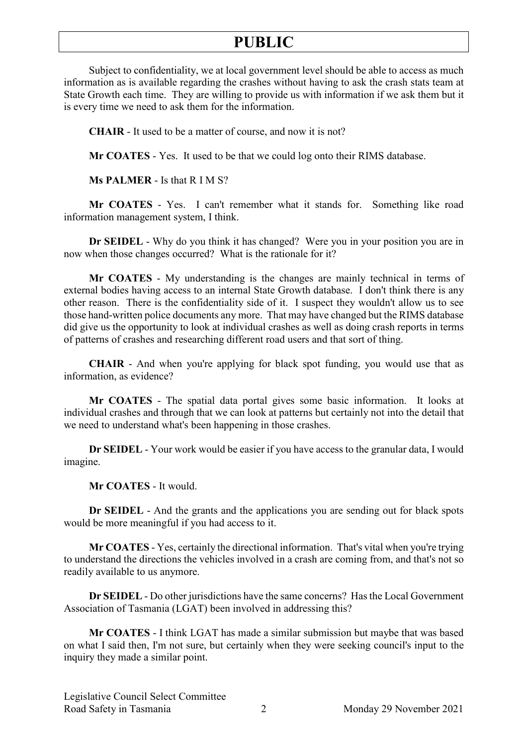Subject to confidentiality, we at local government level should be able to access as much information as is available regarding the crashes without having to ask the crash stats team at State Growth each time. They are willing to provide us with information if we ask them but it is every time we need to ask them for the information.

**CHAIR** - It used to be a matter of course, and now it is not?

**Mr COATES** - Yes. It used to be that we could log onto their RIMS database.

**Ms PALMER** - Is that R I M S?

**Mr COATES** - Yes. I can't remember what it stands for. Something like road information management system, I think.

**Dr SEIDEL** - Why do you think it has changed? Were you in your position you are in now when those changes occurred? What is the rationale for it?

**Mr COATES** - My understanding is the changes are mainly technical in terms of external bodies having access to an internal State Growth database. I don't think there is any other reason. There is the confidentiality side of it. I suspect they wouldn't allow us to see those hand-written police documents any more. That may have changed but the RIMS database did give us the opportunity to look at individual crashes as well as doing crash reports in terms of patterns of crashes and researching different road users and that sort of thing.

**CHAIR** - And when you're applying for black spot funding, you would use that as information, as evidence?

**Mr COATES** - The spatial data portal gives some basic information. It looks at individual crashes and through that we can look at patterns but certainly not into the detail that we need to understand what's been happening in those crashes.

**Dr SEIDEL** - Your work would be easier if you have access to the granular data, I would imagine.

**Mr COATES** - It would.

**Dr SEIDEL** - And the grants and the applications you are sending out for black spots would be more meaningful if you had access to it.

**Mr COATES** - Yes, certainly the directional information. That's vital when you're trying to understand the directions the vehicles involved in a crash are coming from, and that's not so readily available to us anymore.

**Dr SEIDEL** - Do other jurisdictions have the same concerns? Has the Local Government Association of Tasmania (LGAT) been involved in addressing this?

**Mr COATES** - I think LGAT has made a similar submission but maybe that was based on what I said then, I'm not sure, but certainly when they were seeking council's input to the inquiry they made a similar point.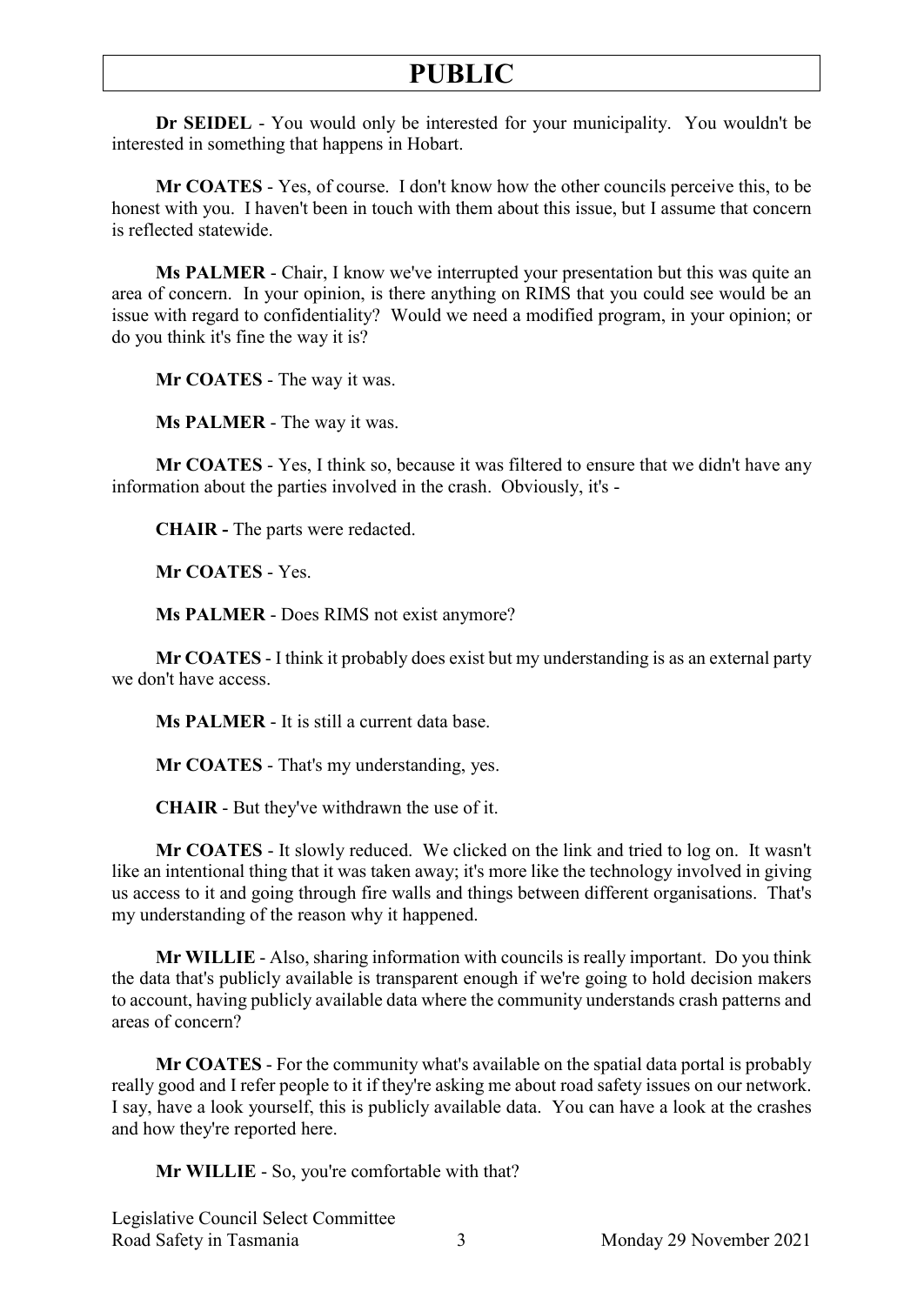**Dr SEIDEL** - You would only be interested for your municipality. You wouldn't be interested in something that happens in Hobart.

**Mr COATES** - Yes, of course. I don't know how the other councils perceive this, to be honest with you. I haven't been in touch with them about this issue, but I assume that concern is reflected statewide.

**Ms PALMER** - Chair, I know we've interrupted your presentation but this was quite an area of concern. In your opinion, is there anything on RIMS that you could see would be an issue with regard to confidentiality? Would we need a modified program, in your opinion; or do you think it's fine the way it is?

**Mr COATES** - The way it was.

**Ms PALMER** - The way it was.

**Mr COATES** - Yes, I think so, because it was filtered to ensure that we didn't have any information about the parties involved in the crash. Obviously, it's -

**CHAIR -** The parts were redacted.

**Mr COATES** - Yes.

**Ms PALMER** - Does RIMS not exist anymore?

**Mr COATES** - I think it probably does exist but my understanding is as an external party we don't have access.

**Ms PALMER** - It is still a current data base.

**Mr COATES** - That's my understanding, yes.

**CHAIR** - But they've withdrawn the use of it.

**Mr COATES** - It slowly reduced. We clicked on the link and tried to log on. It wasn't like an intentional thing that it was taken away; it's more like the technology involved in giving us access to it and going through fire walls and things between different organisations. That's my understanding of the reason why it happened.

**Mr WILLIE** - Also, sharing information with councils is really important. Do you think the data that's publicly available is transparent enough if we're going to hold decision makers to account, having publicly available data where the community understands crash patterns and areas of concern?

**Mr COATES** - For the community what's available on the spatial data portal is probably really good and I refer people to it if they're asking me about road safety issues on our network. I say, have a look yourself, this is publicly available data. You can have a look at the crashes and how they're reported here.

**Mr WILLIE** - So, you're comfortable with that?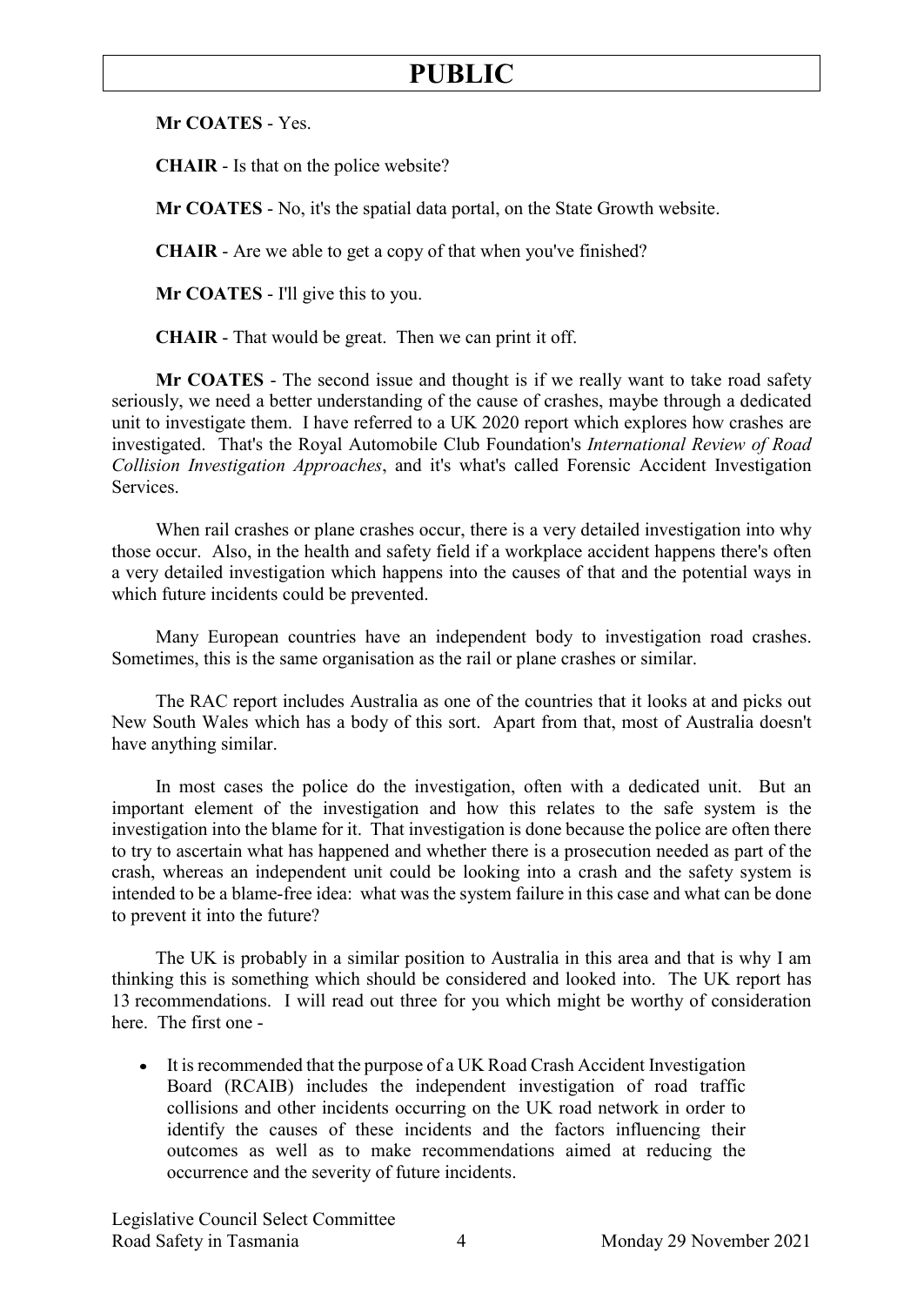**Mr COATES** - Yes.

**CHAIR** - Is that on the police website?

**Mr COATES** - No, it's the spatial data portal, on the State Growth website.

**CHAIR** - Are we able to get a copy of that when you've finished?

**Mr COATES** - I'll give this to you.

**CHAIR** - That would be great. Then we can print it off.

**Mr COATES** - The second issue and thought is if we really want to take road safety seriously, we need a better understanding of the cause of crashes, maybe through a dedicated unit to investigate them. I have referred to a UK 2020 report which explores how crashes are investigated. That's the Royal Automobile Club Foundation's *International Review of Road Collision Investigation Approaches*, and it's what's called Forensic Accident Investigation Services.

When rail crashes or plane crashes occur, there is a very detailed investigation into why those occur. Also, in the health and safety field if a workplace accident happens there's often a very detailed investigation which happens into the causes of that and the potential ways in which future incidents could be prevented.

Many European countries have an independent body to investigation road crashes. Sometimes, this is the same organisation as the rail or plane crashes or similar.

The RAC report includes Australia as one of the countries that it looks at and picks out New South Wales which has a body of this sort. Apart from that, most of Australia doesn't have anything similar.

In most cases the police do the investigation, often with a dedicated unit. But an important element of the investigation and how this relates to the safe system is the investigation into the blame for it. That investigation is done because the police are often there to try to ascertain what has happened and whether there is a prosecution needed as part of the crash, whereas an independent unit could be looking into a crash and the safety system is intended to be a blame-free idea: what was the system failure in this case and what can be done to prevent it into the future?

The UK is probably in a similar position to Australia in this area and that is why I am thinking this is something which should be considered and looked into. The UK report has 13 recommendations. I will read out three for you which might be worthy of consideration here. The first one -

- It is recommended that the purpose of a UK Road Crash Accident Investigation Board (RCAIB) includes the independent investigation of road traffic collisions and other incidents occurring on the UK road network in order to identify the causes of these incidents and the factors influencing their outcomes as well as to make recommendations aimed at reducing the occurrence and the severity of future incidents.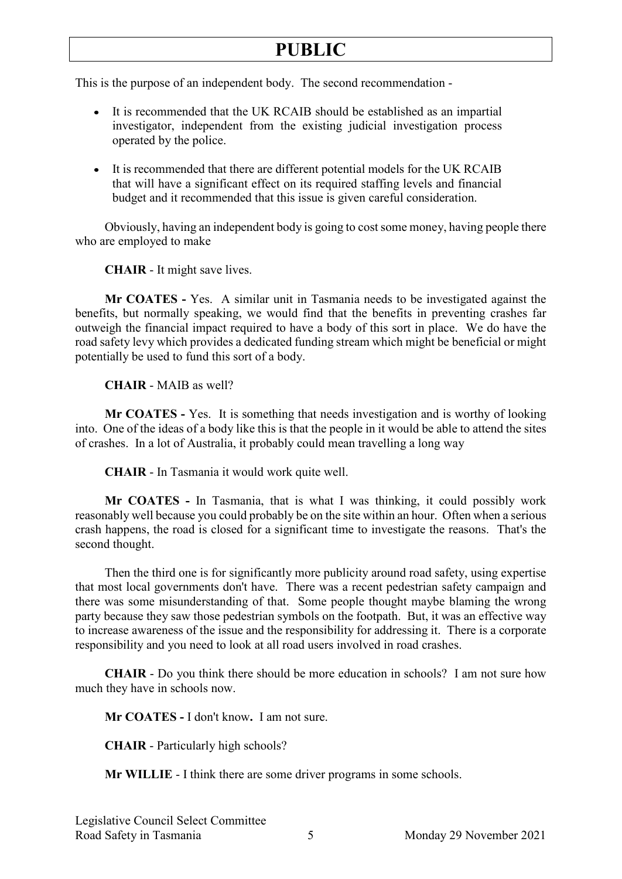This is the purpose of an independent body. The second recommendation -

- It is recommended that the UK RCAIB should be established as an impartial investigator, independent from the existing judicial investigation process operated by the police.
- It is recommended that there are different potential models for the UK RCAIB that will have a significant effect on its required staffing levels and financial budget and it recommended that this issue is given careful consideration.

Obviously, having an independent body is going to cost some money, having people there who are employed to make

**CHAIR** - It might save lives.

**Mr COATES -** Yes. A similar unit in Tasmania needs to be investigated against the benefits, but normally speaking, we would find that the benefits in preventing crashes far outweigh the financial impact required to have a body of this sort in place. We do have the road safety levy which provides a dedicated funding stream which might be beneficial or might potentially be used to fund this sort of a body.

**CHAIR** - MAIB as well?

**Mr COATES -** Yes. It is something that needs investigation and is worthy of looking into. One of the ideas of a body like this is that the people in it would be able to attend the sites of crashes. In a lot of Australia, it probably could mean travelling a long way

**CHAIR** - In Tasmania it would work quite well.

**Mr COATES -** In Tasmania, that is what I was thinking, it could possibly work reasonably well because you could probably be on the site within an hour. Often when a serious crash happens, the road is closed for a significant time to investigate the reasons. That's the second thought.

Then the third one is for significantly more publicity around road safety, using expertise that most local governments don't have. There was a recent pedestrian safety campaign and there was some misunderstanding of that. Some people thought maybe blaming the wrong party because they saw those pedestrian symbols on the footpath. But, it was an effective way to increase awareness of the issue and the responsibility for addressing it. There is a corporate responsibility and you need to look at all road users involved in road crashes.

**CHAIR** - Do you think there should be more education in schools? I am not sure how much they have in schools now.

**Mr COATES -** I don't know**.** I am not sure.

**CHAIR** - Particularly high schools?

**Mr WILLIE** - I think there are some driver programs in some schools.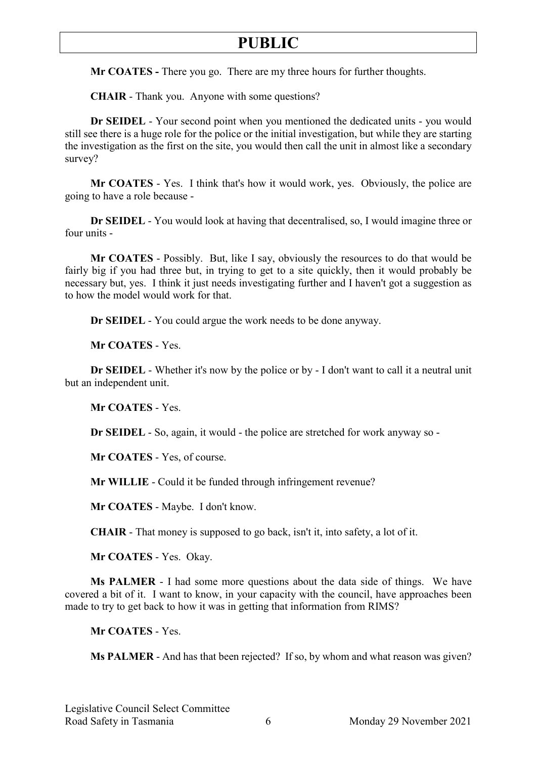**Mr COATES -** There you go. There are my three hours for further thoughts.

**CHAIR** - Thank you. Anyone with some questions?

**Dr SEIDEL** - Your second point when you mentioned the dedicated units - you would still see there is a huge role for the police or the initial investigation, but while they are starting the investigation as the first on the site, you would then call the unit in almost like a secondary survey?

**Mr COATES** - Yes. I think that's how it would work, yes. Obviously, the police are going to have a role because -

**Dr SEIDEL** - You would look at having that decentralised, so, I would imagine three or four units -

**Mr COATES** - Possibly. But, like I say, obviously the resources to do that would be fairly big if you had three but, in trying to get to a site quickly, then it would probably be necessary but, yes. I think it just needs investigating further and I haven't got a suggestion as to how the model would work for that.

**Dr SEIDEL** - You could argue the work needs to be done anyway.

**Mr COATES** - Yes.

**Dr SEIDEL** - Whether it's now by the police or by - I don't want to call it a neutral unit but an independent unit.

**Mr COATES** - Yes.

**Dr SEIDEL** - So, again, it would - the police are stretched for work anyway so -

**Mr COATES** - Yes, of course.

**Mr WILLIE** - Could it be funded through infringement revenue?

**Mr COATES** - Maybe. I don't know.

**CHAIR** - That money is supposed to go back, isn't it, into safety, a lot of it.

**Mr COATES** - Yes. Okay.

**Ms PALMER** - I had some more questions about the data side of things. We have covered a bit of it. I want to know, in your capacity with the council, have approaches been made to try to get back to how it was in getting that information from RIMS?

**Mr COATES** - Yes.

**Ms PALMER** - And has that been rejected? If so, by whom and what reason was given?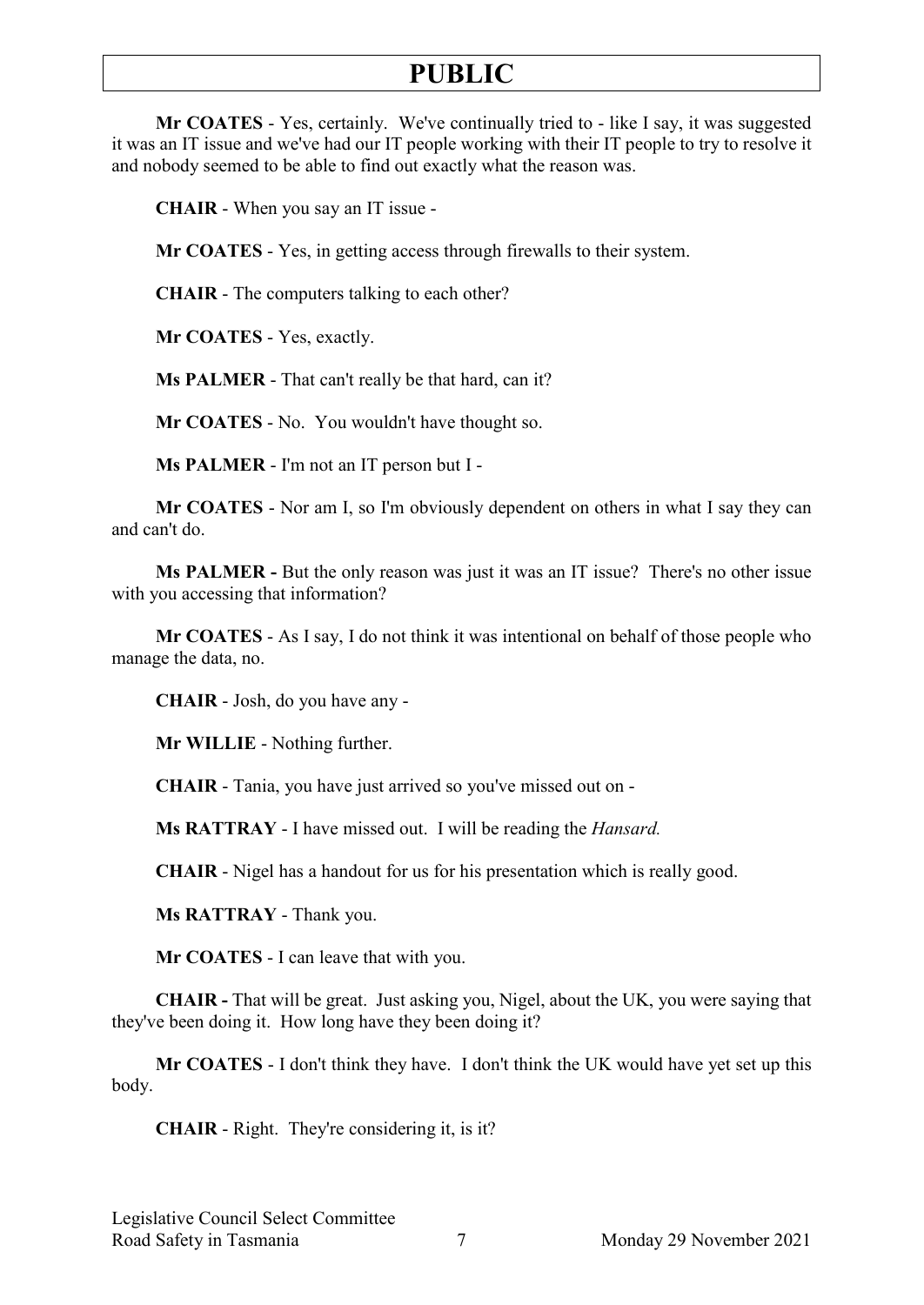**Mr COATES** - Yes, certainly. We've continually tried to - like I say, it was suggested it was an IT issue and we've had our IT people working with their IT people to try to resolve it and nobody seemed to be able to find out exactly what the reason was.

**CHAIR** - When you say an IT issue -

**Mr COATES** - Yes, in getting access through firewalls to their system.

**CHAIR** - The computers talking to each other?

**Mr COATES** - Yes, exactly.

**Ms PALMER** - That can't really be that hard, can it?

**Mr COATES** - No. You wouldn't have thought so.

**Ms PALMER** - I'm not an IT person but I -

**Mr COATES** - Nor am I, so I'm obviously dependent on others in what I say they can and can't do.

**Ms PALMER -** But the only reason was just it was an IT issue? There's no other issue with you accessing that information?

**Mr COATES** - As I say, I do not think it was intentional on behalf of those people who manage the data, no.

**CHAIR** - Josh, do you have any -

**Mr WILLIE** - Nothing further.

**CHAIR** - Tania, you have just arrived so you've missed out on -

**Ms RATTRAY** - I have missed out. I will be reading the *Hansard.*

**CHAIR** - Nigel has a handout for us for his presentation which is really good.

**Ms RATTRAY** - Thank you.

**Mr COATES** - I can leave that with you.

**CHAIR -** That will be great. Just asking you, Nigel, about the UK, you were saying that they've been doing it. How long have they been doing it?

**Mr COATES** - I don't think they have. I don't think the UK would have yet set up this body.

**CHAIR** - Right. They're considering it, is it?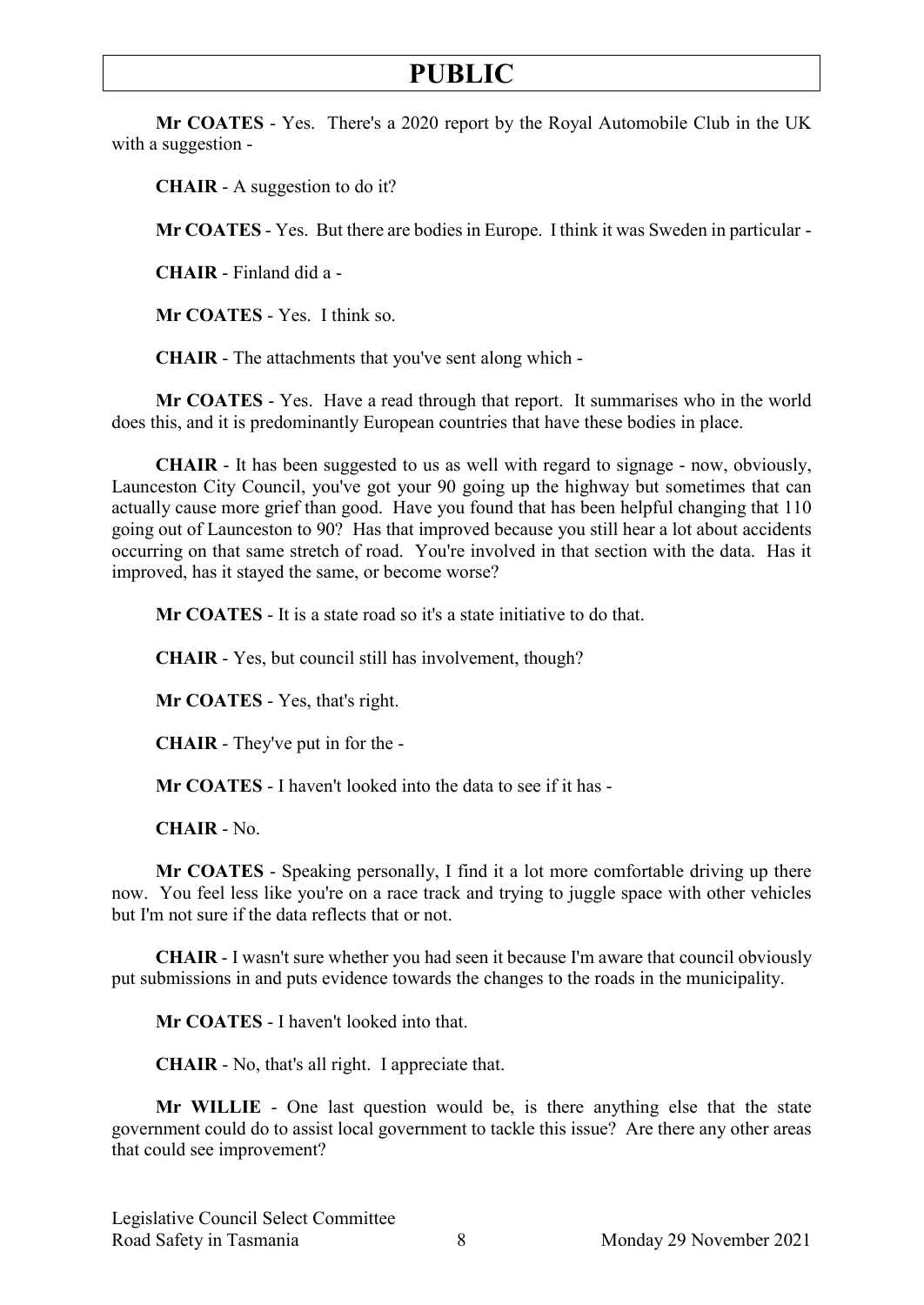**Mr COATES** - Yes. There's a 2020 report by the Royal Automobile Club in the UK with a suggestion -

**CHAIR** - A suggestion to do it?

**Mr COATES** - Yes. But there are bodies in Europe. I think it was Sweden in particular -

**CHAIR** - Finland did a -

**Mr COATES** - Yes. I think so.

**CHAIR** - The attachments that you've sent along which -

**Mr COATES** - Yes. Have a read through that report. It summarises who in the world does this, and it is predominantly European countries that have these bodies in place.

**CHAIR** - It has been suggested to us as well with regard to signage - now, obviously, Launceston City Council, you've got your 90 going up the highway but sometimes that can actually cause more grief than good. Have you found that has been helpful changing that 110 going out of Launceston to 90? Has that improved because you still hear a lot about accidents occurring on that same stretch of road. You're involved in that section with the data. Has it improved, has it stayed the same, or become worse?

**Mr COATES** - It is a state road so it's a state initiative to do that.

**CHAIR** - Yes, but council still has involvement, though?

**Mr COATES** - Yes, that's right.

**CHAIR** - They've put in for the -

**Mr COATES** - I haven't looked into the data to see if it has -

**CHAIR** - No.

**Mr COATES** - Speaking personally, I find it a lot more comfortable driving up there now. You feel less like you're on a race track and trying to juggle space with other vehicles but I'm not sure if the data reflects that or not.

**CHAIR** - I wasn't sure whether you had seen it because I'm aware that council obviously put submissions in and puts evidence towards the changes to the roads in the municipality.

**Mr COATES** - I haven't looked into that.

**CHAIR** - No, that's all right. I appreciate that.

**Mr WILLIE** - One last question would be, is there anything else that the state government could do to assist local government to tackle this issue? Are there any other areas that could see improvement?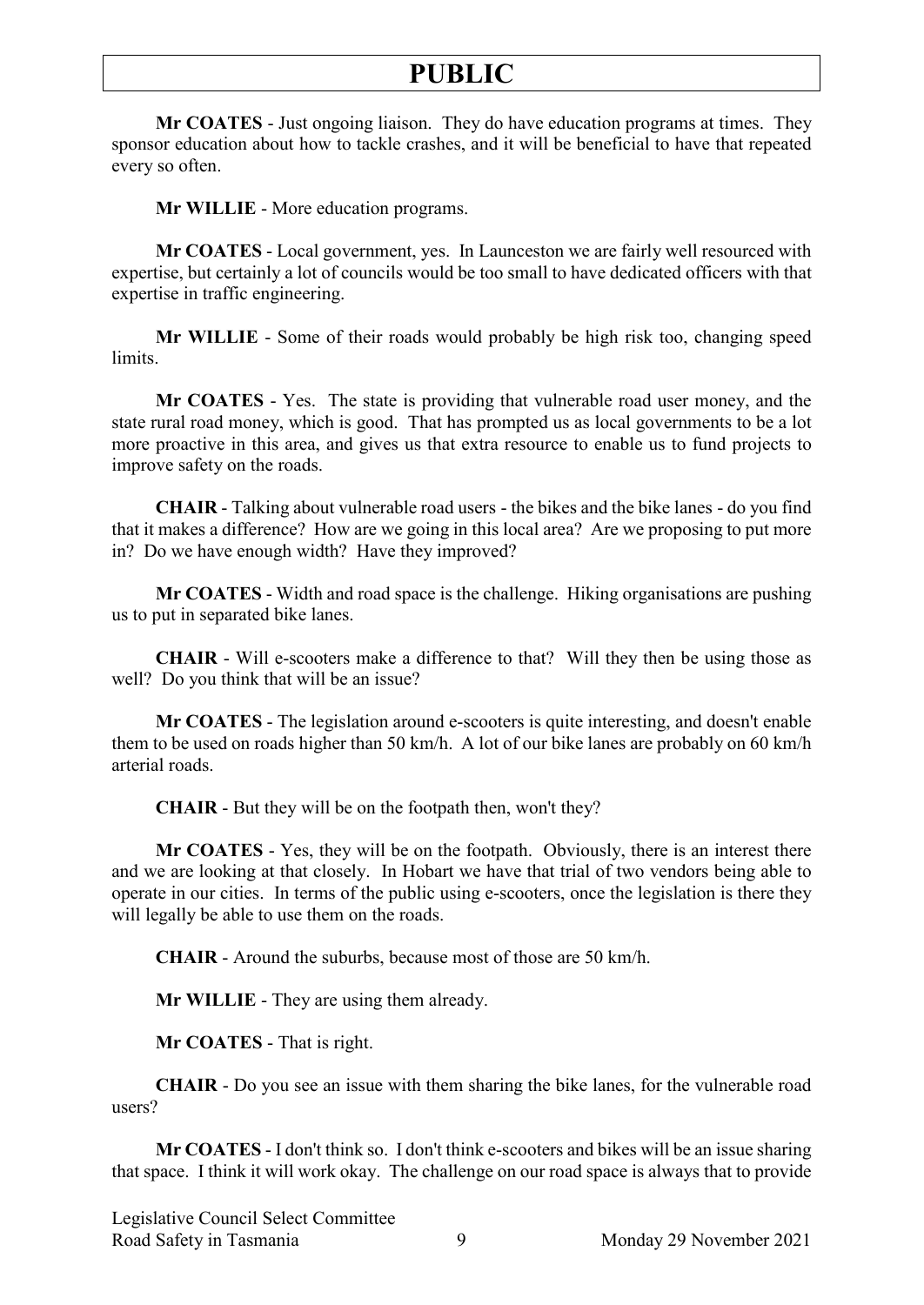**Mr COATES** - Just ongoing liaison. They do have education programs at times. They sponsor education about how to tackle crashes, and it will be beneficial to have that repeated every so often.

**Mr WILLIE** - More education programs.

**Mr COATES** - Local government, yes. In Launceston we are fairly well resourced with expertise, but certainly a lot of councils would be too small to have dedicated officers with that expertise in traffic engineering.

**Mr WILLIE** - Some of their roads would probably be high risk too, changing speed limits.

**Mr COATES** - Yes. The state is providing that vulnerable road user money, and the state rural road money, which is good. That has prompted us as local governments to be a lot more proactive in this area, and gives us that extra resource to enable us to fund projects to improve safety on the roads.

**CHAIR** - Talking about vulnerable road users - the bikes and the bike lanes - do you find that it makes a difference? How are we going in this local area? Are we proposing to put more in? Do we have enough width? Have they improved?

**Mr COATES** - Width and road space is the challenge. Hiking organisations are pushing us to put in separated bike lanes.

**CHAIR** - Will e-scooters make a difference to that? Will they then be using those as well? Do you think that will be an issue?

**Mr COATES** - The legislation around e-scooters is quite interesting, and doesn't enable them to be used on roads higher than 50 km/h. A lot of our bike lanes are probably on 60 km/h arterial roads.

**CHAIR** - But they will be on the footpath then, won't they?

**Mr COATES** - Yes, they will be on the footpath. Obviously, there is an interest there and we are looking at that closely. In Hobart we have that trial of two vendors being able to operate in our cities. In terms of the public using e-scooters, once the legislation is there they will legally be able to use them on the roads.

**CHAIR** - Around the suburbs, because most of those are 50 km/h.

**Mr WILLIE** - They are using them already.

**Mr COATES** - That is right.

**CHAIR** - Do you see an issue with them sharing the bike lanes, for the vulnerable road users?

**Mr COATES** - I don't think so. I don't think e-scooters and bikes will be an issue sharing that space. I think it will work okay. The challenge on our road space is always that to provide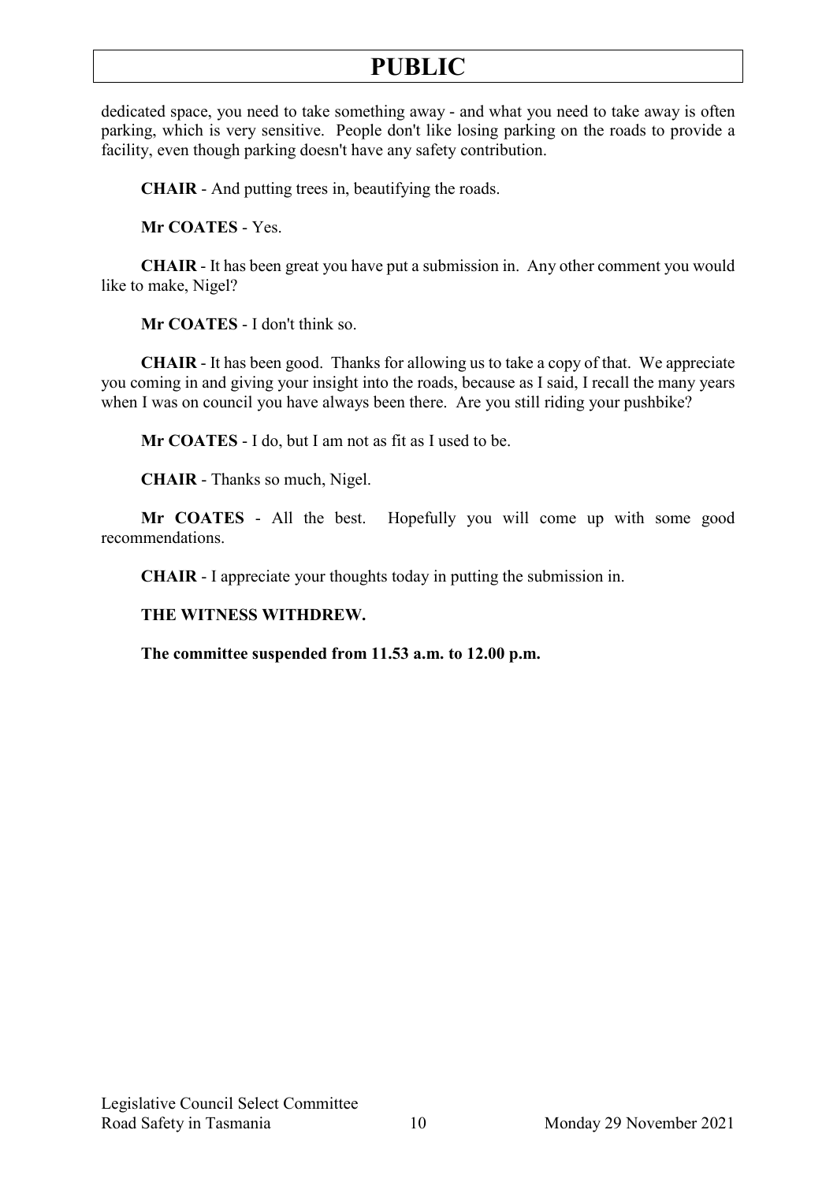dedicated space, you need to take something away - and what you need to take away is often parking, which is very sensitive. People don't like losing parking on the roads to provide a facility, even though parking doesn't have any safety contribution.

**CHAIR** - And putting trees in, beautifying the roads.

**Mr COATES** - Yes.

**CHAIR** - It has been great you have put a submission in. Any other comment you would like to make, Nigel?

**Mr COATES** - I don't think so.

**CHAIR** - It has been good. Thanks for allowing us to take a copy of that. We appreciate you coming in and giving your insight into the roads, because as I said, I recall the many years when I was on council you have always been there. Are you still riding your pushbike?

**Mr COATES** - I do, but I am not as fit as I used to be.

**CHAIR** - Thanks so much, Nigel.

**Mr COATES** - All the best. Hopefully you will come up with some good recommendations.

**CHAIR** - I appreciate your thoughts today in putting the submission in.

**THE WITNESS WITHDREW.**

**The committee suspended from 11.53 a.m. to 12.00 p.m.**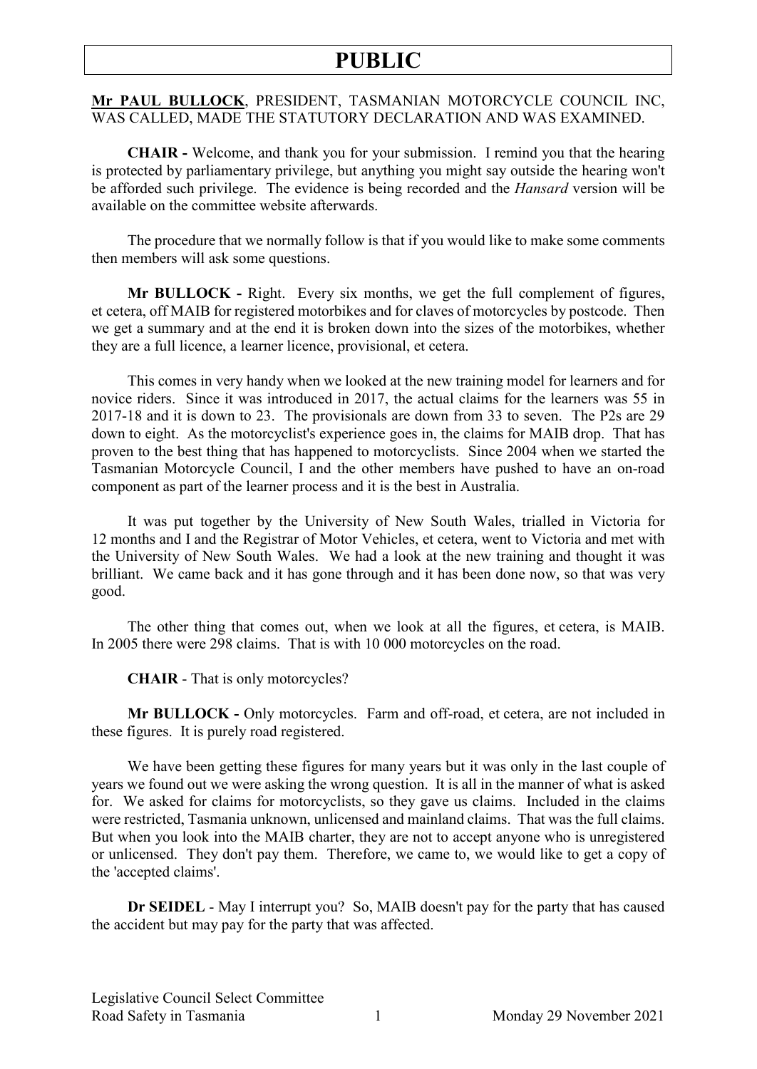# PUBLIC

**Mr PAUL BULLOCK**, PRESIDENT, TASMANIAN MOTORCYCLE COUNCIL INC, WAS CALLED, MADE THE STATUTORY DECLARATION AND WAS EXAMINED.

**CHAIR -** Welcome, and thank you for your submission. I remind you that the hearing is protected by parliamentary privilege, but anything you might say outside the hearing won't be afforded such privilege. The evidence is being recorded and the *Hansard* version will be available on the committee website afterwards.

The procedure that we normally follow is that if you would like to make some comments then members will ask some questions.

**Mr BULLOCK -** Right. Every six months, we get the full complement of figures, et cetera, off MAIB for registered motorbikes and for claves of motorcycles by postcode. Then we get a summary and at the end it is broken down into the sizes of the motorbikes, whether they are a full licence, a learner licence, provisional, et cetera.

This comes in very handy when we looked at the new training model for learners and for novice riders. Since it was introduced in 2017, the actual claims for the learners was 55 in 2017-18 and it is down to 23. The provisionals are down from 33 to seven. The P2s are 29 down to eight. As the motorcyclist's experience goes in, the claims for MAIB drop. That has proven to the best thing that has happened to motorcyclists. Since 2004 when we started the Tasmanian Motorcycle Council, I and the other members have pushed to have an on-road component as part of the learner process and it is the best in Australia.

It was put together by the University of New South Wales, trialled in Victoria for 12 months and I and the Registrar of Motor Vehicles, et cetera, went to Victoria and met with the University of New South Wales. We had a look at the new training and thought it was brilliant. We came back and it has gone through and it has been done now, so that was very good.

The other thing that comes out, when we look at all the figures, et cetera, is MAIB. In 2005 there were 298 claims. That is with 10 000 motorcycles on the road.

**CHAIR** - That is only motorcycles?

**Mr BULLOCK -** Only motorcycles. Farm and off-road, et cetera, are not included in these figures. It is purely road registered.

We have been getting these figures for many years but it was only in the last couple of years we found out we were asking the wrong question. It is all in the manner of what is asked for. We asked for claims for motorcyclists, so they gave us claims. Included in the claims were restricted, Tasmania unknown, unlicensed and mainland claims. That was the full claims. But when you look into the MAIB charter, they are not to accept anyone who is unregistered or unlicensed. They don't pay them. Therefore, we came to, we would like to get a copy of the 'accepted claims'.

**Dr SEIDEL** - May I interrupt you? So, MAIB doesn't pay for the party that has caused the accident but may pay for the party that was affected.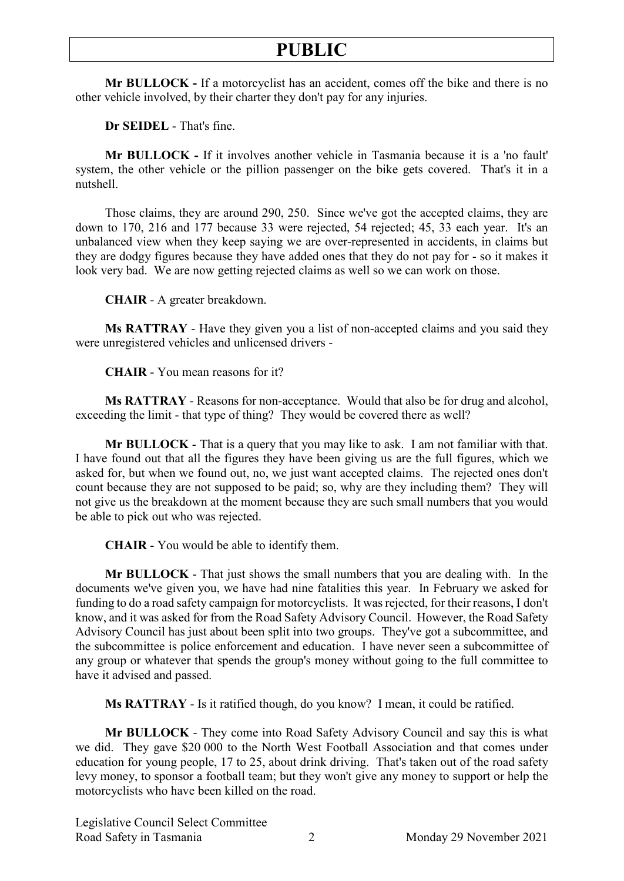**Mr BULLOCK -** If a motorcyclist has an accident, comes off the bike and there is no other vehicle involved, by their charter they don't pay for any injuries.

**Dr SEIDEL** - That's fine.

**Mr BULLOCK -** If it involves another vehicle in Tasmania because it is a 'no fault' system, the other vehicle or the pillion passenger on the bike gets covered. That's it in a nutshell.

Those claims, they are around 290, 250. Since we've got the accepted claims, they are down to 170, 216 and 177 because 33 were rejected, 54 rejected; 45, 33 each year. It's an unbalanced view when they keep saying we are over-represented in accidents, in claims but they are dodgy figures because they have added ones that they do not pay for - so it makes it look very bad. We are now getting rejected claims as well so we can work on those.

**CHAIR** - A greater breakdown.

**Ms RATTRAY** - Have they given you a list of non-accepted claims and you said they were unregistered vehicles and unlicensed drivers -

**CHAIR** - You mean reasons for it?

**Ms RATTRAY** - Reasons for non-acceptance. Would that also be for drug and alcohol, exceeding the limit - that type of thing? They would be covered there as well?

**Mr BULLOCK** - That is a query that you may like to ask. I am not familiar with that. I have found out that all the figures they have been giving us are the full figures, which we asked for, but when we found out, no, we just want accepted claims. The rejected ones don't count because they are not supposed to be paid; so, why are they including them? They will not give us the breakdown at the moment because they are such small numbers that you would be able to pick out who was rejected.

**CHAIR** - You would be able to identify them.

**Mr BULLOCK** - That just shows the small numbers that you are dealing with. In the documents we've given you, we have had nine fatalities this year. In February we asked for funding to do a road safety campaign for motorcyclists. It was rejected, for their reasons, I don't know, and it was asked for from the Road Safety Advisory Council. However, the Road Safety Advisory Council has just about been split into two groups. They've got a subcommittee, and the subcommittee is police enforcement and education. I have never seen a subcommittee of any group or whatever that spends the group's money without going to the full committee to have it advised and passed.

**Ms RATTRAY** - Is it ratified though, do you know? I mean, it could be ratified.

**Mr BULLOCK** - They come into Road Safety Advisory Council and say this is what we did. They gave $20 000 to the North West Football Association and that comes under education for young people, 17 to 25, about drink driving. That's taken out of the road safety levy money, to sponsor a football team; but they won't give any money to support or help the motorcyclists who have been killed on the road.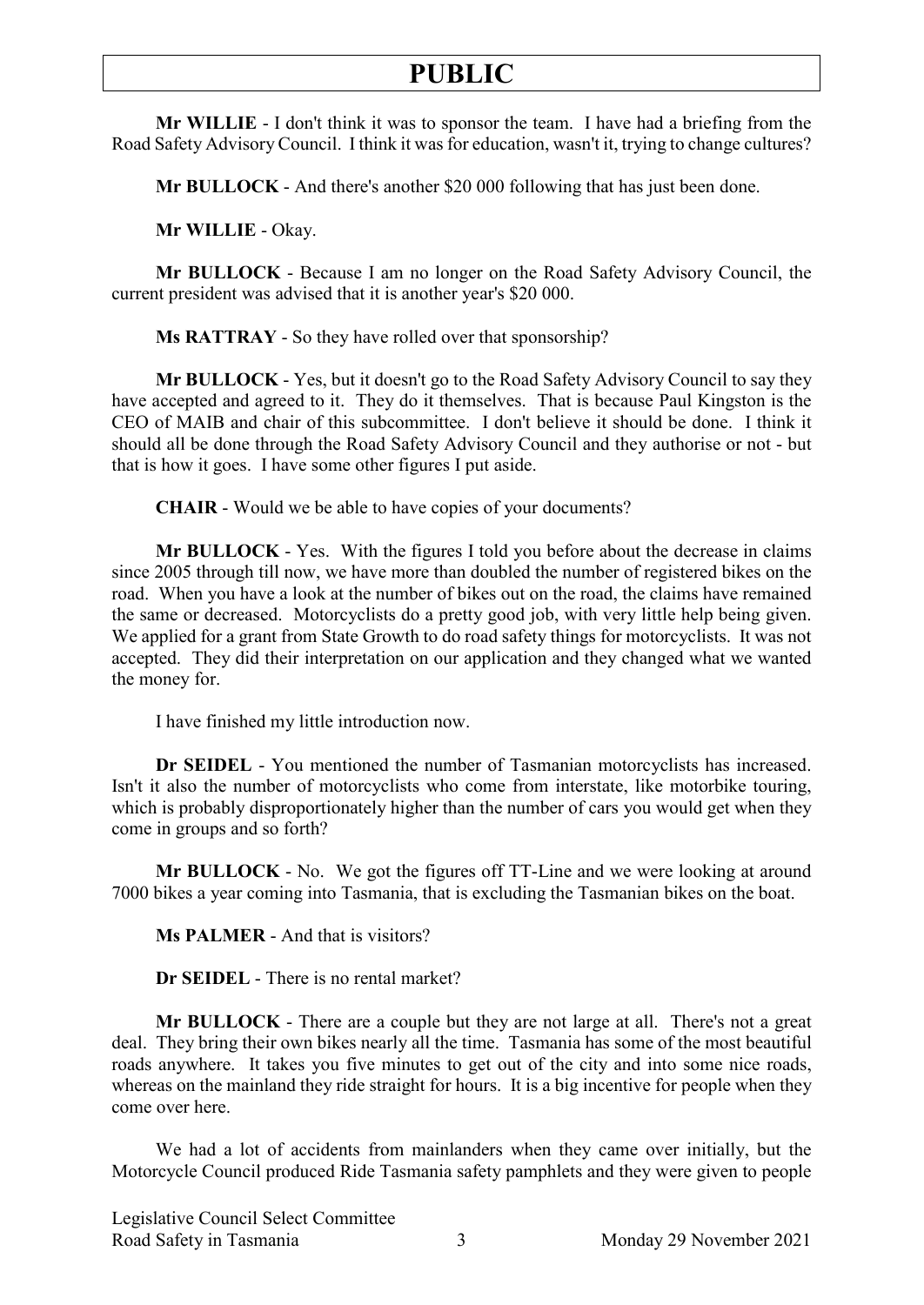**Mr WILLIE** - I don't think it was to sponsor the team. I have had a briefing from the Road Safety Advisory Council. I think it was for education, wasn't it, trying to change cultures?

**Mr BULLOCK** - And there's another $20 000 following that has just been done.

**Mr WILLIE** - Okay.

**Mr BULLOCK** - Because I am no longer on the Road Safety Advisory Council, the current president was advised that it is another year's $20 000.

**Ms RATTRAY** - So they have rolled over that sponsorship?

**Mr BULLOCK** - Yes, but it doesn't go to the Road Safety Advisory Council to say they have accepted and agreed to it. They do it themselves. That is because Paul Kingston is the CEO of MAIB and chair of this subcommittee. I don't believe it should be done. I think it should all be done through the Road Safety Advisory Council and they authorise or not - but that is how it goes. I have some other figures I put aside.

**CHAIR** - Would we be able to have copies of your documents?

**Mr BULLOCK** - Yes. With the figures I told you before about the decrease in claims since 2005 through till now, we have more than doubled the number of registered bikes on the road. When you have a look at the number of bikes out on the road, the claims have remained the same or decreased. Motorcyclists do a pretty good job, with very little help being given. We applied for a grant from State Growth to do road safety things for motorcyclists. It was not accepted. They did their interpretation on our application and they changed what we wanted the money for.

I have finished my little introduction now.

**Dr SEIDEL** - You mentioned the number of Tasmanian motorcyclists has increased. Isn't it also the number of motorcyclists who come from interstate, like motorbike touring, which is probably disproportionately higher than the number of cars you would get when they come in groups and so forth?

**Mr BULLOCK** - No. We got the figures off TT-Line and we were looking at around 7000 bikes a year coming into Tasmania, that is excluding the Tasmanian bikes on the boat.

**Ms PALMER** - And that is visitors?

**Dr SEIDEL** - There is no rental market?

**Mr BULLOCK** - There are a couple but they are not large at all. There's not a great deal. They bring their own bikes nearly all the time. Tasmania has some of the most beautiful roads anywhere. It takes you five minutes to get out of the city and into some nice roads, whereas on the mainland they ride straight for hours. It is a big incentive for people when they come over here.

We had a lot of accidents from mainlanders when they came over initially, but the Motorcycle Council produced Ride Tasmania safety pamphlets and they were given to people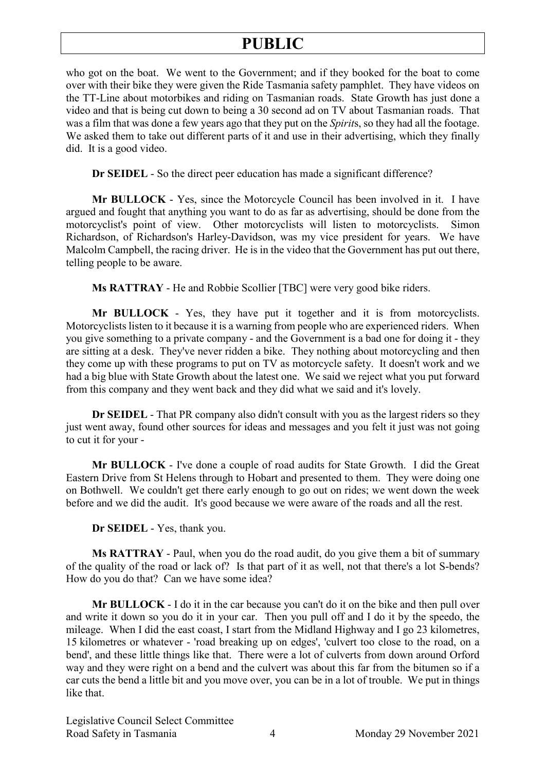who got on the boat. We went to the Government; and if they booked for the boat to come over with their bike they were given the Ride Tasmania safety pamphlet. They have videos on the TT-Line about motorbikes and riding on Tasmanian roads. State Growth has just done a video and that is being cut down to being a 30 second ad on TV about Tasmanian roads. That was a film that was done a few years ago that they put on the *Spirit*s, so they had all the footage. We asked them to take out different parts of it and use in their advertising, which they finally did. It is a good video.

**Dr SEIDEL** - So the direct peer education has made a significant difference?

**Mr BULLOCK** - Yes, since the Motorcycle Council has been involved in it. I have argued and fought that anything you want to do as far as advertising, should be done from the motorcyclist's point of view. Other motorcyclists will listen to motorcyclists. Simon Richardson, of Richardson's Harley-Davidson, was my vice president for years. We have Malcolm Campbell, the racing driver. He is in the video that the Government has put out there, telling people to be aware.

**Ms RATTRAY** - He and Robbie Scollier [TBC] were very good bike riders.

**Mr BULLOCK** - Yes, they have put it together and it is from motorcyclists. Motorcyclists listen to it because it is a warning from people who are experienced riders. When you give something to a private company - and the Government is a bad one for doing it - they are sitting at a desk. They've never ridden a bike. They nothing about motorcycling and then they come up with these programs to put on TV as motorcycle safety. It doesn't work and we had a big blue with State Growth about the latest one. We said we reject what you put forward from this company and they went back and they did what we said and it's lovely.

**Dr SEIDEL** - That PR company also didn't consult with you as the largest riders so they just went away, found other sources for ideas and messages and you felt it just was not going to cut it for your -

**Mr BULLOCK** - I've done a couple of road audits for State Growth. I did the Great Eastern Drive from St Helens through to Hobart and presented to them. They were doing one on Bothwell. We couldn't get there early enough to go out on rides; we went down the week before and we did the audit. It's good because we were aware of the roads and all the rest.

**Dr SEIDEL** - Yes, thank you.

**Ms RATTRAY** - Paul, when you do the road audit, do you give them a bit of summary of the quality of the road or lack of? Is that part of it as well, not that there's a lot S-bends? How do you do that? Can we have some idea?

**Mr BULLOCK** - I do it in the car because you can't do it on the bike and then pull over and write it down so you do it in your car. Then you pull off and I do it by the speedo, the mileage. When I did the east coast, I start from the Midland Highway and I go 23 kilometres, 15 kilometres or whatever - 'road breaking up on edges', 'culvert too close to the road, on a bend', and these little things like that. There were a lot of culverts from down around Orford way and they were right on a bend and the culvert was about this far from the bitumen so if a car cuts the bend a little bit and you move over, you can be in a lot of trouble. We put in things like that.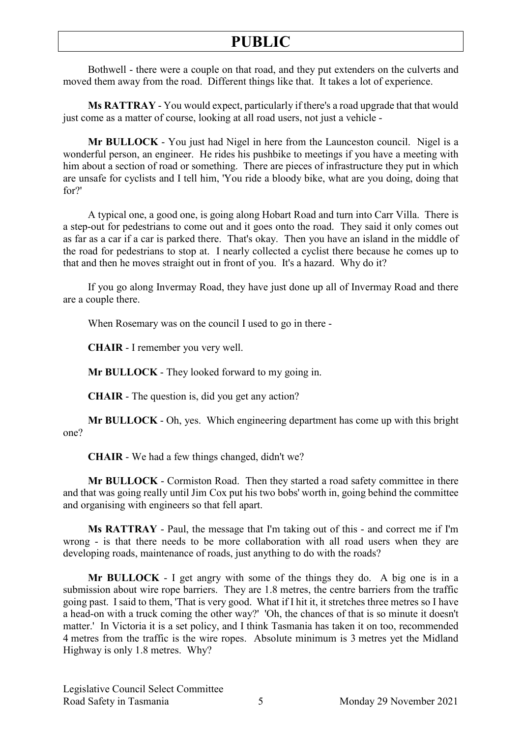Bothwell - there were a couple on that road, and they put extenders on the culverts and moved them away from the road. Different things like that. It takes a lot of experience.

**Ms RATTRAY** - You would expect, particularly if there's a road upgrade that that would just come as a matter of course, looking at all road users, not just a vehicle -

**Mr BULLOCK** - You just had Nigel in here from the Launceston council. Nigel is a wonderful person, an engineer. He rides his pushbike to meetings if you have a meeting with him about a section of road or something. There are pieces of infrastructure they put in which are unsafe for cyclists and I tell him, 'You ride a bloody bike, what are you doing, doing that for?'

A typical one, a good one, is going along Hobart Road and turn into Carr Villa. There is a step-out for pedestrians to come out and it goes onto the road. They said it only comes out as far as a car if a car is parked there. That's okay. Then you have an island in the middle of the road for pedestrians to stop at. I nearly collected a cyclist there because he comes up to that and then he moves straight out in front of you. It's a hazard. Why do it?

If you go along Invermay Road, they have just done up all of Invermay Road and there are a couple there.

When Rosemary was on the council I used to go in there -

**CHAIR** - I remember you very well.

**Mr BULLOCK** - They looked forward to my going in.

**CHAIR** - The question is, did you get any action?

**Mr BULLOCK** - Oh, yes. Which engineering department has come up with this bright one?

**CHAIR** - We had a few things changed, didn't we?

**Mr BULLOCK** - Cormiston Road. Then they started a road safety committee in there and that was going really until Jim Cox put his two bobs' worth in, going behind the committee and organising with engineers so that fell apart.

**Ms RATTRAY** - Paul, the message that I'm taking out of this - and correct me if I'm wrong - is that there needs to be more collaboration with all road users when they are developing roads, maintenance of roads, just anything to do with the roads?

**Mr BULLOCK** - I get angry with some of the things they do. A big one is in a submission about wire rope barriers. They are 1.8 metres, the centre barriers from the traffic going past. I said to them, 'That is very good. What if I hit it, it stretches three metres so I have a head-on with a truck coming the other way?' 'Oh, the chances of that is so minute it doesn't matter.' In Victoria it is a set policy, and I think Tasmania has taken it on too, recommended 4 metres from the traffic is the wire ropes. Absolute minimum is 3 metres yet the Midland Highway is only 1.8 metres. Why?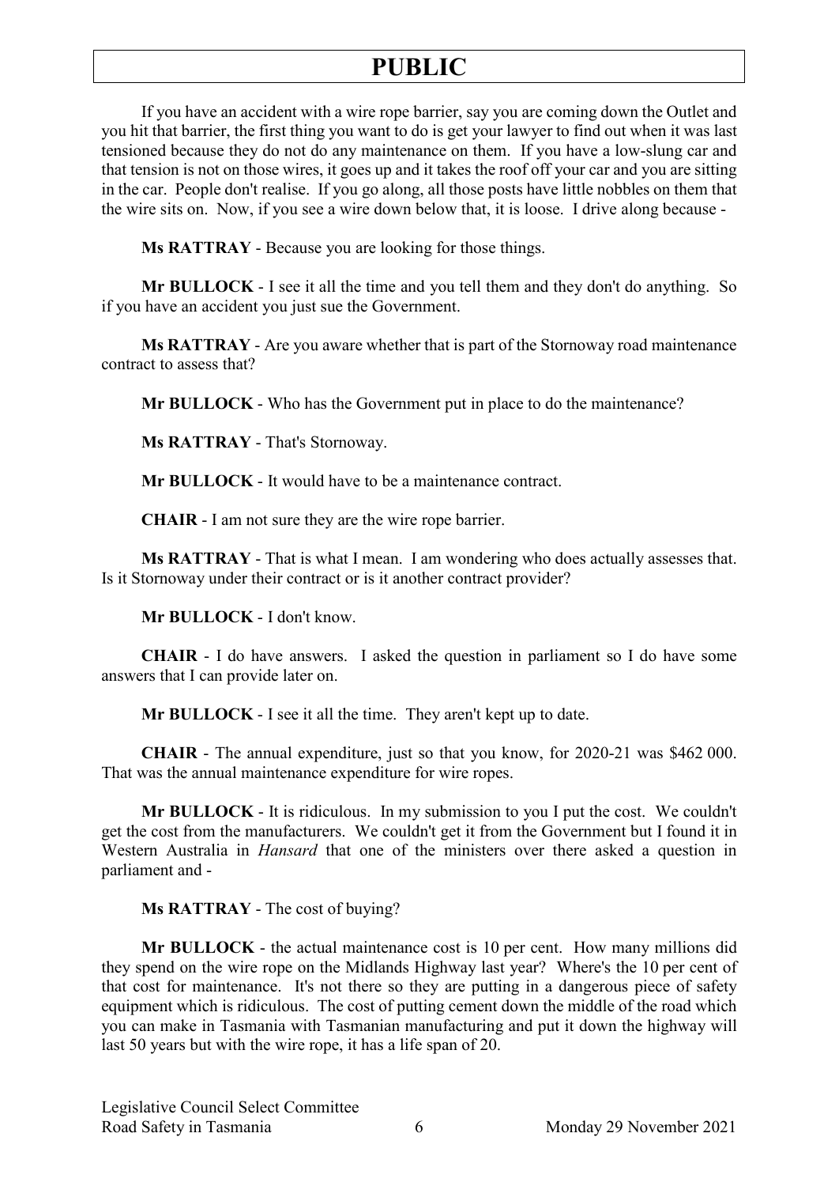If you have an accident with a wire rope barrier, say you are coming down the Outlet and you hit that barrier, the first thing you want to do is get your lawyer to find out when it was last tensioned because they do not do any maintenance on them. If you have a low-slung car and that tension is not on those wires, it goes up and it takes the roof off your car and you are sitting in the car. People don't realise. If you go along, all those posts have little nobbles on them that the wire sits on. Now, if you see a wire down below that, it is loose. I drive along because -

**Ms RATTRAY** - Because you are looking for those things.

**Mr BULLOCK** - I see it all the time and you tell them and they don't do anything. So if you have an accident you just sue the Government.

**Ms RATTRAY** - Are you aware whether that is part of the Stornoway road maintenance contract to assess that?

**Mr BULLOCK** - Who has the Government put in place to do the maintenance?

**Ms RATTRAY** - That's Stornoway.

**Mr BULLOCK** - It would have to be a maintenance contract.

**CHAIR** - I am not sure they are the wire rope barrier.

**Ms RATTRAY** - That is what I mean. I am wondering who does actually assesses that. Is it Stornoway under their contract or is it another contract provider?

**Mr BULLOCK** - I don't know.

**CHAIR** - I do have answers. I asked the question in parliament so I do have some answers that I can provide later on.

**Mr BULLOCK** - I see it all the time. They aren't kept up to date.

**CHAIR** - The annual expenditure, just so that you know, for 2020-21 was $462 000. That was the annual maintenance expenditure for wire ropes.

**Mr BULLOCK** - It is ridiculous. In my submission to you I put the cost. We couldn't get the cost from the manufacturers. We couldn't get it from the Government but I found it in Western Australia in *Hansard* that one of the ministers over there asked a question in parliament and -

**Ms RATTRAY** - The cost of buying?

**Mr BULLOCK** - the actual maintenance cost is 10 per cent. How many millions did they spend on the wire rope on the Midlands Highway last year? Where's the 10 per cent of that cost for maintenance. It's not there so they are putting in a dangerous piece of safety equipment which is ridiculous. The cost of putting cement down the middle of the road which you can make in Tasmania with Tasmanian manufacturing and put it down the highway will last 50 years but with the wire rope, it has a life span of 20.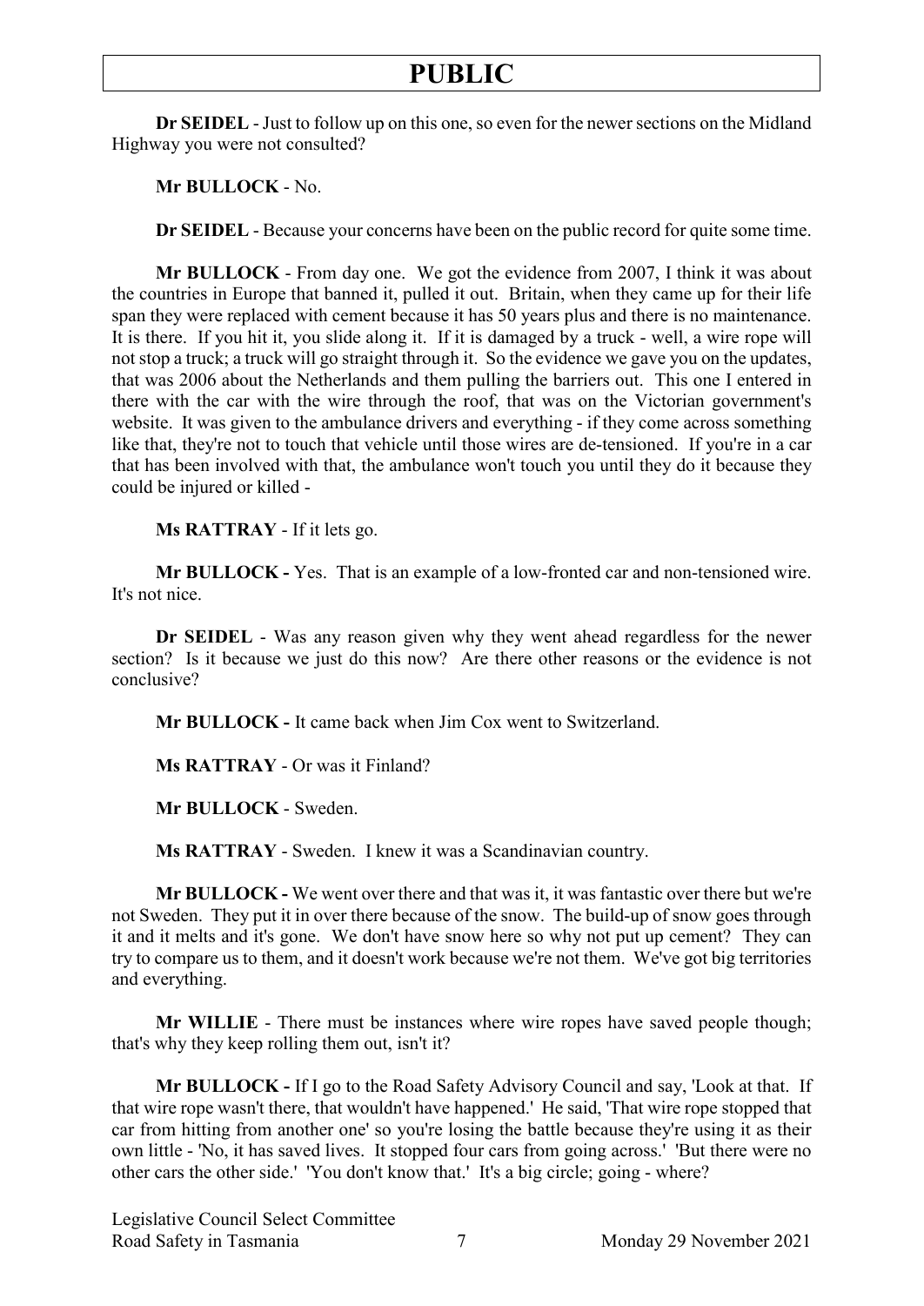**Dr SEIDEL** - Just to follow up on this one, so even for the newer sections on the Midland Highway you were not consulted?

**Mr BULLOCK** - No.

**Dr SEIDEL** - Because your concerns have been on the public record for quite some time.

**Mr BULLOCK** - From day one. We got the evidence from 2007, I think it was about the countries in Europe that banned it, pulled it out. Britain, when they came up for their life span they were replaced with cement because it has 50 years plus and there is no maintenance. It is there. If you hit it, you slide along it. If it is damaged by a truck - well, a wire rope will not stop a truck; a truck will go straight through it. So the evidence we gave you on the updates, that was 2006 about the Netherlands and them pulling the barriers out. This one I entered in there with the car with the wire through the roof, that was on the Victorian government's website. It was given to the ambulance drivers and everything - if they come across something like that, they're not to touch that vehicle until those wires are de-tensioned. If you're in a car that has been involved with that, the ambulance won't touch you until they do it because they could be injured or killed -

**Ms RATTRAY** - If it lets go.

**Mr BULLOCK -** Yes. That is an example of a low-fronted car and non-tensioned wire. It's not nice.

**Dr SEIDEL** - Was any reason given why they went ahead regardless for the newer section? Is it because we just do this now? Are there other reasons or the evidence is not conclusive?

**Mr BULLOCK -** It came back when Jim Cox went to Switzerland.

**Ms RATTRAY** - Or was it Finland?

**Mr BULLOCK** - Sweden.

**Ms RATTRAY** - Sweden. I knew it was a Scandinavian country.

**Mr BULLOCK -** We went over there and that was it, it was fantastic over there but we're not Sweden. They put it in over there because of the snow. The build-up of snow goes through it and it melts and it's gone. We don't have snow here so why not put up cement? They can try to compare us to them, and it doesn't work because we're not them. We've got big territories and everything.

**Mr WILLIE** - There must be instances where wire ropes have saved people though; that's why they keep rolling them out, isn't it?

**Mr BULLOCK -** If I go to the Road Safety Advisory Council and say, 'Look at that. If that wire rope wasn't there, that wouldn't have happened.' He said, 'That wire rope stopped that car from hitting from another one' so you're losing the battle because they're using it as their own little - 'No, it has saved lives. It stopped four cars from going across.' 'But there were no other cars the other side.' 'You don't know that.' It's a big circle; going - where?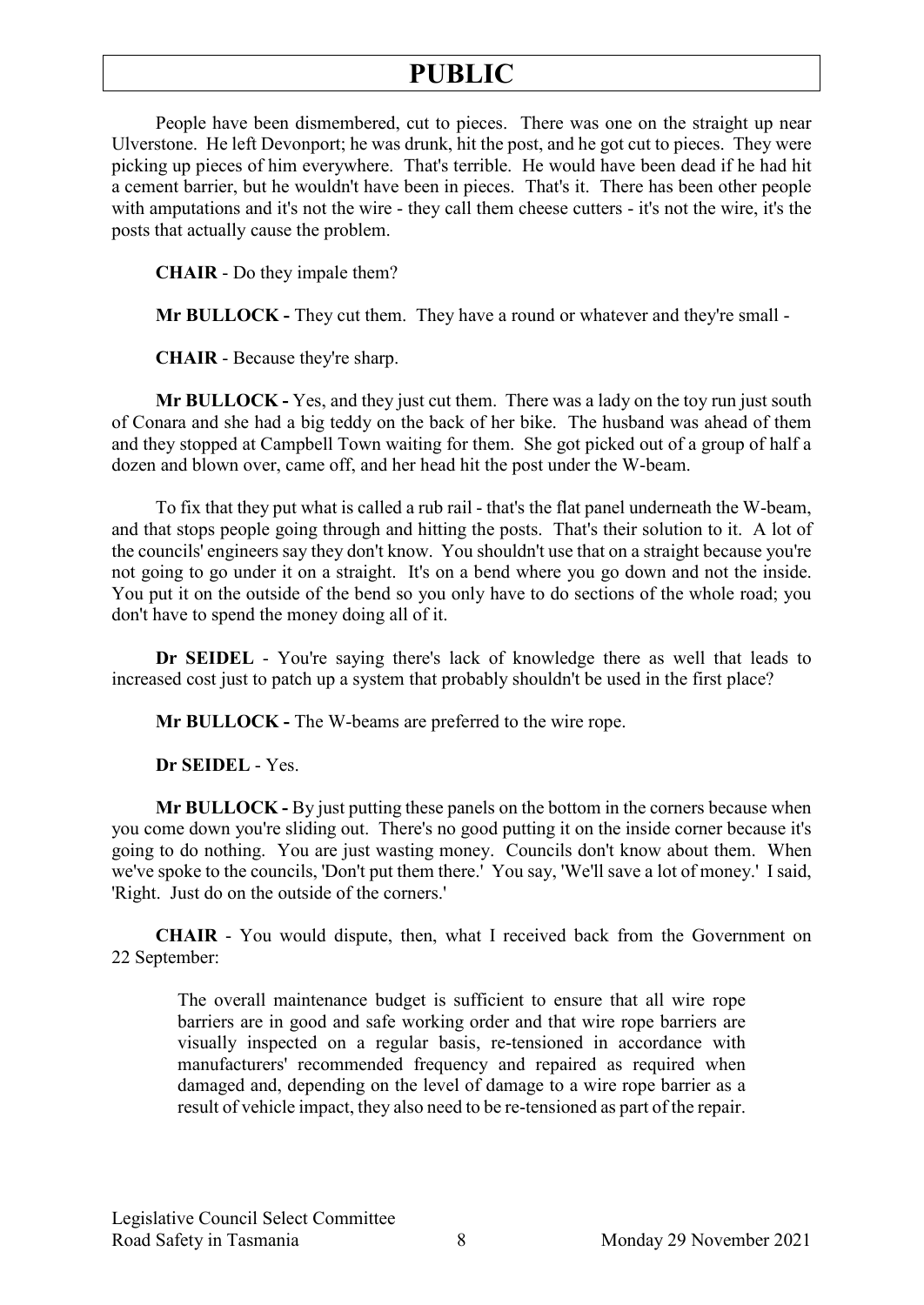People have been dismembered, cut to pieces. There was one on the straight up near Ulverstone. He left Devonport; he was drunk, hit the post, and he got cut to pieces. They were picking up pieces of him everywhere. That's terrible. He would have been dead if he had hit a cement barrier, but he wouldn't have been in pieces. That's it. There has been other people with amputations and it's not the wire - they call them cheese cutters - it's not the wire, it's the posts that actually cause the problem.

**CHAIR** - Do they impale them?

**Mr BULLOCK -** They cut them. They have a round or whatever and they're small -

**CHAIR** - Because they're sharp.

**Mr BULLOCK -** Yes, and they just cut them. There was a lady on the toy run just south of Conara and she had a big teddy on the back of her bike. The husband was ahead of them and they stopped at Campbell Town waiting for them. She got picked out of a group of half a dozen and blown over, came off, and her head hit the post under the W-beam.

To fix that they put what is called a rub rail - that's the flat panel underneath the W-beam, and that stops people going through and hitting the posts. That's their solution to it. A lot of the councils' engineers say they don't know. You shouldn't use that on a straight because you're not going to go under it on a straight. It's on a bend where you go down and not the inside. You put it on the outside of the bend so you only have to do sections of the whole road; you don't have to spend the money doing all of it.

**Dr SEIDEL** - You're saying there's lack of knowledge there as well that leads to increased cost just to patch up a system that probably shouldn't be used in the first place?

**Mr BULLOCK -** The W-beams are preferred to the wire rope.

**Dr SEIDEL** - Yes.

**Mr BULLOCK -** By just putting these panels on the bottom in the corners because when you come down you're sliding out. There's no good putting it on the inside corner because it's going to do nothing. You are just wasting money. Councils don't know about them. When we've spoke to the councils, 'Don't put them there.' You say, 'We'll save a lot of money.' I said, 'Right. Just do on the outside of the corners.'

**CHAIR** - You would dispute, then, what I received back from the Government on 22 September:

> The overall maintenance budget is sufficient to ensure that all wire rope barriers are in good and safe working order and that wire rope barriers are visually inspected on a regular basis, re-tensioned in accordance with manufacturers' recommended frequency and repaired as required when damaged and, depending on the level of damage to a wire rope barrier as a result of vehicle impact, they also need to be re-tensioned as part of the repair.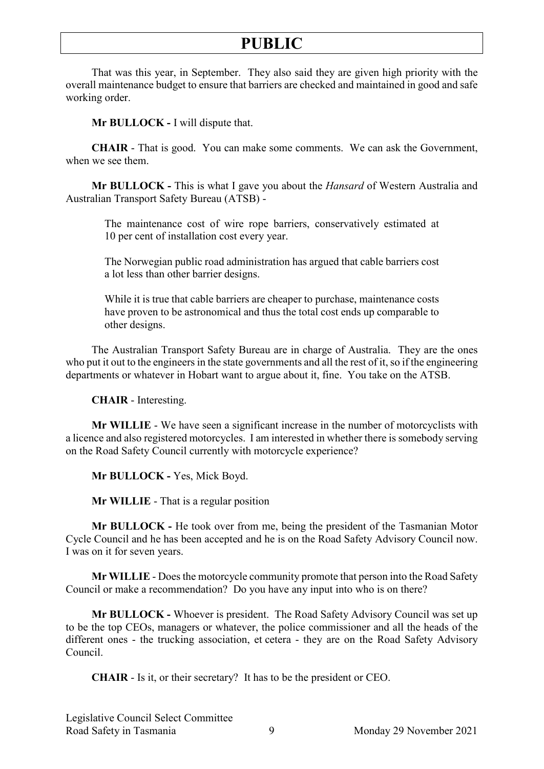That was this year, in September. They also said they are given high priority with the overall maintenance budget to ensure that barriers are checked and maintained in good and safe working order.

**Mr BULLOCK -** I will dispute that.

**CHAIR** - That is good. You can make some comments. We can ask the Government, when we see them.

**Mr BULLOCK -** This is what I gave you about the *Hansard* of Western Australia and Australian Transport Safety Bureau (ATSB) -

> The maintenance cost of wire rope barriers, conservatively estimated at 10 per cent of installation cost every year.
>
> The Norwegian public road administration has argued that cable barriers cost a lot less than other barrier designs.
>
> While it is true that cable barriers are cheaper to purchase, maintenance costs have proven to be astronomical and thus the total cost ends up comparable to other designs.

The Australian Transport Safety Bureau are in charge of Australia. They are the ones who put it out to the engineers in the state governments and all the rest of it, so if the engineering departments or whatever in Hobart want to argue about it, fine. You take on the ATSB.

**CHAIR** - Interesting.

**Mr WILLIE** - We have seen a significant increase in the number of motorcyclists with a licence and also registered motorcycles. I am interested in whether there is somebody serving on the Road Safety Council currently with motorcycle experience?

**Mr BULLOCK -** Yes, Mick Boyd.

**Mr WILLIE** - That is a regular position

**Mr BULLOCK -** He took over from me, being the president of the Tasmanian Motor Cycle Council and he has been accepted and he is on the Road Safety Advisory Council now. I was on it for seven years.

**Mr WILLIE** - Does the motorcycle community promote that person into the Road Safety Council or make a recommendation? Do you have any input into who is on there?

**Mr BULLOCK -** Whoever is president. The Road Safety Advisory Council was set up to be the top CEOs, managers or whatever, the police commissioner and all the heads of the different ones - the trucking association, et cetera - they are on the Road Safety Advisory Council.

**CHAIR** - Is it, or their secretary? It has to be the president or CEO.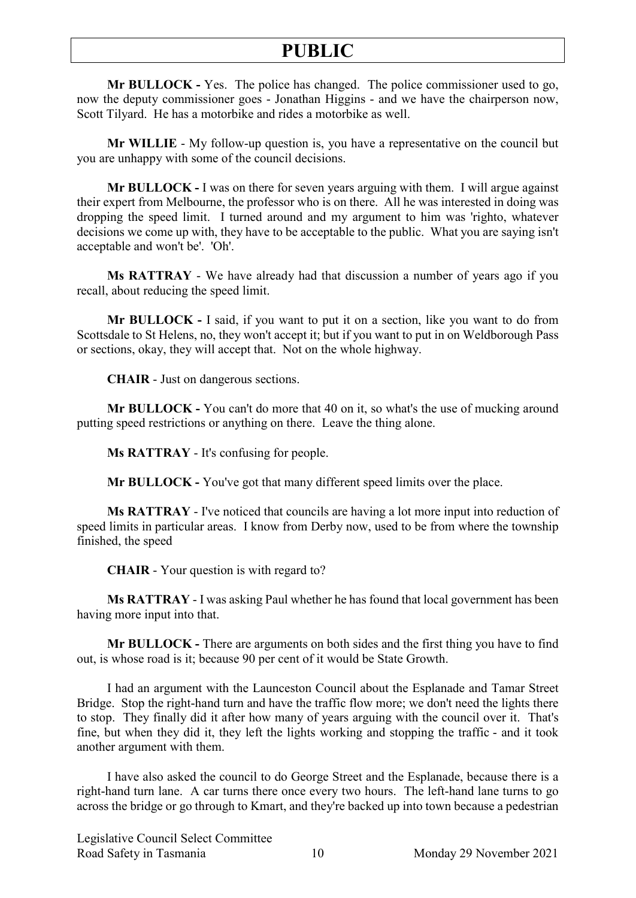**Mr BULLOCK -** Yes. The police has changed. The police commissioner used to go, now the deputy commissioner goes - Jonathan Higgins - and we have the chairperson now, Scott Tilyard. He has a motorbike and rides a motorbike as well.

**Mr WILLIE** - My follow-up question is, you have a representative on the council but you are unhappy with some of the council decisions.

**Mr BULLOCK -** I was on there for seven years arguing with them. I will argue against their expert from Melbourne, the professor who is on there. All he was interested in doing was dropping the speed limit. I turned around and my argument to him was 'righto, whatever decisions we come up with, they have to be acceptable to the public. What you are saying isn't acceptable and won't be'. 'Oh'.

**Ms RATTRAY** - We have already had that discussion a number of years ago if you recall, about reducing the speed limit.

**Mr BULLOCK -** I said, if you want to put it on a section, like you want to do from Scottsdale to St Helens, no, they won't accept it; but if you want to put in on Weldborough Pass or sections, okay, they will accept that. Not on the whole highway.

**CHAIR** - Just on dangerous sections.

**Mr BULLOCK -** You can't do more that 40 on it, so what's the use of mucking around putting speed restrictions or anything on there. Leave the thing alone.

**Ms RATTRAY** - It's confusing for people.

**Mr BULLOCK -** You've got that many different speed limits over the place.

**Ms RATTRAY** - I've noticed that councils are having a lot more input into reduction of speed limits in particular areas. I know from Derby now, used to be from where the township finished, the speed

**CHAIR** - Your question is with regard to?

**Ms RATTRAY** - I was asking Paul whether he has found that local government has been having more input into that.

**Mr BULLOCK -** There are arguments on both sides and the first thing you have to find out, is whose road is it; because 90 per cent of it would be State Growth.

I had an argument with the Launceston Council about the Esplanade and Tamar Street Bridge. Stop the right-hand turn and have the traffic flow more; we don't need the lights there to stop. They finally did it after how many of years arguing with the council over it. That's fine, but when they did it, they left the lights working and stopping the traffic - and it took another argument with them.

I have also asked the council to do George Street and the Esplanade, because there is a right-hand turn lane. A car turns there once every two hours. The left-hand lane turns to go across the bridge or go through to Kmart, and they're backed up into town because a pedestrian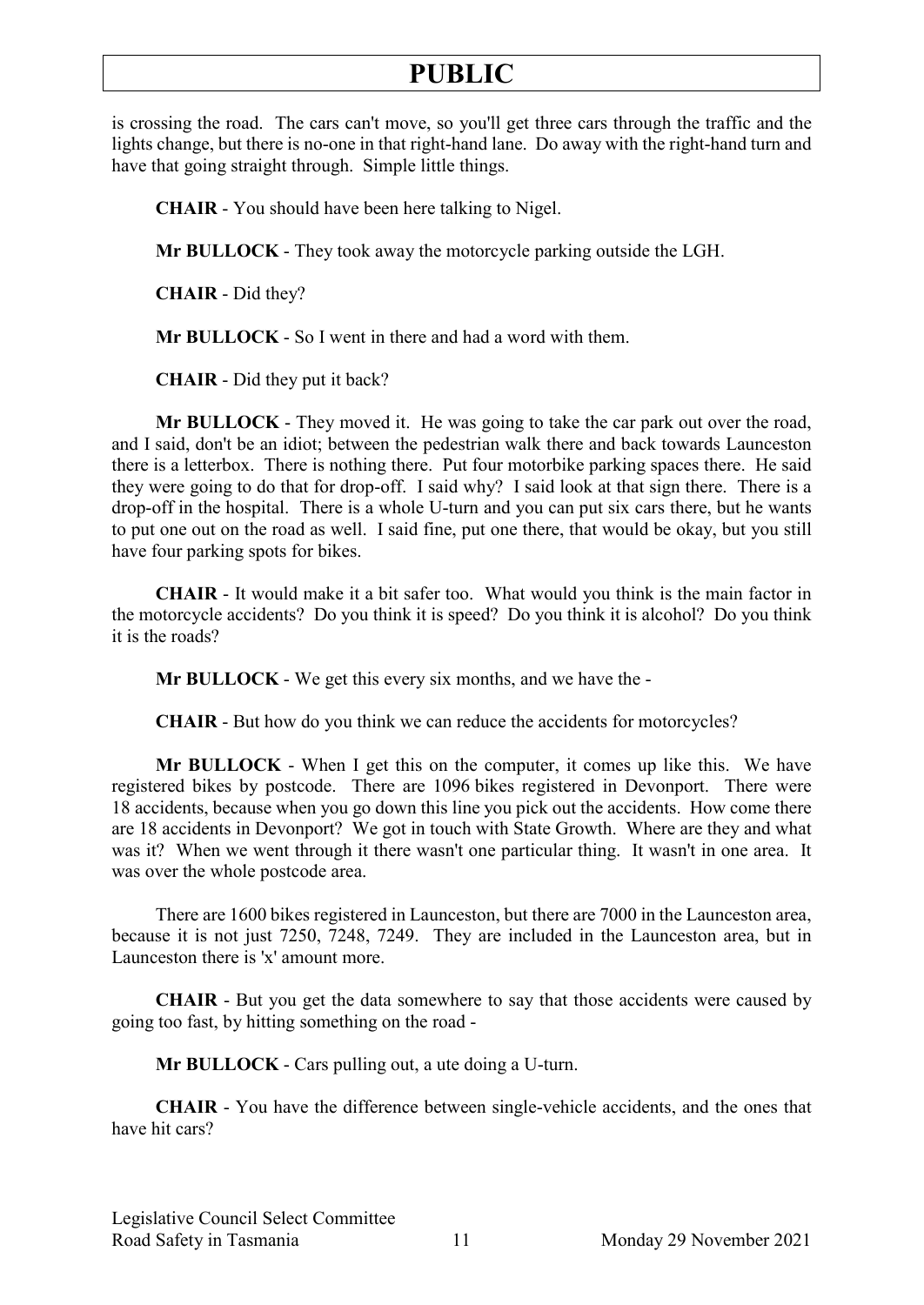is crossing the road. The cars can't move, so you'll get three cars through the traffic and the lights change, but there is no-one in that right-hand lane. Do away with the right-hand turn and have that going straight through. Simple little things.

**CHAIR** - You should have been here talking to Nigel.

**Mr BULLOCK** - They took away the motorcycle parking outside the LGH.

**CHAIR** - Did they?

**Mr BULLOCK** - So I went in there and had a word with them.

**CHAIR** - Did they put it back?

**Mr BULLOCK** - They moved it. He was going to take the car park out over the road, and I said, don't be an idiot; between the pedestrian walk there and back towards Launceston there is a letterbox. There is nothing there. Put four motorbike parking spaces there. He said they were going to do that for drop-off. I said why? I said look at that sign there. There is a drop-off in the hospital. There is a whole U-turn and you can put six cars there, but he wants to put one out on the road as well. I said fine, put one there, that would be okay, but you still have four parking spots for bikes.

**CHAIR** - It would make it a bit safer too. What would you think is the main factor in the motorcycle accidents? Do you think it is speed? Do you think it is alcohol? Do you think it is the roads?

**Mr BULLOCK** - We get this every six months, and we have the -

**CHAIR** - But how do you think we can reduce the accidents for motorcycles?

**Mr BULLOCK** - When I get this on the computer, it comes up like this. We have registered bikes by postcode. There are 1096 bikes registered in Devonport. There were 18 accidents, because when you go down this line you pick out the accidents. How come there are 18 accidents in Devonport? We got in touch with State Growth. Where are they and what was it? When we went through it there wasn't one particular thing. It wasn't in one area. It was over the whole postcode area.

There are 1600 bikes registered in Launceston, but there are 7000 in the Launceston area, because it is not just 7250, 7248, 7249. They are included in the Launceston area, but in Launceston there is 'x' amount more.

**CHAIR** - But you get the data somewhere to say that those accidents were caused by going too fast, by hitting something on the road -

**Mr BULLOCK** - Cars pulling out, a ute doing a U-turn.

**CHAIR** - You have the difference between single-vehicle accidents, and the ones that have hit cars?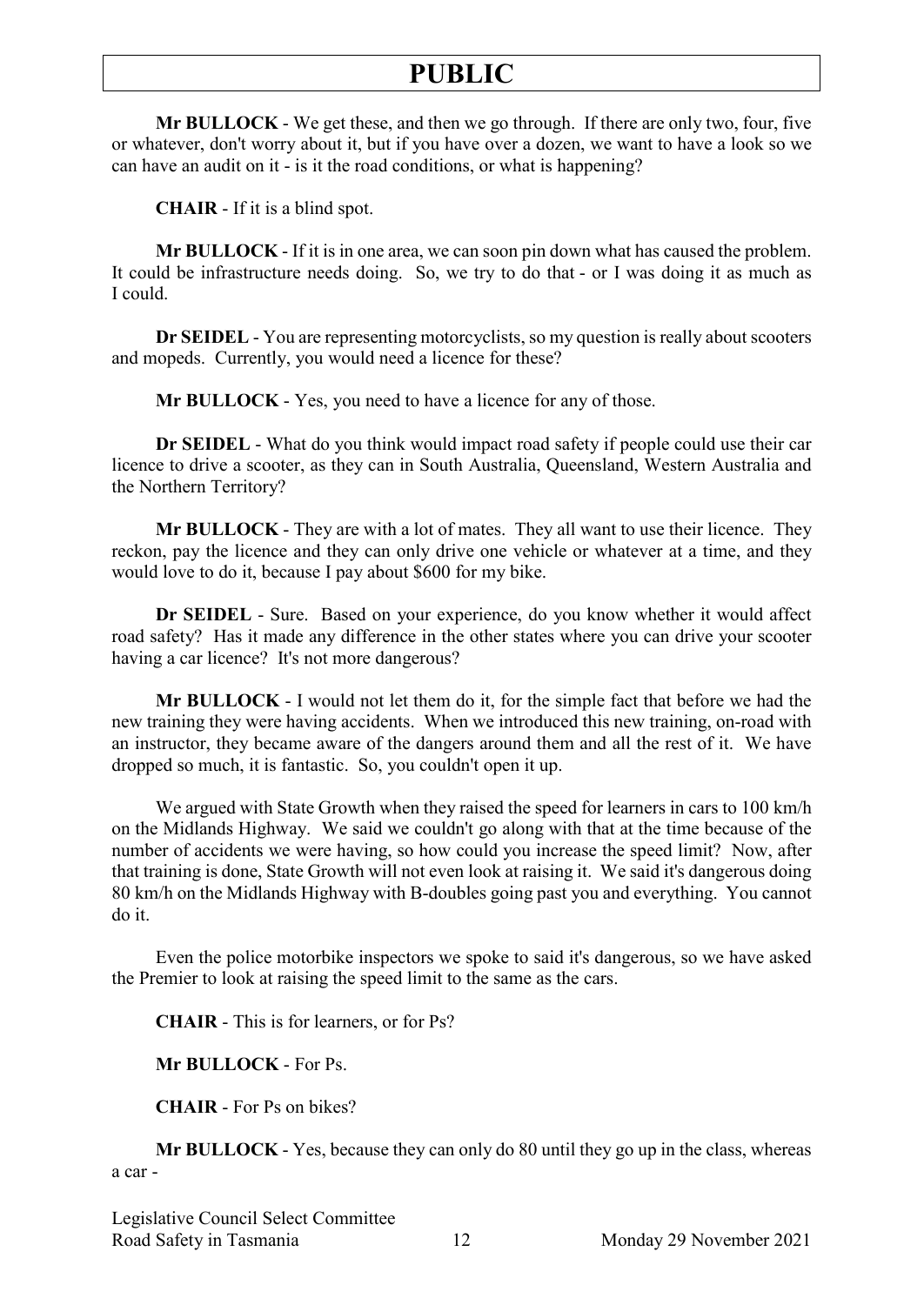**Mr BULLOCK** - We get these, and then we go through. If there are only two, four, five or whatever, don't worry about it, but if you have over a dozen, we want to have a look so we can have an audit on it - is it the road conditions, or what is happening?

**CHAIR** - If it is a blind spot.

**Mr BULLOCK** - If it is in one area, we can soon pin down what has caused the problem. It could be infrastructure needs doing. So, we try to do that - or I was doing it as much as I could.

**Dr SEIDEL** - You are representing motorcyclists, so my question is really about scooters and mopeds. Currently, you would need a licence for these?

**Mr BULLOCK** - Yes, you need to have a licence for any of those.

**Dr SEIDEL** - What do you think would impact road safety if people could use their car licence to drive a scooter, as they can in South Australia, Queensland, Western Australia and the Northern Territory?

**Mr BULLOCK** - They are with a lot of mates. They all want to use their licence. They reckon, pay the licence and they can only drive one vehicle or whatever at a time, and they would love to do it, because I pay about $600 for my bike.

**Dr SEIDEL** - Sure. Based on your experience, do you know whether it would affect road safety? Has it made any difference in the other states where you can drive your scooter having a car licence? It's not more dangerous?

**Mr BULLOCK** - I would not let them do it, for the simple fact that before we had the new training they were having accidents. When we introduced this new training, on-road with an instructor, they became aware of the dangers around them and all the rest of it. We have dropped so much, it is fantastic. So, you couldn't open it up.

We argued with State Growth when they raised the speed for learners in cars to 100 km/h on the Midlands Highway. We said we couldn't go along with that at the time because of the number of accidents we were having, so how could you increase the speed limit? Now, after that training is done, State Growth will not even look at raising it. We said it's dangerous doing 80 km/h on the Midlands Highway with B-doubles going past you and everything. You cannot do it.

Even the police motorbike inspectors we spoke to said it's dangerous, so we have asked the Premier to look at raising the speed limit to the same as the cars.

**CHAIR** - This is for learners, or for Ps?

**Mr BULLOCK** - For Ps.

**CHAIR** - For Ps on bikes?

**Mr BULLOCK** - Yes, because they can only do 80 until they go up in the class, whereas a car -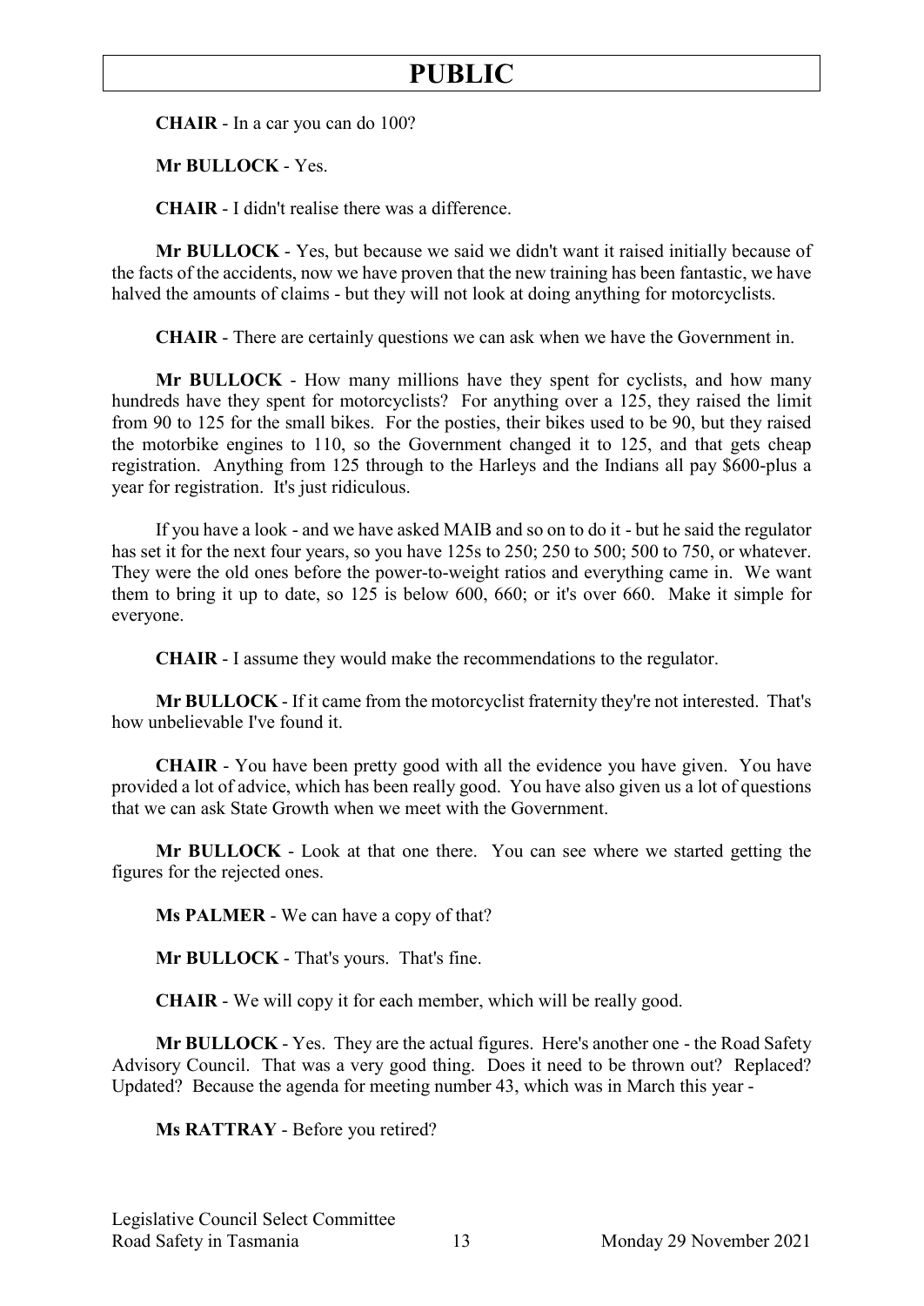**CHAIR** - In a car you can do 100?

**Mr BULLOCK** - Yes.

**CHAIR** - I didn't realise there was a difference.

**Mr BULLOCK** - Yes, but because we said we didn't want it raised initially because of the facts of the accidents, now we have proven that the new training has been fantastic, we have halved the amounts of claims - but they will not look at doing anything for motorcyclists.

**CHAIR** - There are certainly questions we can ask when we have the Government in.

**Mr BULLOCK** - How many millions have they spent for cyclists, and how many hundreds have they spent for motorcyclists? For anything over a 125, they raised the limit from 90 to 125 for the small bikes. For the posties, their bikes used to be 90, but they raised the motorbike engines to 110, so the Government changed it to 125, and that gets cheap registration. Anything from 125 through to the Harleys and the Indians all pay $600-plus a year for registration. It's just ridiculous.

If you have a look - and we have asked MAIB and so on to do it - but he said the regulator has set it for the next four years, so you have 125s to 250; 250 to 500; 500 to 750, or whatever. They were the old ones before the power-to-weight ratios and everything came in. We want them to bring it up to date, so 125 is below 600, 660; or it's over 660. Make it simple for everyone.

**CHAIR** - I assume they would make the recommendations to the regulator.

**Mr BULLOCK** - If it came from the motorcyclist fraternity they're not interested. That's how unbelievable I've found it.

**CHAIR** - You have been pretty good with all the evidence you have given. You have provided a lot of advice, which has been really good. You have also given us a lot of questions that we can ask State Growth when we meet with the Government.

**Mr BULLOCK** - Look at that one there. You can see where we started getting the figures for the rejected ones.

**Ms PALMER** - We can have a copy of that?

**Mr BULLOCK** - That's yours. That's fine.

**CHAIR** - We will copy it for each member, which will be really good.

**Mr BULLOCK** - Yes. They are the actual figures. Here's another one - the Road Safety Advisory Council. That was a very good thing. Does it need to be thrown out? Replaced? Updated? Because the agenda for meeting number 43, which was in March this year -

**Ms RATTRAY** - Before you retired?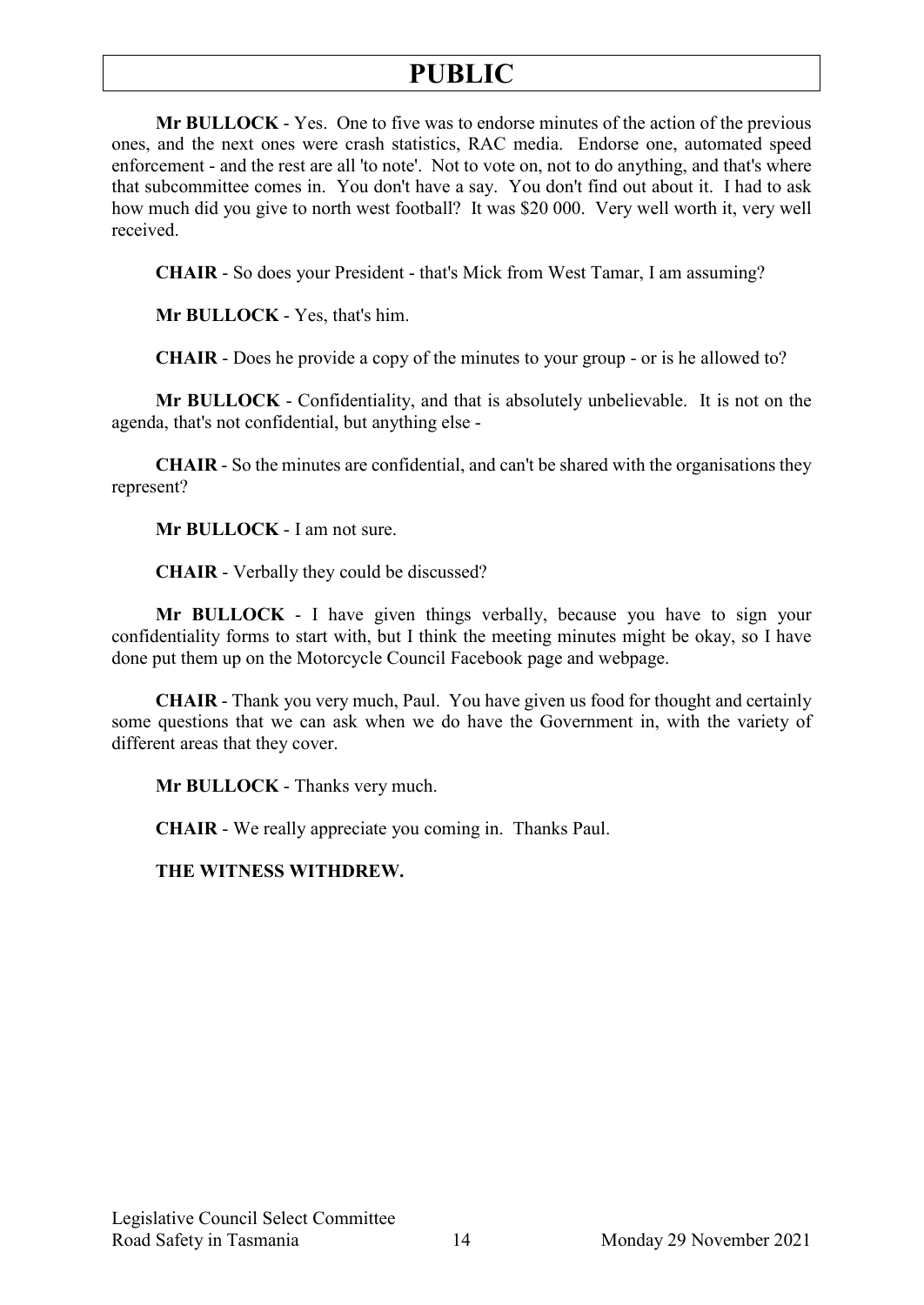**Mr BULLOCK** - Yes. One to five was to endorse minutes of the action of the previous ones, and the next ones were crash statistics, RAC media. Endorse one, automated speed enforcement - and the rest are all 'to note'. Not to vote on, not to do anything, and that's where that subcommittee comes in. You don't have a say. You don't find out about it. I had to ask how much did you give to north west football? It was $20 000. Very well worth it, very well received.

**CHAIR** - So does your President - that's Mick from West Tamar, I am assuming?

**Mr BULLOCK** - Yes, that's him.

**CHAIR** - Does he provide a copy of the minutes to your group - or is he allowed to?

**Mr BULLOCK** - Confidentiality, and that is absolutely unbelievable. It is not on the agenda, that's not confidential, but anything else -

**CHAIR** - So the minutes are confidential, and can't be shared with the organisations they represent?

**Mr BULLOCK** - I am not sure.

**CHAIR** - Verbally they could be discussed?

**Mr BULLOCK** - I have given things verbally, because you have to sign your confidentiality forms to start with, but I think the meeting minutes might be okay, so I have done put them up on the Motorcycle Council Facebook page and webpage.

**CHAIR** - Thank you very much, Paul. You have given us food for thought and certainly some questions that we can ask when we do have the Government in, with the variety of different areas that they cover.

**Mr BULLOCK** - Thanks very much.

**CHAIR** - We really appreciate you coming in. Thanks Paul.

**THE WITNESS WITHDREW.**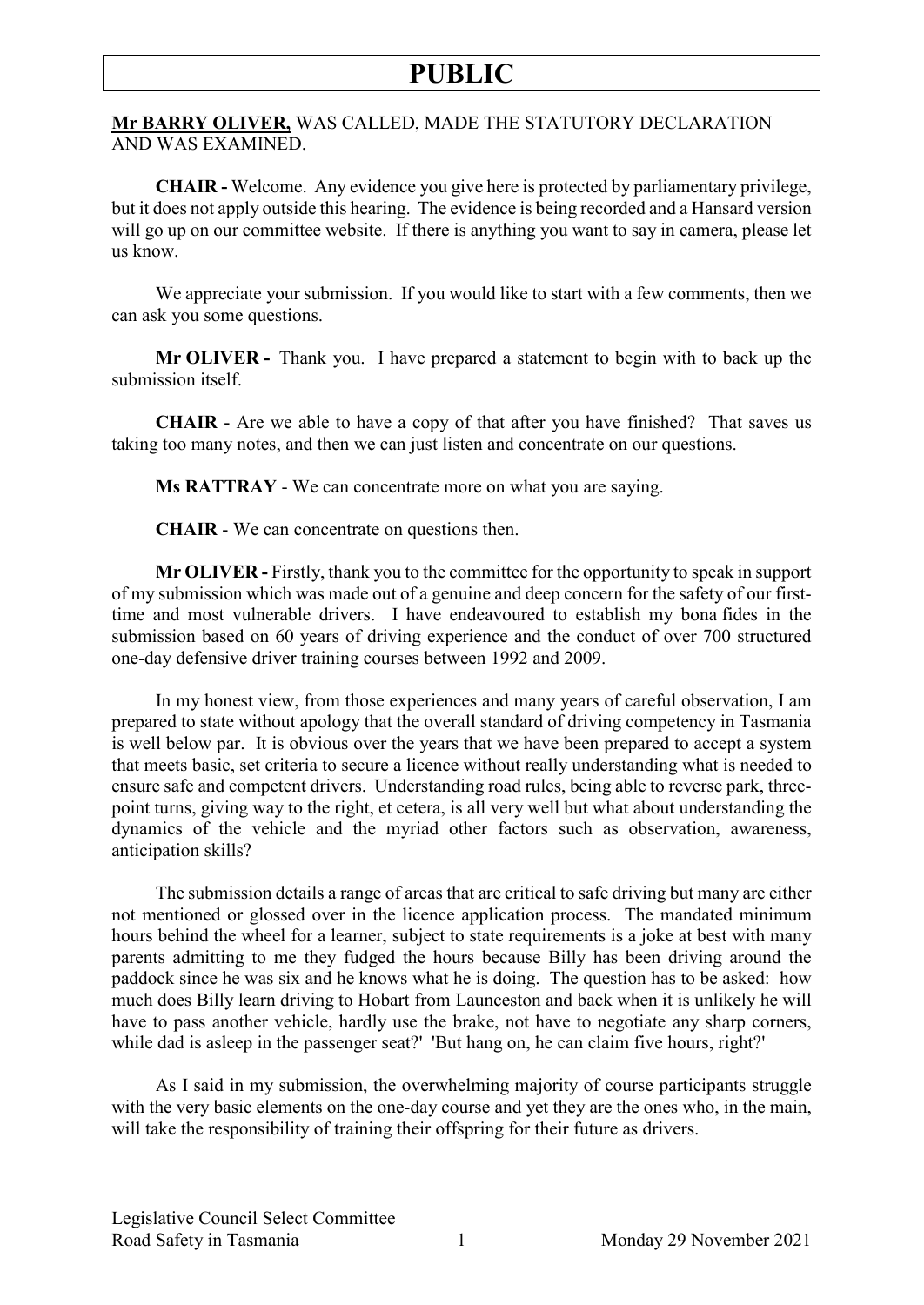**Mr BARRY OLIVER,** WAS CALLED, MADE THE STATUTORY DECLARATION AND WAS EXAMINED.

**CHAIR -** Welcome. Any evidence you give here is protected by parliamentary privilege, but it does not apply outside this hearing. The evidence is being recorded and a Hansard version will go up on our committee website. If there is anything you want to say in camera, please let us know.

We appreciate your submission. If you would like to start with a few comments, then we can ask you some questions.

**Mr OLIVER -** Thank you. I have prepared a statement to begin with to back up the submission itself.

**CHAIR** - Are we able to have a copy of that after you have finished? That saves us taking too many notes, and then we can just listen and concentrate on our questions.

**Ms RATTRAY** - We can concentrate more on what you are saying.

**CHAIR** - We can concentrate on questions then.

**Mr OLIVER -** Firstly, thank you to the committee for the opportunity to speak in support of my submission which was made out of a genuine and deep concern for the safety of our first-time and most vulnerable drivers. I have endeavoured to establish my bona fides in the submission based on 60 years of driving experience and the conduct of over 700 structured one-day defensive driver training courses between 1992 and 2009.

In my honest view, from those experiences and many years of careful observation, I am prepared to state without apology that the overall standard of driving competency in Tasmania is well below par. It is obvious over the years that we have been prepared to accept a system that meets basic, set criteria to secure a licence without really understanding what is needed to ensure safe and competent drivers. Understanding road rules, being able to reverse park, three-point turns, giving way to the right, et cetera, is all very well but what about understanding the dynamics of the vehicle and the myriad other factors such as observation, awareness, anticipation skills?

The submission details a range of areas that are critical to safe driving but many are either not mentioned or glossed over in the licence application process. The mandated minimum hours behind the wheel for a learner, subject to state requirements is a joke at best with many parents admitting to me they fudged the hours because Billy has been driving around the paddock since he was six and he knows what he is doing. The question has to be asked: how much does Billy learn driving to Hobart from Launceston and back when it is unlikely he will have to pass another vehicle, hardly use the brake, not have to negotiate any sharp corners, while dad is asleep in the passenger seat?' 'But hang on, he can claim five hours, right?'

As I said in my submission, the overwhelming majority of course participants struggle with the very basic elements on the one-day course and yet they are the ones who, in the main, will take the responsibility of training their offspring for their future as drivers.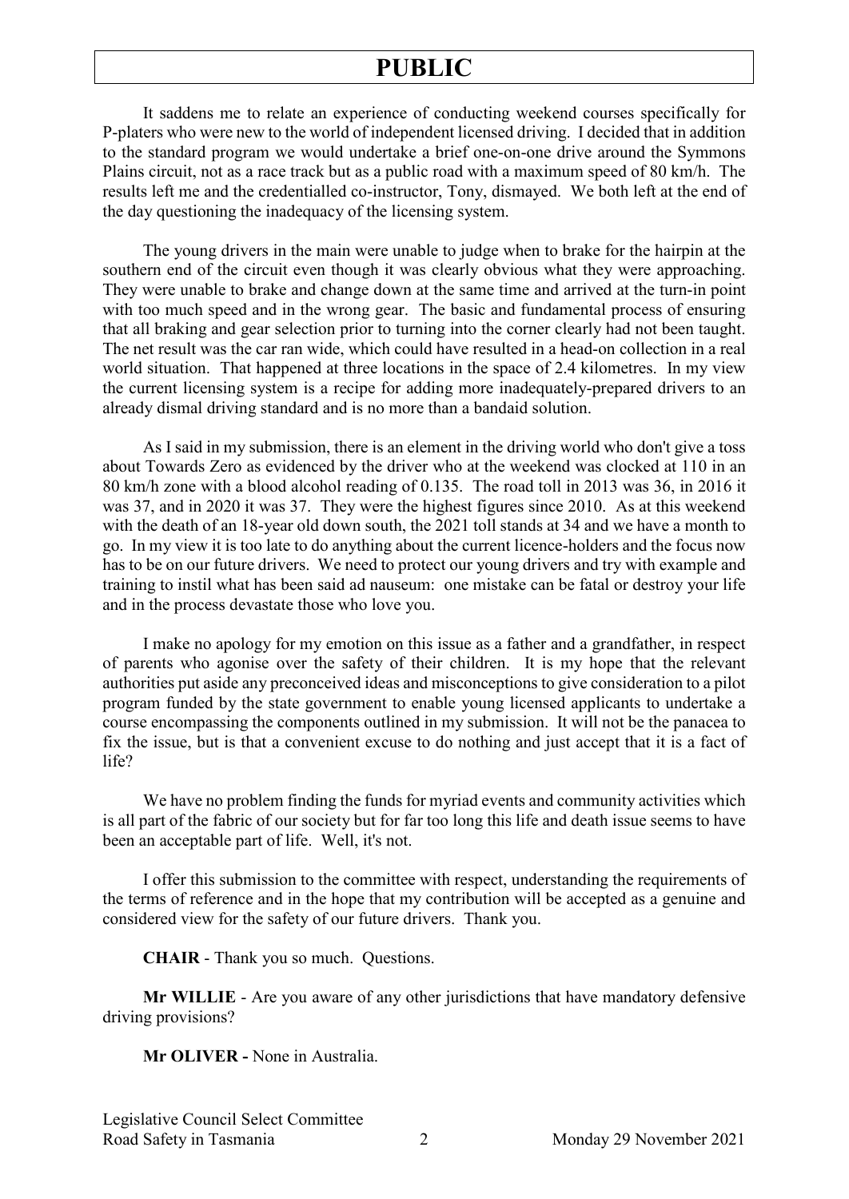It saddens me to relate an experience of conducting weekend courses specifically for P-platers who were new to the world of independent licensed driving. I decided that in addition to the standard program we would undertake a brief one-on-one drive around the Symmons Plains circuit, not as a race track but as a public road with a maximum speed of 80 km/h. The results left me and the credentialled co-instructor, Tony, dismayed. We both left at the end of the day questioning the inadequacy of the licensing system.

The young drivers in the main were unable to judge when to brake for the hairpin at the southern end of the circuit even though it was clearly obvious what they were approaching. They were unable to brake and change down at the same time and arrived at the turn-in point with too much speed and in the wrong gear. The basic and fundamental process of ensuring that all braking and gear selection prior to turning into the corner clearly had not been taught. The net result was the car ran wide, which could have resulted in a head-on collection in a real world situation. That happened at three locations in the space of 2.4 kilometres. In my view the current licensing system is a recipe for adding more inadequately-prepared drivers to an already dismal driving standard and is no more than a bandaid solution.

As I said in my submission, there is an element in the driving world who don't give a toss about Towards Zero as evidenced by the driver who at the weekend was clocked at 110 in an 80 km/h zone with a blood alcohol reading of 0.135. The road toll in 2013 was 36, in 2016 it was 37, and in 2020 it was 37. They were the highest figures since 2010. As at this weekend with the death of an 18-year old down south, the 2021 toll stands at 34 and we have a month to go. In my view it is too late to do anything about the current licence-holders and the focus now has to be on our future drivers. We need to protect our young drivers and try with example and training to instil what has been said ad nauseum: one mistake can be fatal or destroy your life and in the process devastate those who love you.

I make no apology for my emotion on this issue as a father and a grandfather, in respect of parents who agonise over the safety of their children. It is my hope that the relevant authorities put aside any preconceived ideas and misconceptions to give consideration to a pilot program funded by the state government to enable young licensed applicants to undertake a course encompassing the components outlined in my submission. It will not be the panacea to fix the issue, but is that a convenient excuse to do nothing and just accept that it is a fact of life?

We have no problem finding the funds for myriad events and community activities which is all part of the fabric of our society but for far too long this life and death issue seems to have been an acceptable part of life. Well, it's not.

I offer this submission to the committee with respect, understanding the requirements of the terms of reference and in the hope that my contribution will be accepted as a genuine and considered view for the safety of our future drivers. Thank you.

**CHAIR** - Thank you so much. Questions.

**Mr WILLIE** - Are you aware of any other jurisdictions that have mandatory defensive driving provisions?

**Mr OLIVER -** None in Australia.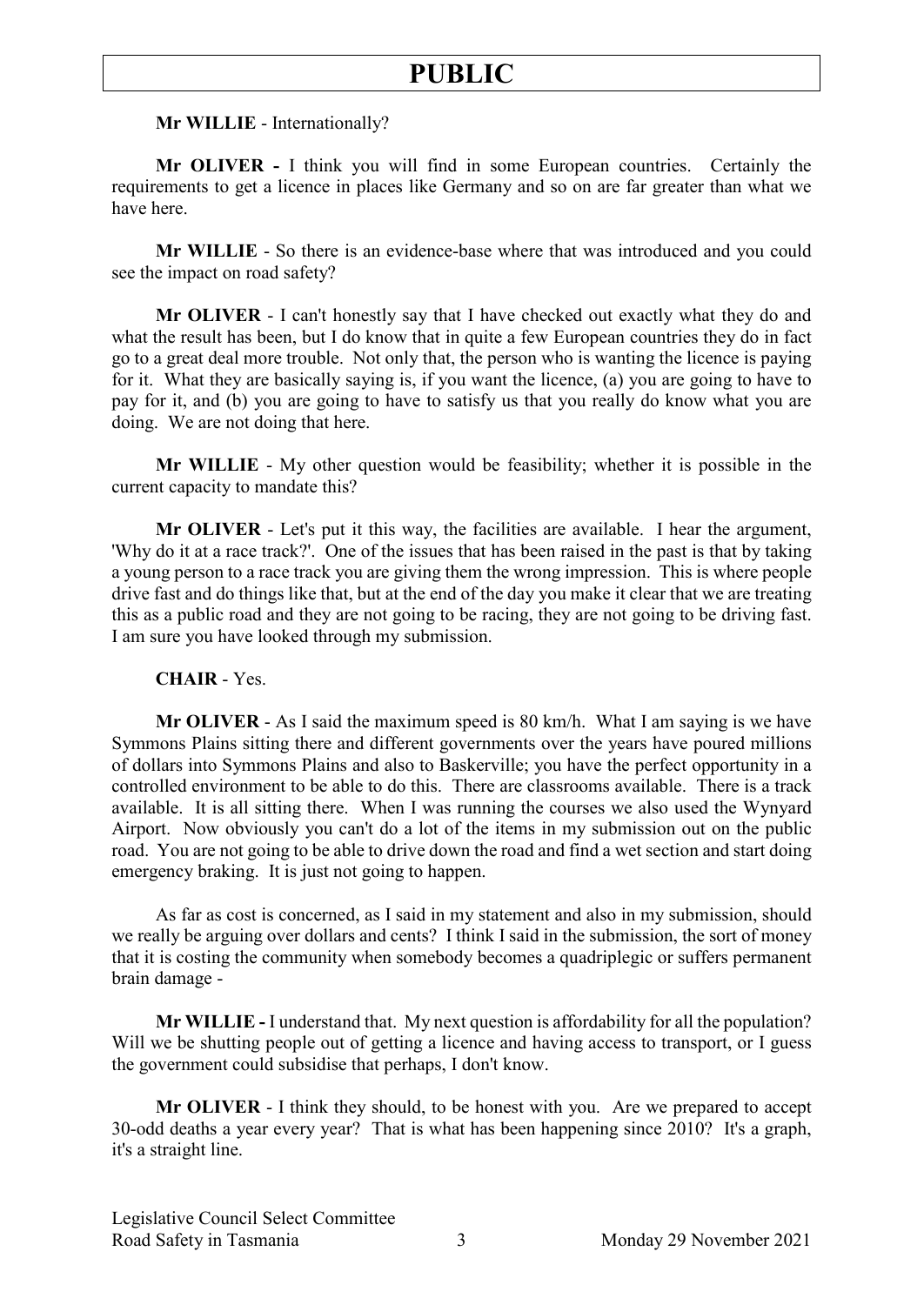**Mr WILLIE** - Internationally?

**Mr OLIVER -** I think you will find in some European countries. Certainly the requirements to get a licence in places like Germany and so on are far greater than what we have here.

**Mr WILLIE** - So there is an evidence-base where that was introduced and you could see the impact on road safety?

**Mr OLIVER** - I can't honestly say that I have checked out exactly what they do and what the result has been, but I do know that in quite a few European countries they do in fact go to a great deal more trouble. Not only that, the person who is wanting the licence is paying for it. What they are basically saying is, if you want the licence, (a) you are going to have to pay for it, and (b) you are going to have to satisfy us that you really do know what you are doing. We are not doing that here.

**Mr WILLIE** - My other question would be feasibility; whether it is possible in the current capacity to mandate this?

**Mr OLIVER** - Let's put it this way, the facilities are available. I hear the argument, 'Why do it at a race track?'. One of the issues that has been raised in the past is that by taking a young person to a race track you are giving them the wrong impression. This is where people drive fast and do things like that, but at the end of the day you make it clear that we are treating this as a public road and they are not going to be racing, they are not going to be driving fast. I am sure you have looked through my submission.

**CHAIR** - Yes.

**Mr OLIVER** - As I said the maximum speed is 80 km/h. What I am saying is we have Symmons Plains sitting there and different governments over the years have poured millions of dollars into Symmons Plains and also to Baskerville; you have the perfect opportunity in a controlled environment to be able to do this. There are classrooms available. There is a track available. It is all sitting there. When I was running the courses we also used the Wynyard Airport. Now obviously you can't do a lot of the items in my submission out on the public road. You are not going to be able to drive down the road and find a wet section and start doing emergency braking. It is just not going to happen.

As far as cost is concerned, as I said in my statement and also in my submission, should we really be arguing over dollars and cents? I think I said in the submission, the sort of money that it is costing the community when somebody becomes a quadriplegic or suffers permanent brain damage -

**Mr WILLIE -** I understand that. My next question is affordability for all the population? Will we be shutting people out of getting a licence and having access to transport, or I guess the government could subsidise that perhaps, I don't know.

**Mr OLIVER** - I think they should, to be honest with you. Are we prepared to accept 30-odd deaths a year every year? That is what has been happening since 2010? It's a graph, it's a straight line.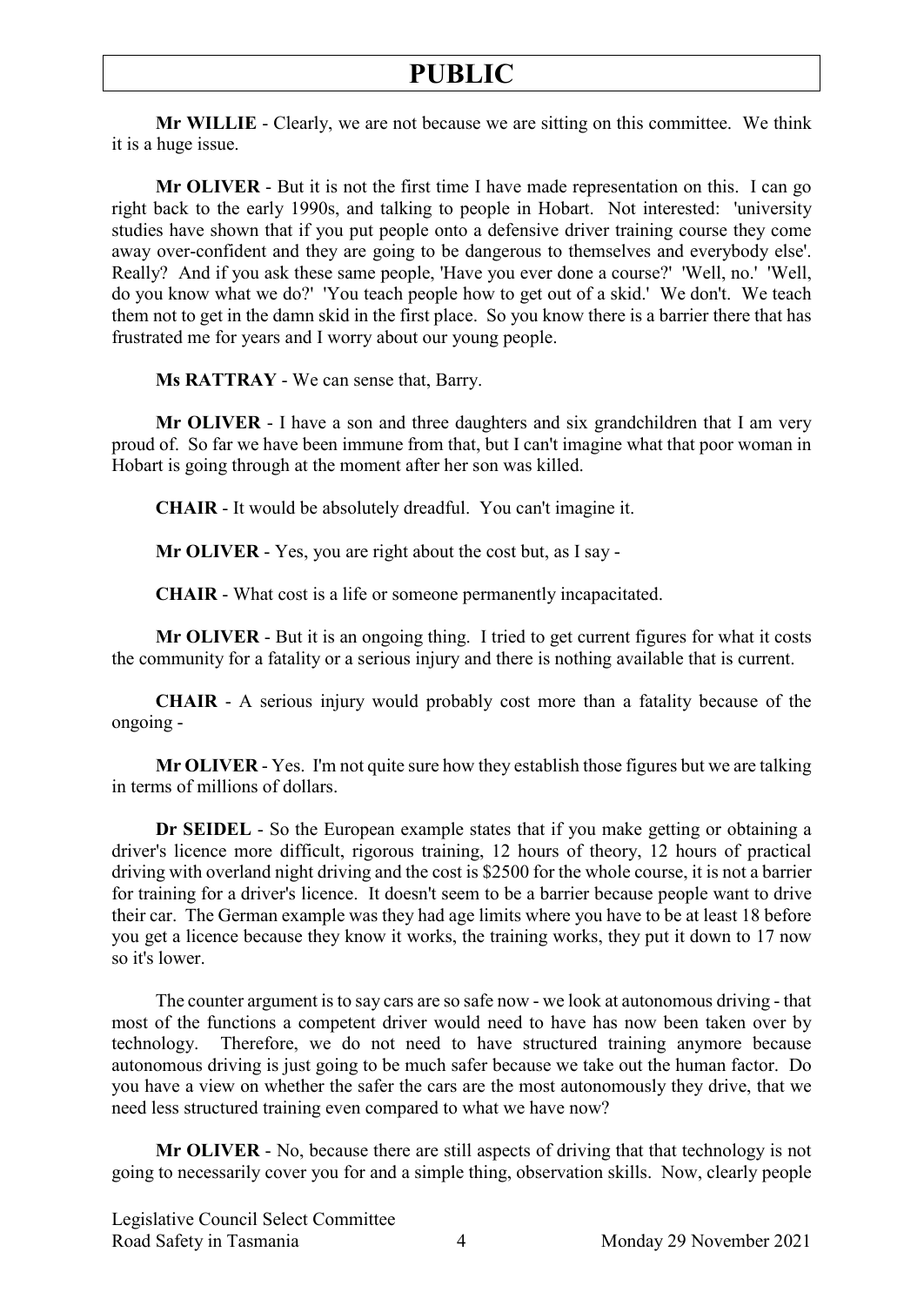**Mr WILLIE** - Clearly, we are not because we are sitting on this committee. We think it is a huge issue.

**Mr OLIVER** - But it is not the first time I have made representation on this. I can go right back to the early 1990s, and talking to people in Hobart. Not interested: 'university studies have shown that if you put people onto a defensive driver training course they come away over-confident and they are going to be dangerous to themselves and everybody else'. Really? And if you ask these same people, 'Have you ever done a course?' 'Well, no.' 'Well, do you know what we do?' 'You teach people how to get out of a skid.' We don't. We teach them not to get in the damn skid in the first place. So you know there is a barrier there that has frustrated me for years and I worry about our young people.

**Ms RATTRAY** - We can sense that, Barry.

**Mr OLIVER** - I have a son and three daughters and six grandchildren that I am very proud of. So far we have been immune from that, but I can't imagine what that poor woman in Hobart is going through at the moment after her son was killed.

**CHAIR** - It would be absolutely dreadful. You can't imagine it.

**Mr OLIVER** - Yes, you are right about the cost but, as I say -

**CHAIR** - What cost is a life or someone permanently incapacitated.

**Mr OLIVER** - But it is an ongoing thing. I tried to get current figures for what it costs the community for a fatality or a serious injury and there is nothing available that is current.

**CHAIR** - A serious injury would probably cost more than a fatality because of the ongoing -

**Mr OLIVER** - Yes. I'm not quite sure how they establish those figures but we are talking in terms of millions of dollars.

**Dr SEIDEL** - So the European example states that if you make getting or obtaining a driver's licence more difficult, rigorous training, 12 hours of theory, 12 hours of practical driving with overland night driving and the cost is $2500 for the whole course, it is not a barrier for training for a driver's licence. It doesn't seem to be a barrier because people want to drive their car. The German example was they had age limits where you have to be at least 18 before you get a licence because they know it works, the training works, they put it down to 17 now so it's lower.

The counter argument is to say cars are so safe now - we look at autonomous driving - that most of the functions a competent driver would need to have has now been taken over by technology. Therefore, we do not need to have structured training anymore because autonomous driving is just going to be much safer because we take out the human factor. Do you have a view on whether the safer the cars are the most autonomously they drive, that we need less structured training even compared to what we have now?

**Mr OLIVER** - No, because there are still aspects of driving that that technology is not going to necessarily cover you for and a simple thing, observation skills. Now, clearly people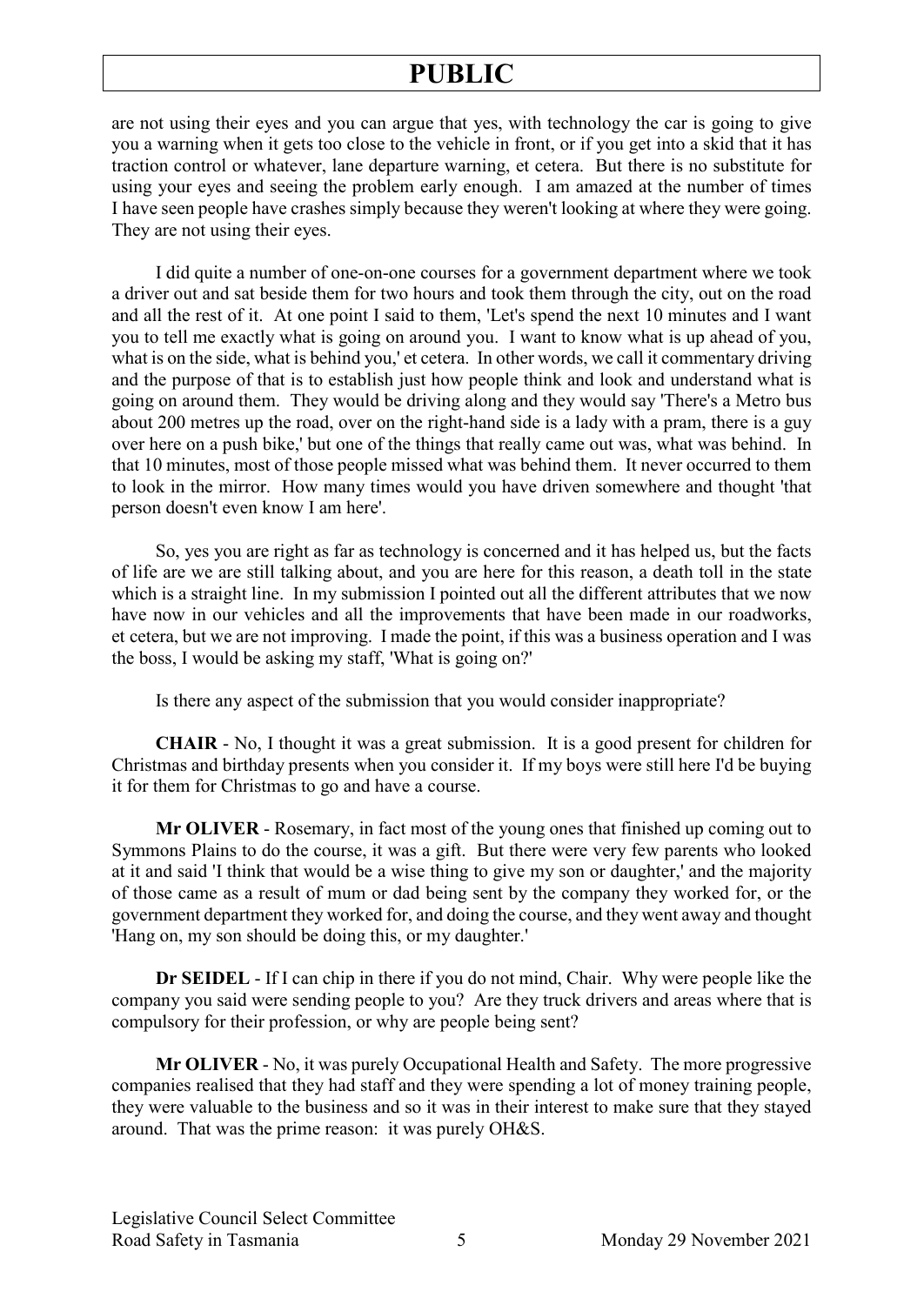are not using their eyes and you can argue that yes, with technology the car is going to give you a warning when it gets too close to the vehicle in front, or if you get into a skid that it has traction control or whatever, lane departure warning, et cetera. But there is no substitute for using your eyes and seeing the problem early enough. I am amazed at the number of times I have seen people have crashes simply because they weren't looking at where they were going. They are not using their eyes.

I did quite a number of one-on-one courses for a government department where we took a driver out and sat beside them for two hours and took them through the city, out on the road and all the rest of it. At one point I said to them, 'Let's spend the next 10 minutes and I want you to tell me exactly what is going on around you. I want to know what is up ahead of you, what is on the side, what is behind you,' et cetera. In other words, we call it commentary driving and the purpose of that is to establish just how people think and look and understand what is going on around them. They would be driving along and they would say 'There's a Metro bus about 200 metres up the road, over on the right-hand side is a lady with a pram, there is a guy over here on a push bike,' but one of the things that really came out was, what was behind. In that 10 minutes, most of those people missed what was behind them. It never occurred to them to look in the mirror. How many times would you have driven somewhere and thought 'that person doesn't even know I am here'.

So, yes you are right as far as technology is concerned and it has helped us, but the facts of life are we are still talking about, and you are here for this reason, a death toll in the state which is a straight line. In my submission I pointed out all the different attributes that we now have now in our vehicles and all the improvements that have been made in our roadworks, et cetera, but we are not improving. I made the point, if this was a business operation and I was the boss, I would be asking my staff, 'What is going on?'

Is there any aspect of the submission that you would consider inappropriate?

**CHAIR** - No, I thought it was a great submission. It is a good present for children for Christmas and birthday presents when you consider it. If my boys were still here I'd be buying it for them for Christmas to go and have a course.

**Mr OLIVER** - Rosemary, in fact most of the young ones that finished up coming out to Symmons Plains to do the course, it was a gift. But there were very few parents who looked at it and said 'I think that would be a wise thing to give my son or daughter,' and the majority of those came as a result of mum or dad being sent by the company they worked for, or the government department they worked for, and doing the course, and they went away and thought 'Hang on, my son should be doing this, or my daughter.'

**Dr SEIDEL** - If I can chip in there if you do not mind, Chair. Why were people like the company you said were sending people to you? Are they truck drivers and areas where that is compulsory for their profession, or why are people being sent?

**Mr OLIVER** - No, it was purely Occupational Health and Safety. The more progressive companies realised that they had staff and they were spending a lot of money training people, they were valuable to the business and so it was in their interest to make sure that they stayed around. That was the prime reason: it was purely OH&S.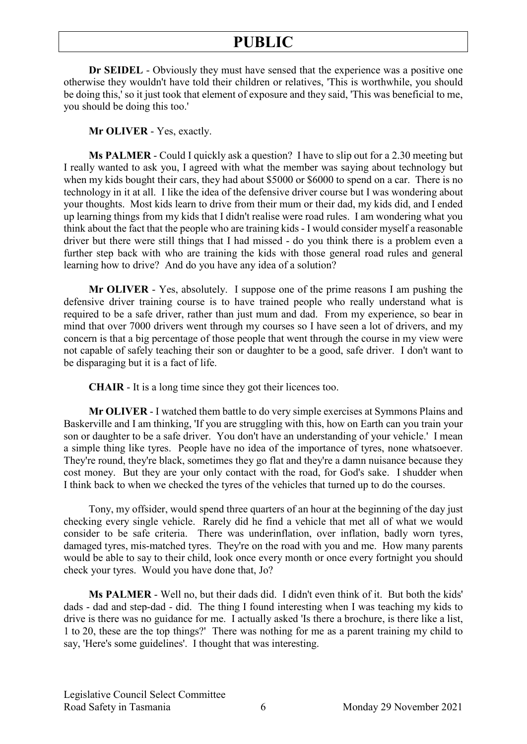**Dr SEIDEL** - Obviously they must have sensed that the experience was a positive one otherwise they wouldn't have told their children or relatives, 'This is worthwhile, you should be doing this,' so it just took that element of exposure and they said, 'This was beneficial to me, you should be doing this too.'

**Mr OLIVER** - Yes, exactly.

**Ms PALMER** - Could I quickly ask a question? I have to slip out for a 2.30 meeting but I really wanted to ask you, I agreed with what the member was saying about technology but when my kids bought their cars, they had about $5000 or $6000 to spend on a car. There is no technology in it at all. I like the idea of the defensive driver course but I was wondering about your thoughts. Most kids learn to drive from their mum or their dad, my kids did, and I ended up learning things from my kids that I didn't realise were road rules. I am wondering what you think about the fact that the people who are training kids - I would consider myself a reasonable driver but there were still things that I had missed - do you think there is a problem even a further step back with who are training the kids with those general road rules and general learning how to drive? And do you have any idea of a solution?

**Mr OLIVER** - Yes, absolutely. I suppose one of the prime reasons I am pushing the defensive driver training course is to have trained people who really understand what is required to be a safe driver, rather than just mum and dad. From my experience, so bear in mind that over 7000 drivers went through my courses so I have seen a lot of drivers, and my concern is that a big percentage of those people that went through the course in my view were not capable of safely teaching their son or daughter to be a good, safe driver. I don't want to be disparaging but it is a fact of life.

**CHAIR** - It is a long time since they got their licences too.

**Mr OLIVER** - I watched them battle to do very simple exercises at Symmons Plains and Baskerville and I am thinking, 'If you are struggling with this, how on Earth can you train your son or daughter to be a safe driver. You don't have an understanding of your vehicle.' I mean a simple thing like tyres. People have no idea of the importance of tyres, none whatsoever. They're round, they're black, sometimes they go flat and they're a damn nuisance because they cost money. But they are your only contact with the road, for God's sake. I shudder when I think back to when we checked the tyres of the vehicles that turned up to do the courses.

Tony, my offsider, would spend three quarters of an hour at the beginning of the day just checking every single vehicle. Rarely did he find a vehicle that met all of what we would consider to be safe criteria. There was underinflation, over inflation, badly worn tyres, damaged tyres, mis-matched tyres. They're on the road with you and me. How many parents would be able to say to their child, look once every month or once every fortnight you should check your tyres. Would you have done that, Jo?

**Ms PALMER** - Well no, but their dads did. I didn't even think of it. But both the kids' dads - dad and step-dad - did. The thing I found interesting when I was teaching my kids to drive is there was no guidance for me. I actually asked 'Is there a brochure, is there like a list, 1 to 20, these are the top things?' There was nothing for me as a parent training my child to say, 'Here's some guidelines'. I thought that was interesting.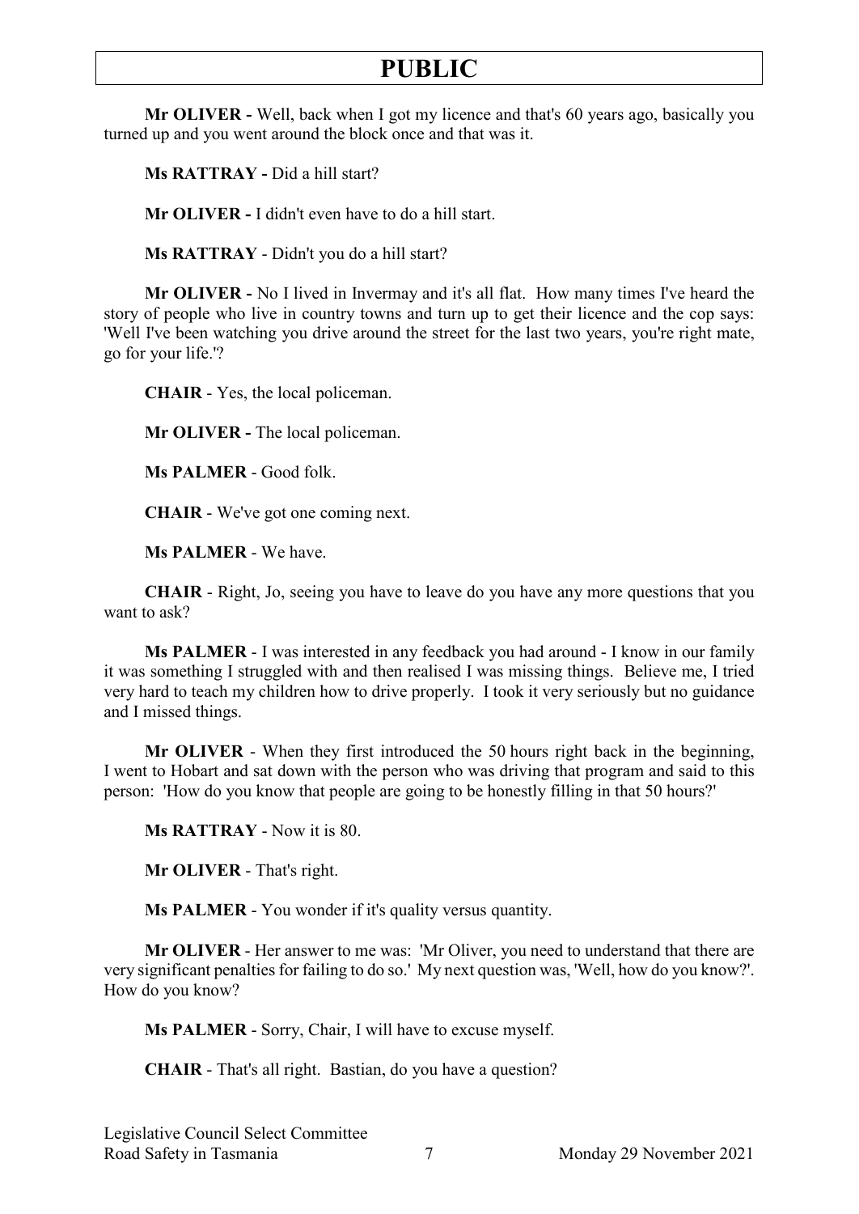**Mr OLIVER -** Well, back when I got my licence and that's 60 years ago, basically you turned up and you went around the block once and that was it.

**Ms RATTRAY -** Did a hill start?

**Mr OLIVER -** I didn't even have to do a hill start.

**Ms RATTRAY** - Didn't you do a hill start?

**Mr OLIVER -** No I lived in Invermay and it's all flat. How many times I've heard the story of people who live in country towns and turn up to get their licence and the cop says: 'Well I've been watching you drive around the street for the last two years, you're right mate, go for your life.'?

**CHAIR** - Yes, the local policeman.

**Mr OLIVER -** The local policeman.

**Ms PALMER** - Good folk.

**CHAIR** - We've got one coming next.

**Ms PALMER** - We have.

**CHAIR** - Right, Jo, seeing you have to leave do you have any more questions that you want to ask?

**Ms PALMER** - I was interested in any feedback you had around - I know in our family it was something I struggled with and then realised I was missing things. Believe me, I tried very hard to teach my children how to drive properly. I took it very seriously but no guidance and I missed things.

**Mr OLIVER** - When they first introduced the 50 hours right back in the beginning, I went to Hobart and sat down with the person who was driving that program and said to this person: 'How do you know that people are going to be honestly filling in that 50 hours?'

**Ms RATTRAY** - Now it is 80.

**Mr OLIVER** - That's right.

**Ms PALMER** - You wonder if it's quality versus quantity.

**Mr OLIVER** - Her answer to me was: 'Mr Oliver, you need to understand that there are very significant penalties for failing to do so.' My next question was, 'Well, how do you know?'. How do you know?

**Ms PALMER** - Sorry, Chair, I will have to excuse myself.

**CHAIR** - That's all right. Bastian, do you have a question?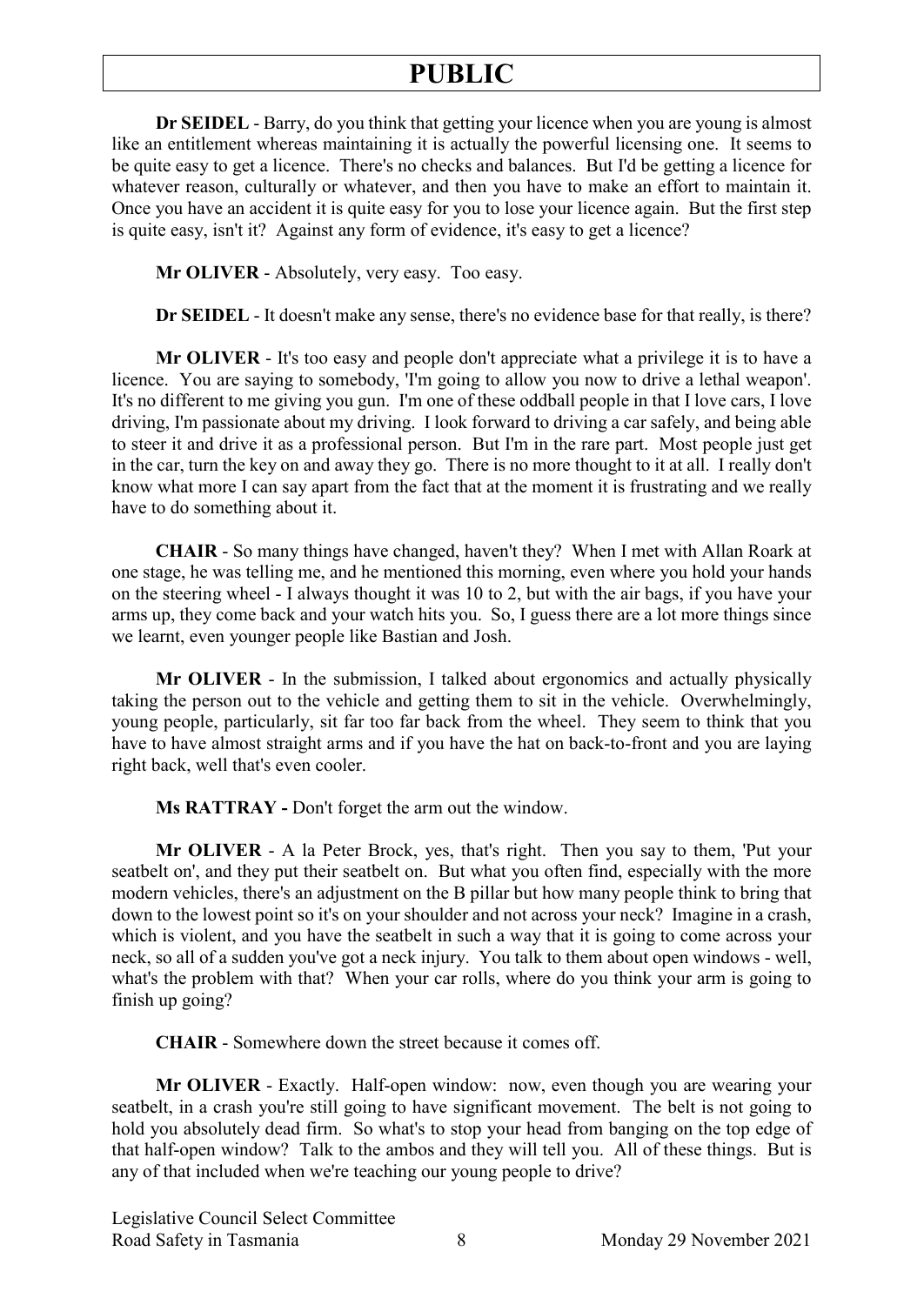**Dr SEIDEL** - Barry, do you think that getting your licence when you are young is almost like an entitlement whereas maintaining it is actually the powerful licensing one. It seems to be quite easy to get a licence. There's no checks and balances. But I'd be getting a licence for whatever reason, culturally or whatever, and then you have to make an effort to maintain it. Once you have an accident it is quite easy for you to lose your licence again. But the first step is quite easy, isn't it? Against any form of evidence, it's easy to get a licence?

**Mr OLIVER** - Absolutely, very easy. Too easy.

**Dr SEIDEL** - It doesn't make any sense, there's no evidence base for that really, is there?

**Mr OLIVER** - It's too easy and people don't appreciate what a privilege it is to have a licence. You are saying to somebody, 'I'm going to allow you now to drive a lethal weapon'. It's no different to me giving you gun. I'm one of these oddball people in that I love cars, I love driving, I'm passionate about my driving. I look forward to driving a car safely, and being able to steer it and drive it as a professional person. But I'm in the rare part. Most people just get in the car, turn the key on and away they go. There is no more thought to it at all. I really don't know what more I can say apart from the fact that at the moment it is frustrating and we really have to do something about it.

**CHAIR** - So many things have changed, haven't they? When I met with Allan Roark at one stage, he was telling me, and he mentioned this morning, even where you hold your hands on the steering wheel - I always thought it was 10 to 2, but with the air bags, if you have your arms up, they come back and your watch hits you. So, I guess there are a lot more things since we learnt, even younger people like Bastian and Josh.

**Mr OLIVER** - In the submission, I talked about ergonomics and actually physically taking the person out to the vehicle and getting them to sit in the vehicle. Overwhelmingly, young people, particularly, sit far too far back from the wheel. They seem to think that you have to have almost straight arms and if you have the hat on back-to-front and you are laying right back, well that's even cooler.

**Ms RATTRAY -** Don't forget the arm out the window.

**Mr OLIVER** - A la Peter Brock, yes, that's right. Then you say to them, 'Put your seatbelt on', and they put their seatbelt on. But what you often find, especially with the more modern vehicles, there's an adjustment on the B pillar but how many people think to bring that down to the lowest point so it's on your shoulder and not across your neck? Imagine in a crash, which is violent, and you have the seatbelt in such a way that it is going to come across your neck, so all of a sudden you've got a neck injury. You talk to them about open windows - well, what's the problem with that? When your car rolls, where do you think your arm is going to finish up going?

**CHAIR** - Somewhere down the street because it comes off.

**Mr OLIVER** - Exactly. Half-open window: now, even though you are wearing your seatbelt, in a crash you're still going to have significant movement. The belt is not going to hold you absolutely dead firm. So what's to stop your head from banging on the top edge of that half-open window? Talk to the ambos and they will tell you. All of these things. But is any of that included when we're teaching our young people to drive?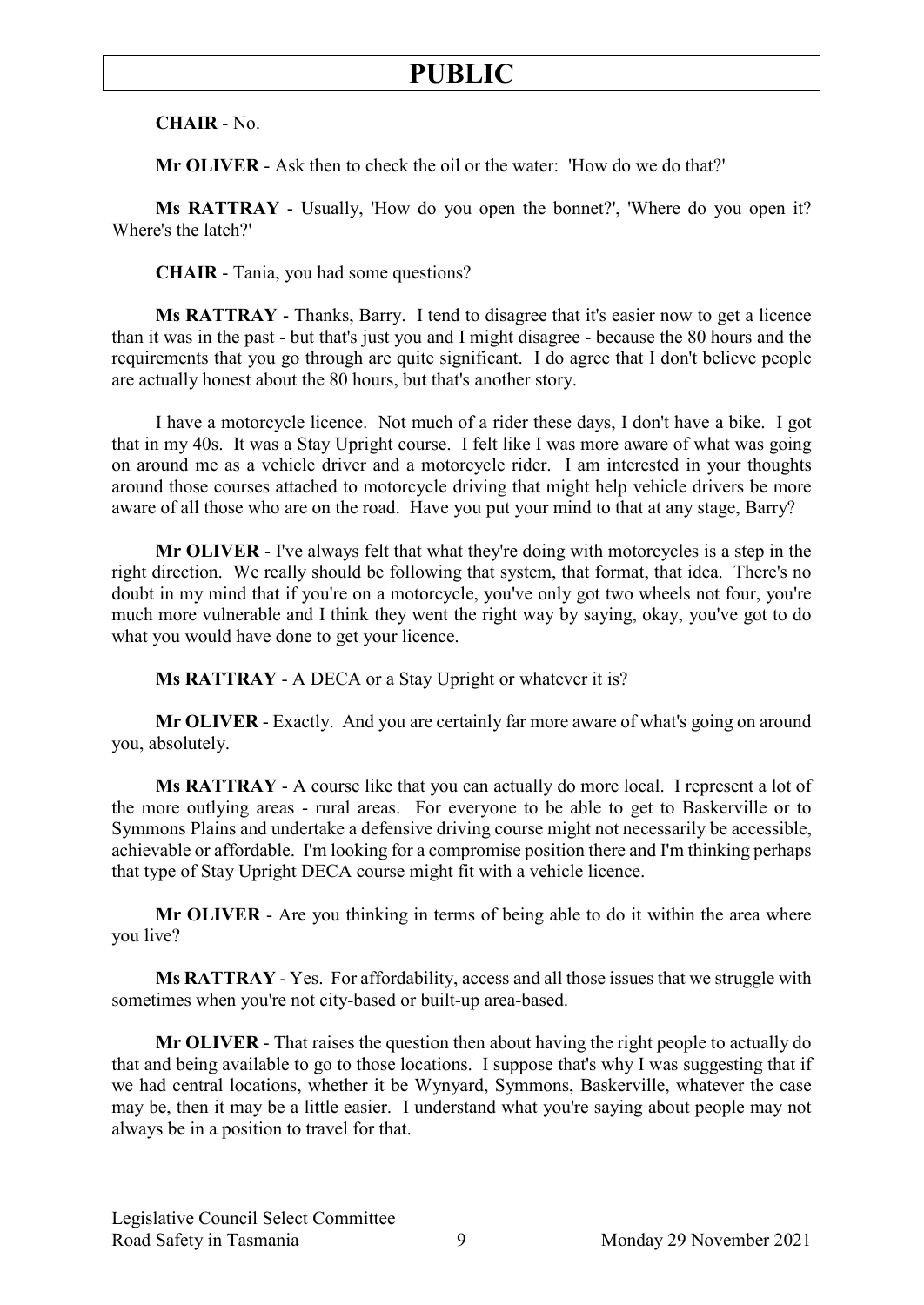**CHAIR** - No.

**Mr OLIVER** - Ask then to check the oil or the water: 'How do we do that?'

**Ms RATTRAY** - Usually, 'How do you open the bonnet?', 'Where do you open it? Where's the latch?'

**CHAIR** - Tania, you had some questions?

**Ms RATTRAY** - Thanks, Barry. I tend to disagree that it's easier now to get a licence than it was in the past - but that's just you and I might disagree - because the 80 hours and the requirements that you go through are quite significant. I do agree that I don't believe people are actually honest about the 80 hours, but that's another story.

I have a motorcycle licence. Not much of a rider these days, I don't have a bike. I got that in my 40s. It was a Stay Upright course. I felt like I was more aware of what was going on around me as a vehicle driver and a motorcycle rider. I am interested in your thoughts around those courses attached to motorcycle driving that might help vehicle drivers be more aware of all those who are on the road. Have you put your mind to that at any stage, Barry?

**Mr OLIVER** - I've always felt that what they're doing with motorcycles is a step in the right direction. We really should be following that system, that format, that idea. There's no doubt in my mind that if you're on a motorcycle, you've only got two wheels not four, you're much more vulnerable and I think they went the right way by saying, okay, you've got to do what you would have done to get your licence.

**Ms RATTRAY** - A DECA or a Stay Upright or whatever it is?

**Mr OLIVER** - Exactly. And you are certainly far more aware of what's going on around you, absolutely.

**Ms RATTRAY** - A course like that you can actually do more local. I represent a lot of the more outlying areas - rural areas. For everyone to be able to get to Baskerville or to Symmons Plains and undertake a defensive driving course might not necessarily be accessible, achievable or affordable. I'm looking for a compromise position there and I'm thinking perhaps that type of Stay Upright DECA course might fit with a vehicle licence.

**Mr OLIVER** - Are you thinking in terms of being able to do it within the area where you live?

**Ms RATTRAY** - Yes. For affordability, access and all those issues that we struggle with sometimes when you're not city-based or built-up area-based.

**Mr OLIVER** - That raises the question then about having the right people to actually do that and being available to go to those locations. I suppose that's why I was suggesting that if we had central locations, whether it be Wynyard, Symmons, Baskerville, whatever the case may be, then it may be a little easier. I understand what you're saying about people may not always be in a position to travel for that.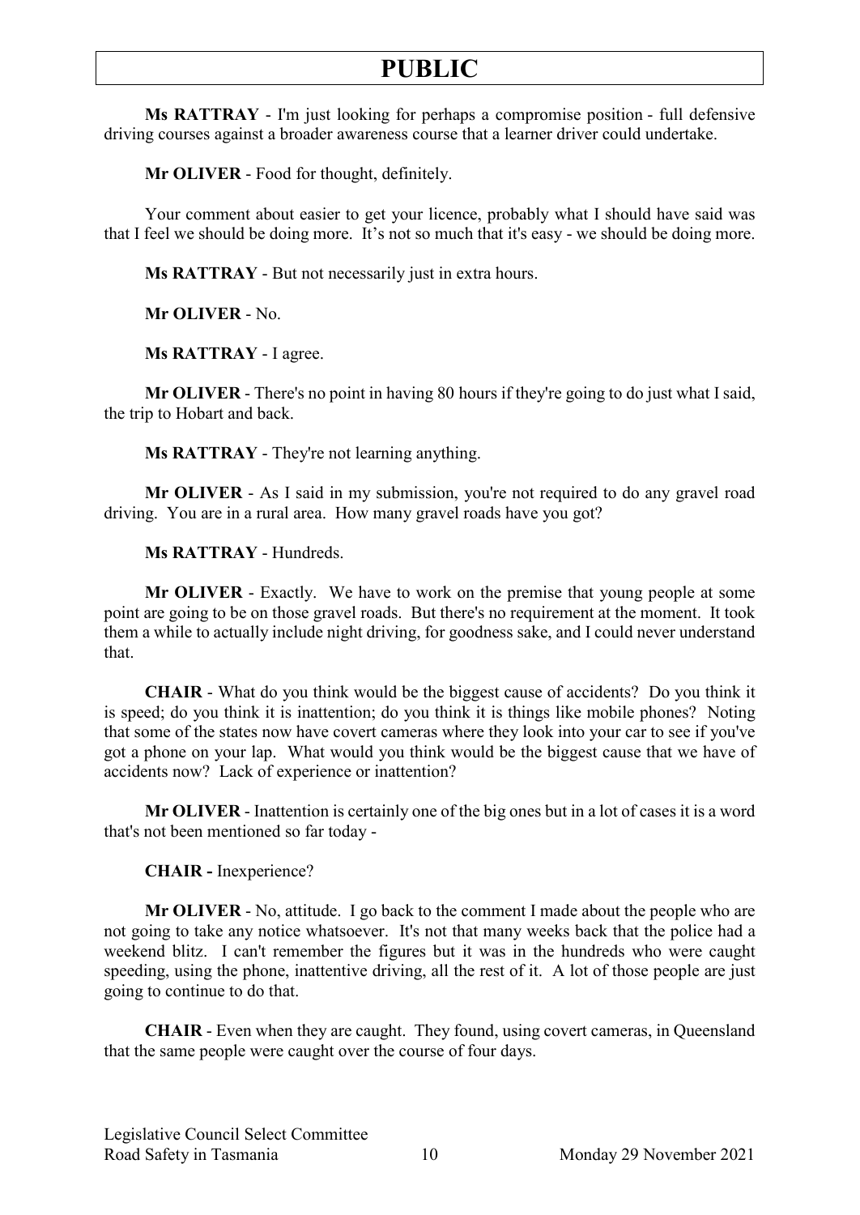**Ms RATTRAY** - I'm just looking for perhaps a compromise position - full defensive driving courses against a broader awareness course that a learner driver could undertake.

**Mr OLIVER** - Food for thought, definitely.

Your comment about easier to get your licence, probably what I should have said was that I feel we should be doing more. It's not so much that it's easy - we should be doing more.

**Ms RATTRAY** - But not necessarily just in extra hours.

**Mr OLIVER** - No.

**Ms RATTRAY** - I agree.

**Mr OLIVER** - There's no point in having 80 hours if they're going to do just what I said, the trip to Hobart and back.

**Ms RATTRAY** - They're not learning anything.

**Mr OLIVER** - As I said in my submission, you're not required to do any gravel road driving. You are in a rural area. How many gravel roads have you got?

**Ms RATTRAY** - Hundreds.

**Mr OLIVER** - Exactly. We have to work on the premise that young people at some point are going to be on those gravel roads. But there's no requirement at the moment. It took them a while to actually include night driving, for goodness sake, and I could never understand that.

**CHAIR** - What do you think would be the biggest cause of accidents? Do you think it is speed; do you think it is inattention; do you think it is things like mobile phones? Noting that some of the states now have covert cameras where they look into your car to see if you've got a phone on your lap. What would you think would be the biggest cause that we have of accidents now? Lack of experience or inattention?

**Mr OLIVER** - Inattention is certainly one of the big ones but in a lot of cases it is a word that's not been mentioned so far today -

**CHAIR -** Inexperience?

**Mr OLIVER** - No, attitude. I go back to the comment I made about the people who are not going to take any notice whatsoever. It's not that many weeks back that the police had a weekend blitz. I can't remember the figures but it was in the hundreds who were caught speeding, using the phone, inattentive driving, all the rest of it. A lot of those people are just going to continue to do that.

**CHAIR** - Even when they are caught. They found, using covert cameras, in Queensland that the same people were caught over the course of four days.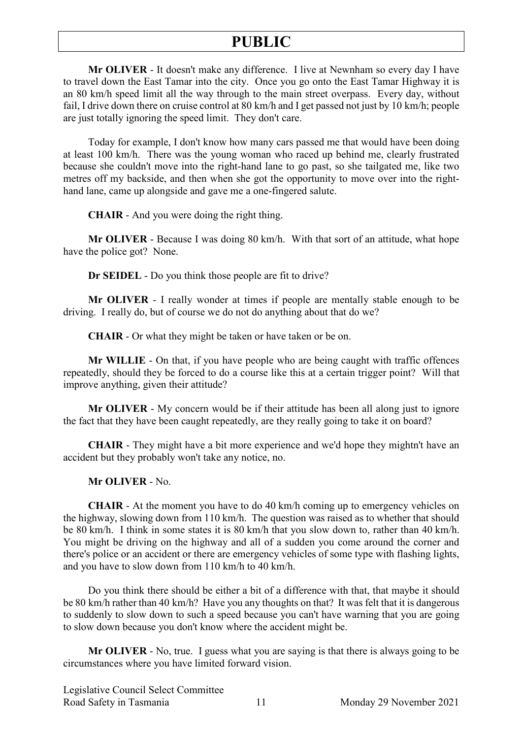**Mr OLIVER** - It doesn't make any difference. I live at Newnham so every day I have to travel down the East Tamar into the city. Once you go onto the East Tamar Highway it is an 80 km/h speed limit all the way through to the main street overpass. Every day, without fail, I drive down there on cruise control at 80 km/h and I get passed not just by 10 km/h; people are just totally ignoring the speed limit. They don't care.

Today for example, I don't know how many cars passed me that would have been doing at least 100 km/h. There was the young woman who raced up behind me, clearly frustrated because she couldn't move into the right-hand lane to go past, so she tailgated me, like two metres off my backside, and then when she got the opportunity to move over into the right-hand lane, came up alongside and gave me a one-fingered salute.

**CHAIR** - And you were doing the right thing.

**Mr OLIVER** - Because I was doing 80 km/h. With that sort of an attitude, what hope have the police got? None.

**Dr SEIDEL** - Do you think those people are fit to drive?

**Mr OLIVER** - I really wonder at times if people are mentally stable enough to be driving. I really do, but of course we do not do anything about that do we?

**CHAIR** - Or what they might be taken or have taken or be on.

**Mr WILLIE** - On that, if you have people who are being caught with traffic offences repeatedly, should they be forced to do a course like this at a certain trigger point? Will that improve anything, given their attitude?

**Mr OLIVER** - My concern would be if their attitude has been all along just to ignore the fact that they have been caught repeatedly, are they really going to take it on board?

**CHAIR** - They might have a bit more experience and we'd hope they mightn't have an accident but they probably won't take any notice, no.

**Mr OLIVER** - No.

**CHAIR** - At the moment you have to do 40 km/h coming up to emergency vehicles on the highway, slowing down from 110 km/h. The question was raised as to whether that should be 80 km/h. I think in some states it is 80 km/h that you slow down to, rather than 40 km/h. You might be driving on the highway and all of a sudden you come around the corner and there's police or an accident or there are emergency vehicles of some type with flashing lights, and you have to slow down from 110 km/h to 40 km/h.

Do you think there should be either a bit of a difference with that, that maybe it should be 80 km/h rather than 40 km/h? Have you any thoughts on that? It was felt that it is dangerous to suddenly to slow down to such a speed because you can't have warning that you are going to slow down because you don't know where the accident might be.

**Mr OLIVER** - No, true. I guess what you are saying is that there is always going to be circumstances where you have limited forward vision.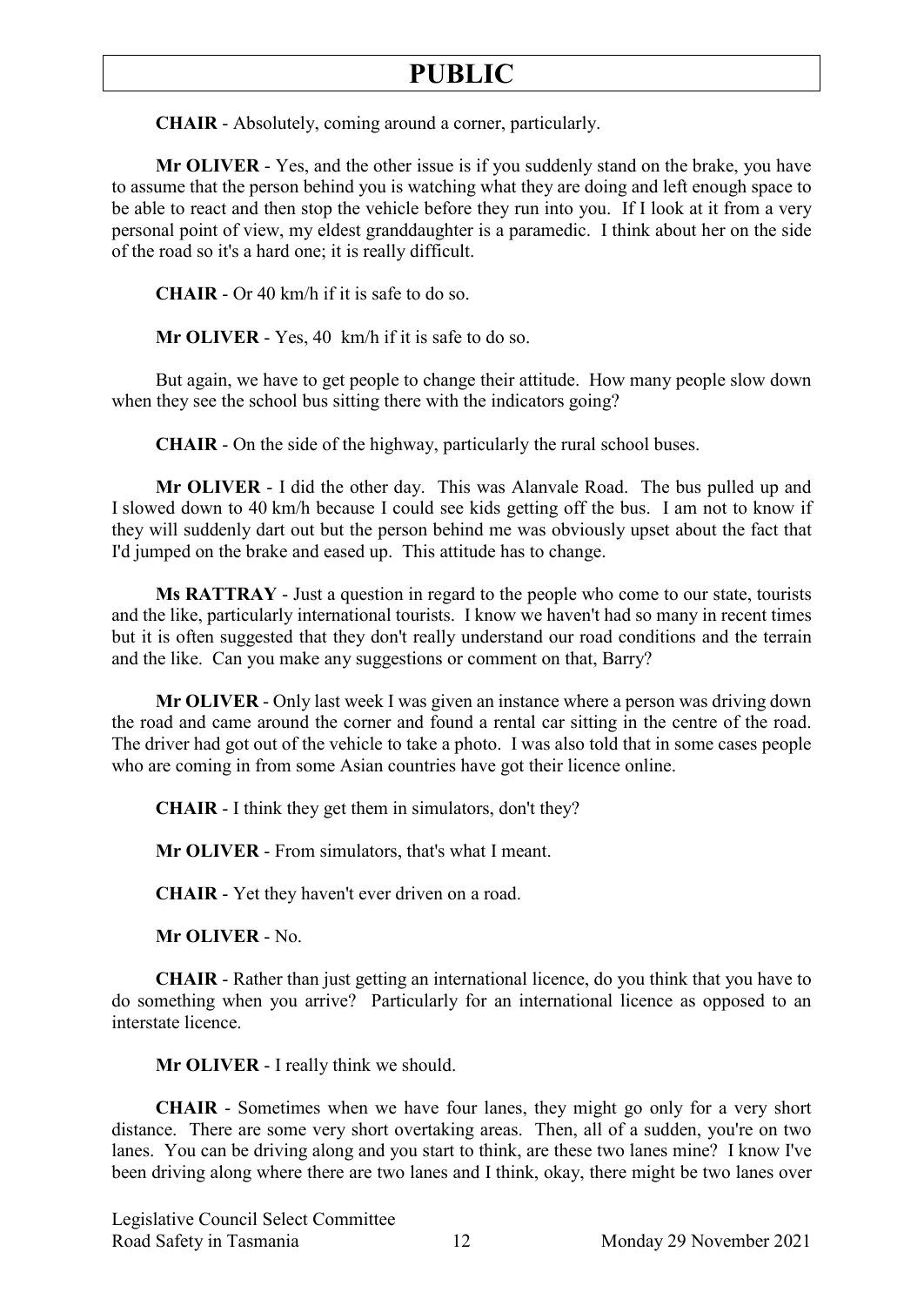**CHAIR** - Absolutely, coming around a corner, particularly.

**Mr OLIVER** - Yes, and the other issue is if you suddenly stand on the brake, you have to assume that the person behind you is watching what they are doing and left enough space to be able to react and then stop the vehicle before they run into you. If I look at it from a very personal point of view, my eldest granddaughter is a paramedic. I think about her on the side of the road so it's a hard one; it is really difficult.

**CHAIR** - Or 40 km/h if it is safe to do so.

**Mr OLIVER** - Yes, 40 km/h if it is safe to do so.

But again, we have to get people to change their attitude. How many people slow down when they see the school bus sitting there with the indicators going?

**CHAIR** - On the side of the highway, particularly the rural school buses.

**Mr OLIVER** - I did the other day. This was Alanvale Road. The bus pulled up and I slowed down to 40 km/h because I could see kids getting off the bus. I am not to know if they will suddenly dart out but the person behind me was obviously upset about the fact that I'd jumped on the brake and eased up. This attitude has to change.

**Ms RATTRAY** - Just a question in regard to the people who come to our state, tourists and the like, particularly international tourists. I know we haven't had so many in recent times but it is often suggested that they don't really understand our road conditions and the terrain and the like. Can you make any suggestions or comment on that, Barry?

**Mr OLIVER** - Only last week I was given an instance where a person was driving down the road and came around the corner and found a rental car sitting in the centre of the road. The driver had got out of the vehicle to take a photo. I was also told that in some cases people who are coming in from some Asian countries have got their licence online.

**CHAIR** - I think they get them in simulators, don't they?

**Mr OLIVER** - From simulators, that's what I meant.

**CHAIR** - Yet they haven't ever driven on a road.

**Mr OLIVER** - No.

**CHAIR** - Rather than just getting an international licence, do you think that you have to do something when you arrive? Particularly for an international licence as opposed to an interstate licence.

**Mr OLIVER** - I really think we should.

**CHAIR** - Sometimes when we have four lanes, they might go only for a very short distance. There are some very short overtaking areas. Then, all of a sudden, you're on two lanes. You can be driving along and you start to think, are these two lanes mine? I know I've been driving along where there are two lanes and I think, okay, there might be two lanes over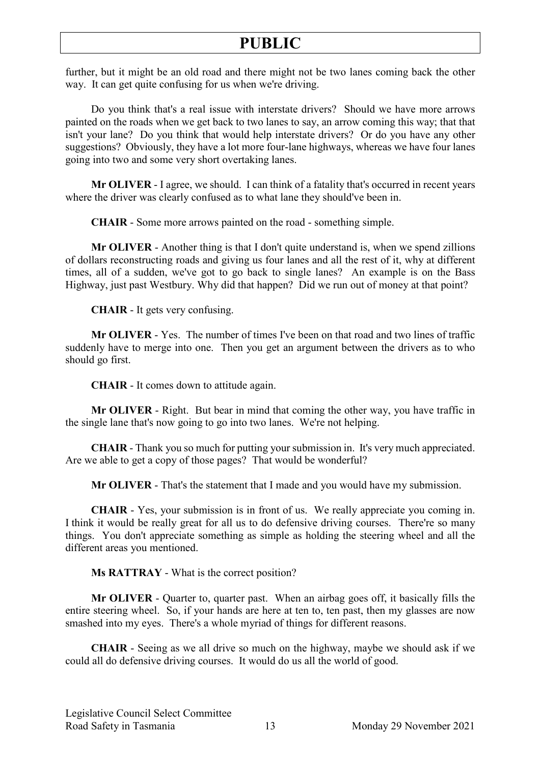further, but it might be an old road and there might not be two lanes coming back the other way. It can get quite confusing for us when we're driving.

Do you think that's a real issue with interstate drivers? Should we have more arrows painted on the roads when we get back to two lanes to say, an arrow coming this way; that that isn't your lane? Do you think that would help interstate drivers? Or do you have any other suggestions? Obviously, they have a lot more four-lane highways, whereas we have four lanes going into two and some very short overtaking lanes.

**Mr OLIVER** - I agree, we should. I can think of a fatality that's occurred in recent years where the driver was clearly confused as to what lane they should've been in.

**CHAIR** - Some more arrows painted on the road - something simple.

**Mr OLIVER** - Another thing is that I don't quite understand is, when we spend zillions of dollars reconstructing roads and giving us four lanes and all the rest of it, why at different times, all of a sudden, we've got to go back to single lanes? An example is on the Bass Highway, just past Westbury. Why did that happen? Did we run out of money at that point?

**CHAIR** - It gets very confusing.

**Mr OLIVER** - Yes. The number of times I've been on that road and two lines of traffic suddenly have to merge into one. Then you get an argument between the drivers as to who should go first.

**CHAIR** - It comes down to attitude again.

**Mr OLIVER** - Right. But bear in mind that coming the other way, you have traffic in the single lane that's now going to go into two lanes. We're not helping.

**CHAIR** - Thank you so much for putting your submission in. It's very much appreciated. Are we able to get a copy of those pages? That would be wonderful?

**Mr OLIVER** - That's the statement that I made and you would have my submission.

**CHAIR** - Yes, your submission is in front of us. We really appreciate you coming in. I think it would be really great for all us to do defensive driving courses. There're so many things. You don't appreciate something as simple as holding the steering wheel and all the different areas you mentioned.

**Ms RATTRAY** - What is the correct position?

**Mr OLIVER** - Quarter to, quarter past. When an airbag goes off, it basically fills the entire steering wheel. So, if your hands are here at ten to, ten past, then my glasses are now smashed into my eyes. There's a whole myriad of things for different reasons.

**CHAIR** - Seeing as we all drive so much on the highway, maybe we should ask if we could all do defensive driving courses. It would do us all the world of good.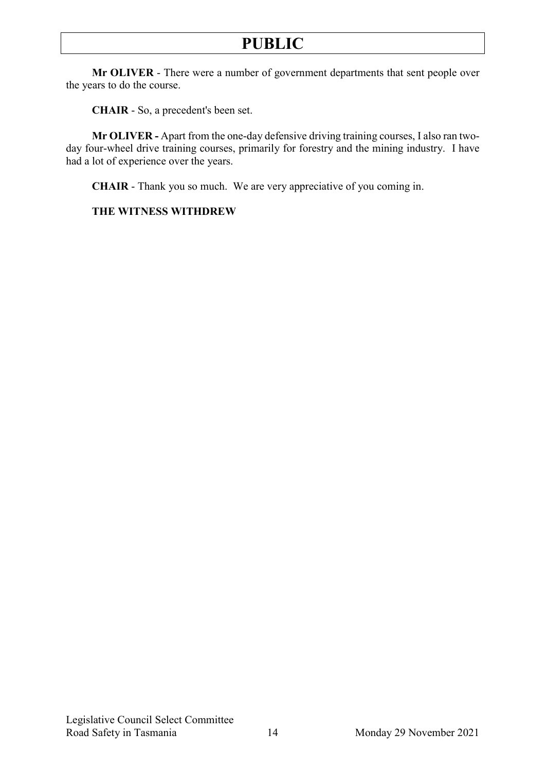**Mr OLIVER** - There were a number of government departments that sent people over the years to do the course.

**CHAIR** - So, a precedent's been set.

**Mr OLIVER -** Apart from the one-day defensive driving training courses, I also ran two-day four-wheel drive training courses, primarily for forestry and the mining industry. I have had a lot of experience over the years.

**CHAIR** - Thank you so much. We are very appreciative of you coming in.

**THE WITNESS WITHDREW**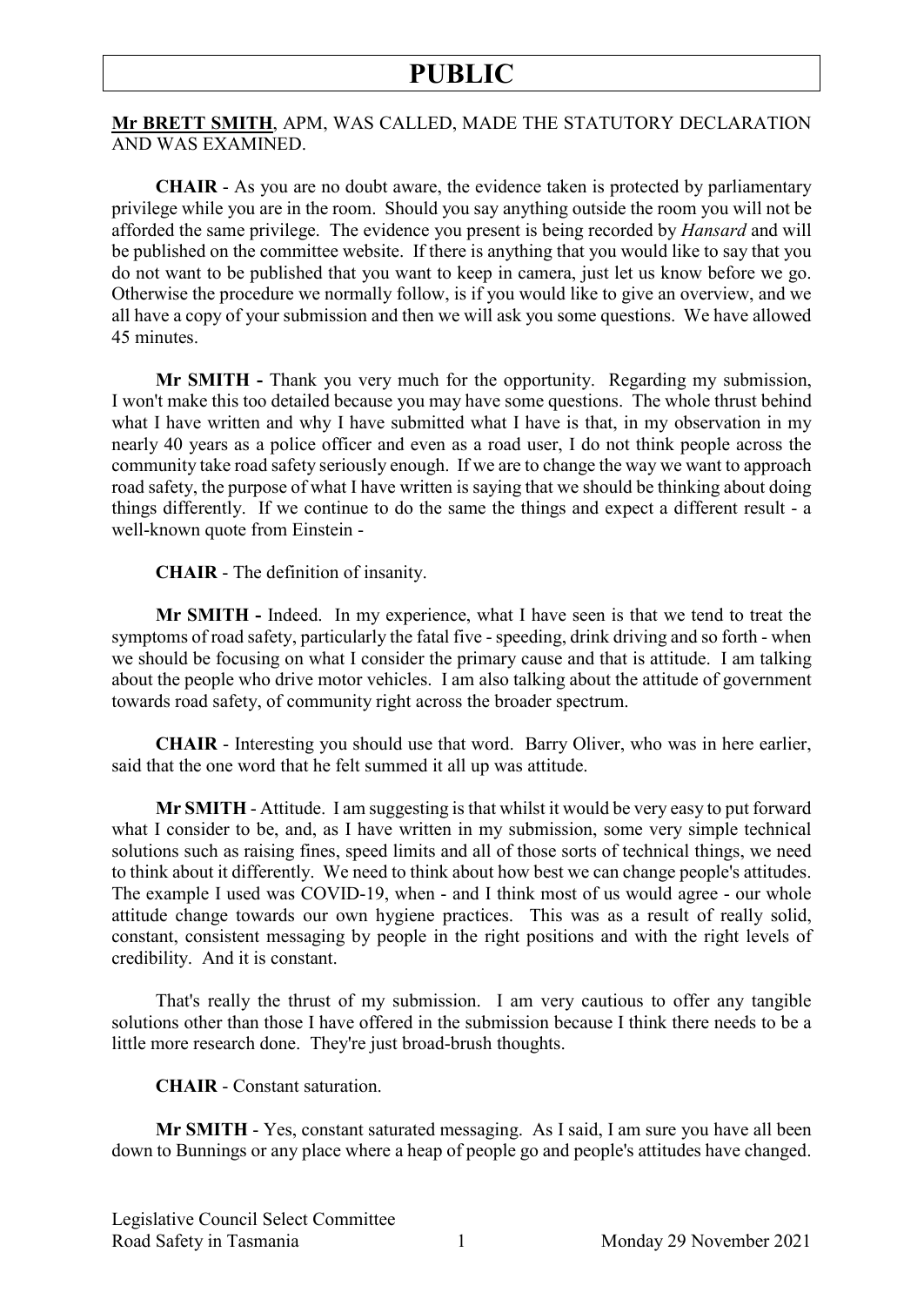**Mr BRETT SMITH**, APM, WAS CALLED, MADE THE STATUTORY DECLARATION AND WAS EXAMINED.

**CHAIR** - As you are no doubt aware, the evidence taken is protected by parliamentary privilege while you are in the room. Should you say anything outside the room you will not be afforded the same privilege. The evidence you present is being recorded by *Hansard* and will be published on the committee website. If there is anything that you would like to say that you do not want to be published that you want to keep in camera, just let us know before we go. Otherwise the procedure we normally follow, is if you would like to give an overview, and we all have a copy of your submission and then we will ask you some questions. We have allowed 45 minutes.

**Mr SMITH -** Thank you very much for the opportunity. Regarding my submission, I won't make this too detailed because you may have some questions. The whole thrust behind what I have written and why I have submitted what I have is that, in my observation in my nearly 40 years as a police officer and even as a road user, I do not think people across the community take road safety seriously enough. If we are to change the way we want to approach road safety, the purpose of what I have written is saying that we should be thinking about doing things differently. If we continue to do the same the things and expect a different result - a well-known quote from Einstein -

**CHAIR** - The definition of insanity.

**Mr SMITH -** Indeed. In my experience, what I have seen is that we tend to treat the symptoms of road safety, particularly the fatal five - speeding, drink driving and so forth - when we should be focusing on what I consider the primary cause and that is attitude. I am talking about the people who drive motor vehicles. I am also talking about the attitude of government towards road safety, of community right across the broader spectrum.

**CHAIR** - Interesting you should use that word. Barry Oliver, who was in here earlier, said that the one word that he felt summed it all up was attitude.

**Mr SMITH** - Attitude. I am suggesting is that whilst it would be very easy to put forward what I consider to be, and, as I have written in my submission, some very simple technical solutions such as raising fines, speed limits and all of those sorts of technical things, we need to think about it differently. We need to think about how best we can change people's attitudes. The example I used was COVID-19, when - and I think most of us would agree - our whole attitude change towards our own hygiene practices. This was as a result of really solid, constant, consistent messaging by people in the right positions and with the right levels of credibility. And it is constant.

That's really the thrust of my submission. I am very cautious to offer any tangible solutions other than those I have offered in the submission because I think there needs to be a little more research done. They're just broad-brush thoughts.

**CHAIR** - Constant saturation.

**Mr SMITH** - Yes, constant saturated messaging. As I said, I am sure you have all been down to Bunnings or any place where a heap of people go and people's attitudes have changed.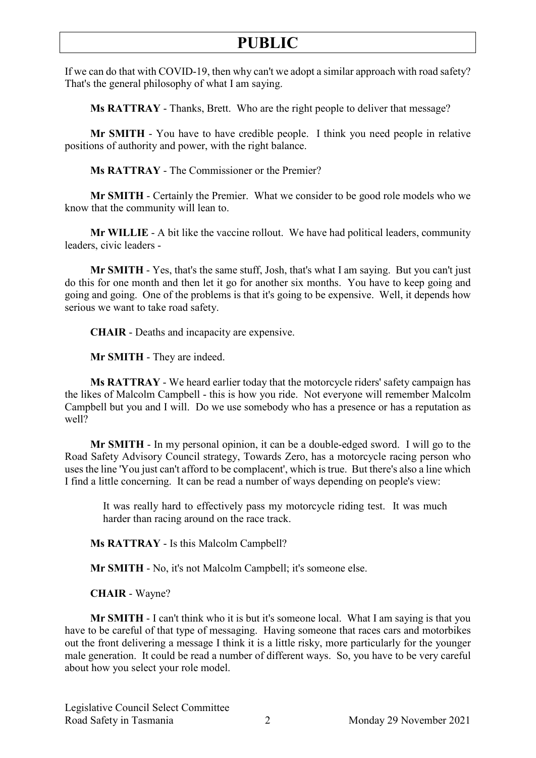If we can do that with COVID-19, then why can't we adopt a similar approach with road safety? That's the general philosophy of what I am saying.

**Ms RATTRAY** - Thanks, Brett. Who are the right people to deliver that message?

**Mr SMITH** - You have to have credible people. I think you need people in relative positions of authority and power, with the right balance.

**Ms RATTRAY** - The Commissioner or the Premier?

**Mr SMITH** - Certainly the Premier. What we consider to be good role models who we know that the community will lean to.

**Mr WILLIE** - A bit like the vaccine rollout. We have had political leaders, community leaders, civic leaders -

**Mr SMITH** - Yes, that's the same stuff, Josh, that's what I am saying. But you can't just do this for one month and then let it go for another six months. You have to keep going and going and going. One of the problems is that it's going to be expensive. Well, it depends how serious we want to take road safety.

**CHAIR** - Deaths and incapacity are expensive.

**Mr SMITH** - They are indeed.

**Ms RATTRAY** - We heard earlier today that the motorcycle riders' safety campaign has the likes of Malcolm Campbell - this is how you ride. Not everyone will remember Malcolm Campbell but you and I will. Do we use somebody who has a presence or has a reputation as well?

**Mr SMITH** - In my personal opinion, it can be a double-edged sword. I will go to the Road Safety Advisory Council strategy, Towards Zero, has a motorcycle racing person who uses the line 'You just can't afford to be complacent', which is true. But there's also a line which I find a little concerning. It can be read a number of ways depending on people's view:

> It was really hard to effectively pass my motorcycle riding test. It was much harder than racing around on the race track.

**Ms RATTRAY** - Is this Malcolm Campbell?

**Mr SMITH** - No, it's not Malcolm Campbell; it's someone else.

**CHAIR** - Wayne?

**Mr SMITH** - I can't think who it is but it's someone local. What I am saying is that you have to be careful of that type of messaging. Having someone that races cars and motorbikes out the front delivering a message I think it is a little risky, more particularly for the younger male generation. It could be read a number of different ways. So, you have to be very careful about how you select your role model.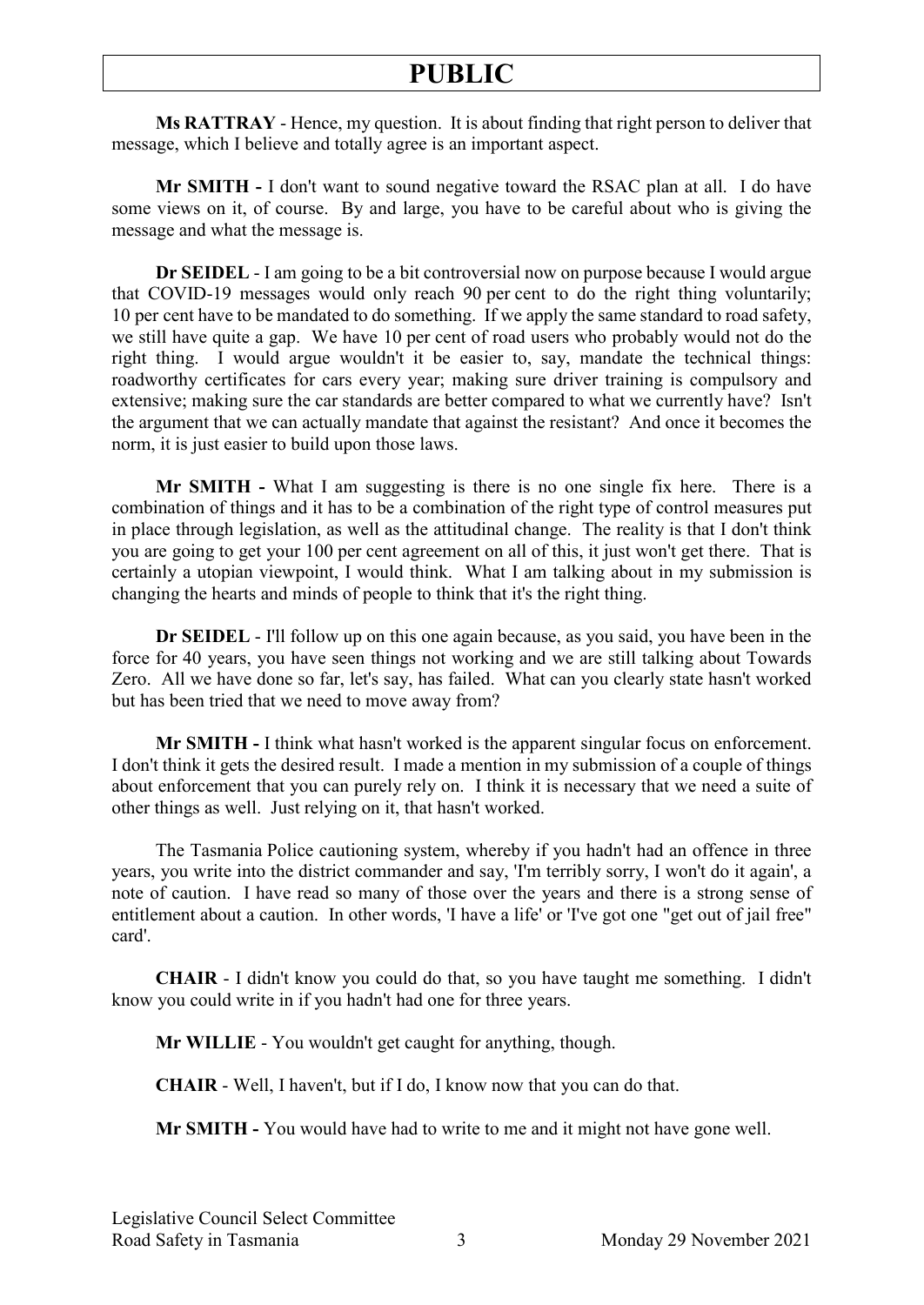**Ms RATTRAY** - Hence, my question. It is about finding that right person to deliver that message, which I believe and totally agree is an important aspect.

**Mr SMITH -** I don't want to sound negative toward the RSAC plan at all. I do have some views on it, of course. By and large, you have to be careful about who is giving the message and what the message is.

**Dr SEIDEL** - I am going to be a bit controversial now on purpose because I would argue that COVID-19 messages would only reach 90 per cent to do the right thing voluntarily; 10 per cent have to be mandated to do something. If we apply the same standard to road safety, we still have quite a gap. We have 10 per cent of road users who probably would not do the right thing. I would argue wouldn't it be easier to, say, mandate the technical things: roadworthy certificates for cars every year; making sure driver training is compulsory and extensive; making sure the car standards are better compared to what we currently have? Isn't the argument that we can actually mandate that against the resistant? And once it becomes the norm, it is just easier to build upon those laws.

**Mr SMITH -** What I am suggesting is there is no one single fix here. There is a combination of things and it has to be a combination of the right type of control measures put in place through legislation, as well as the attitudinal change. The reality is that I don't think you are going to get your 100 per cent agreement on all of this, it just won't get there. That is certainly a utopian viewpoint, I would think. What I am talking about in my submission is changing the hearts and minds of people to think that it's the right thing.

**Dr SEIDEL** - I'll follow up on this one again because, as you said, you have been in the force for 40 years, you have seen things not working and we are still talking about Towards Zero. All we have done so far, let's say, has failed. What can you clearly state hasn't worked but has been tried that we need to move away from?

**Mr SMITH -** I think what hasn't worked is the apparent singular focus on enforcement. I don't think it gets the desired result. I made a mention in my submission of a couple of things about enforcement that you can purely rely on. I think it is necessary that we need a suite of other things as well. Just relying on it, that hasn't worked.

The Tasmania Police cautioning system, whereby if you hadn't had an offence in three years, you write into the district commander and say, 'I'm terribly sorry, I won't do it again', a note of caution. I have read so many of those over the years and there is a strong sense of entitlement about a caution. In other words, 'I have a life' or 'I've got one "get out of jail free" card'.

**CHAIR** - I didn't know you could do that, so you have taught me something. I didn't know you could write in if you hadn't had one for three years.

**Mr WILLIE** - You wouldn't get caught for anything, though.

**CHAIR** - Well, I haven't, but if I do, I know now that you can do that.

**Mr SMITH -** You would have had to write to me and it might not have gone well.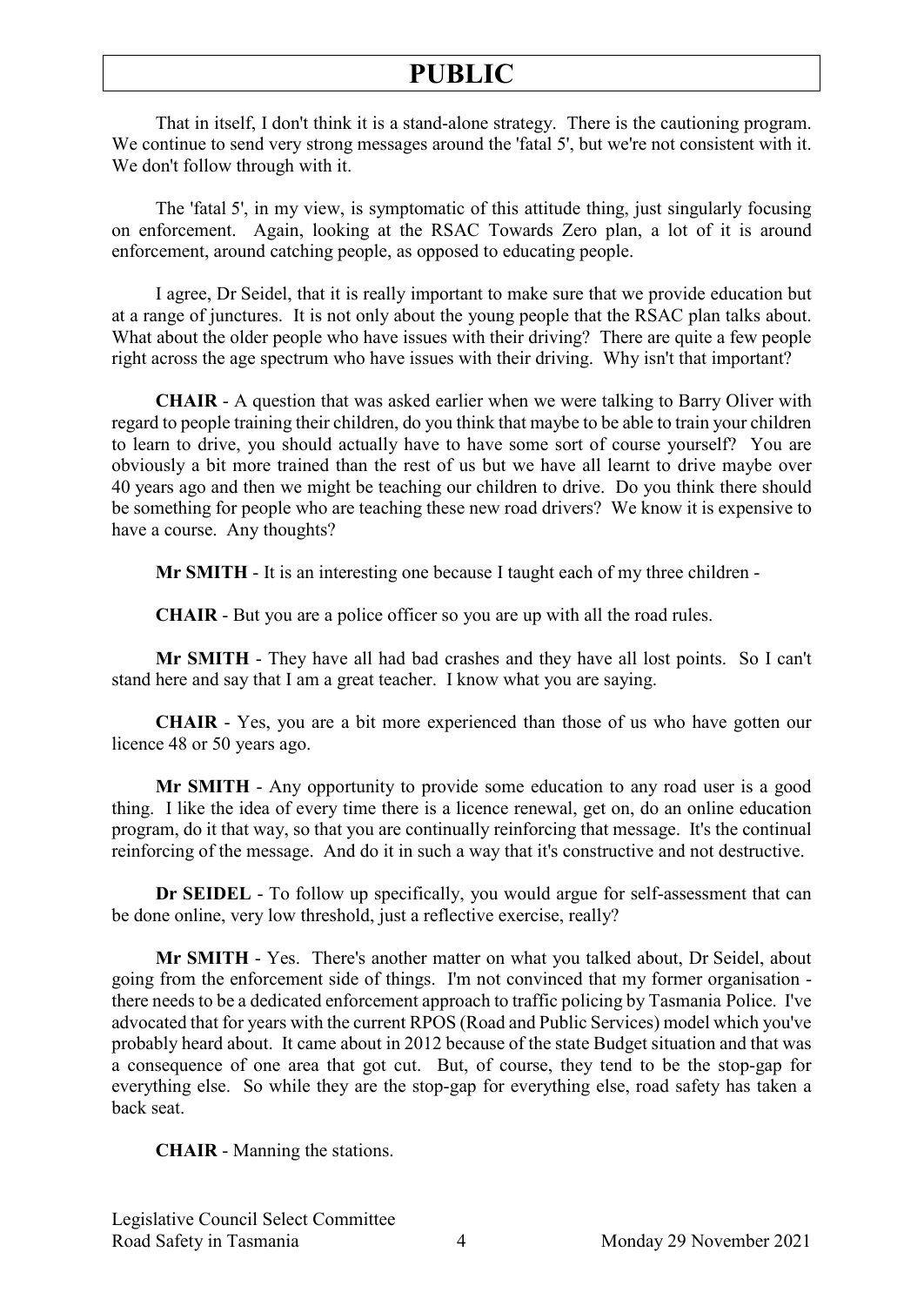That in itself, I don't think it is a stand-alone strategy. There is the cautioning program. We continue to send very strong messages around the 'fatal 5', but we're not consistent with it. We don't follow through with it.

The 'fatal 5', in my view, is symptomatic of this attitude thing, just singularly focusing on enforcement. Again, looking at the RSAC Towards Zero plan, a lot of it is around enforcement, around catching people, as opposed to educating people.

I agree, Dr Seidel, that it is really important to make sure that we provide education but at a range of junctures. It is not only about the young people that the RSAC plan talks about. What about the older people who have issues with their driving? There are quite a few people right across the age spectrum who have issues with their driving. Why isn't that important?

**CHAIR** - A question that was asked earlier when we were talking to Barry Oliver with regard to people training their children, do you think that maybe to be able to train your children to learn to drive, you should actually have to have some sort of course yourself? You are obviously a bit more trained than the rest of us but we have all learnt to drive maybe over 40 years ago and then we might be teaching our children to drive. Do you think there should be something for people who are teaching these new road drivers? We know it is expensive to have a course. Any thoughts?

**Mr SMITH** - It is an interesting one because I taught each of my three children -

**CHAIR** - But you are a police officer so you are up with all the road rules.

**Mr SMITH** - They have all had bad crashes and they have all lost points. So I can't stand here and say that I am a great teacher. I know what you are saying.

**CHAIR** - Yes, you are a bit more experienced than those of us who have gotten our licence 48 or 50 years ago.

**Mr SMITH** - Any opportunity to provide some education to any road user is a good thing. I like the idea of every time there is a licence renewal, get on, do an online education program, do it that way, so that you are continually reinforcing that message. It's the continual reinforcing of the message. And do it in such a way that it's constructive and not destructive.

**Dr SEIDEL** - To follow up specifically, you would argue for self-assessment that can be done online, very low threshold, just a reflective exercise, really?

**Mr SMITH** - Yes. There's another matter on what you talked about, Dr Seidel, about going from the enforcement side of things. I'm not convinced that my former organisation - there needs to be a dedicated enforcement approach to traffic policing by Tasmania Police. I've advocated that for years with the current RPOS (Road and Public Services) model which you've probably heard about. It came about in 2012 because of the state Budget situation and that was a consequence of one area that got cut. But, of course, they tend to be the stop-gap for everything else. So while they are the stop-gap for everything else, road safety has taken a back seat.

**CHAIR** - Manning the stations.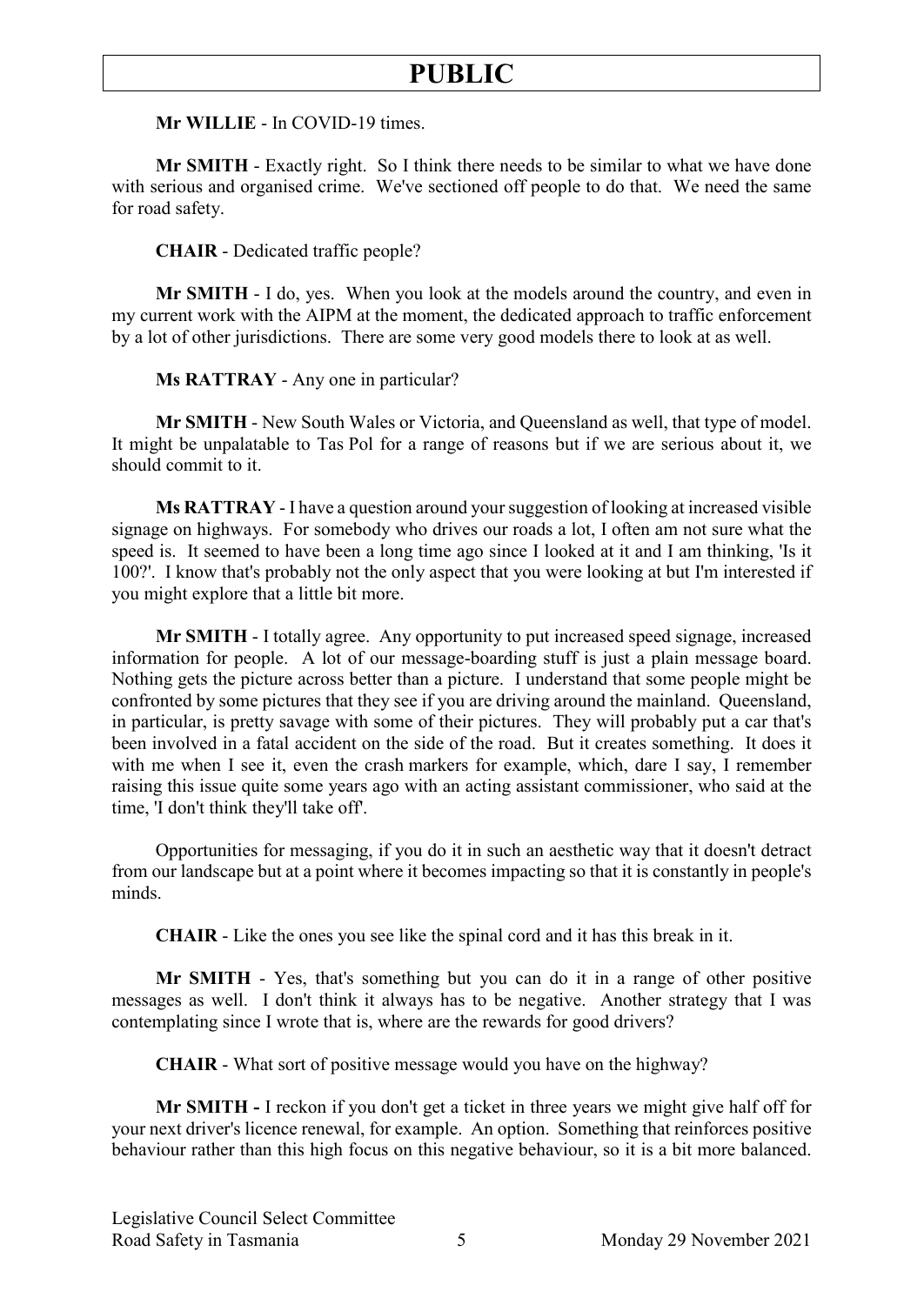**Mr WILLIE** - In COVID-19 times.

**Mr SMITH** - Exactly right. So I think there needs to be similar to what we have done with serious and organised crime. We've sectioned off people to do that. We need the same for road safety.

**CHAIR** - Dedicated traffic people?

**Mr SMITH** - I do, yes. When you look at the models around the country, and even in my current work with the AIPM at the moment, the dedicated approach to traffic enforcement by a lot of other jurisdictions. There are some very good models there to look at as well.

**Ms RATTRAY** - Any one in particular?

**Mr SMITH** - New South Wales or Victoria, and Queensland as well, that type of model. It might be unpalatable to Tas Pol for a range of reasons but if we are serious about it, we should commit to it.

**Ms RATTRAY** - I have a question around your suggestion of looking at increased visible signage on highways. For somebody who drives our roads a lot, I often am not sure what the speed is. It seemed to have been a long time ago since I looked at it and I am thinking, 'Is it 100?'. I know that's probably not the only aspect that you were looking at but I'm interested if you might explore that a little bit more.

**Mr SMITH** - I totally agree. Any opportunity to put increased speed signage, increased information for people. A lot of our message-boarding stuff is just a plain message board. Nothing gets the picture across better than a picture. I understand that some people might be confronted by some pictures that they see if you are driving around the mainland. Queensland, in particular, is pretty savage with some of their pictures. They will probably put a car that's been involved in a fatal accident on the side of the road. But it creates something. It does it with me when I see it, even the crash markers for example, which, dare I say, I remember raising this issue quite some years ago with an acting assistant commissioner, who said at the time, 'I don't think they'll take off'.

Opportunities for messaging, if you do it in such an aesthetic way that it doesn't detract from our landscape but at a point where it becomes impacting so that it is constantly in people's minds.

**CHAIR** - Like the ones you see like the spinal cord and it has this break in it.

**Mr SMITH** - Yes, that's something but you can do it in a range of other positive messages as well. I don't think it always has to be negative. Another strategy that I was contemplating since I wrote that is, where are the rewards for good drivers?

**CHAIR** - What sort of positive message would you have on the highway?

**Mr SMITH -** I reckon if you don't get a ticket in three years we might give half off for your next driver's licence renewal, for example. An option. Something that reinforces positive behaviour rather than this high focus on this negative behaviour, so it is a bit more balanced.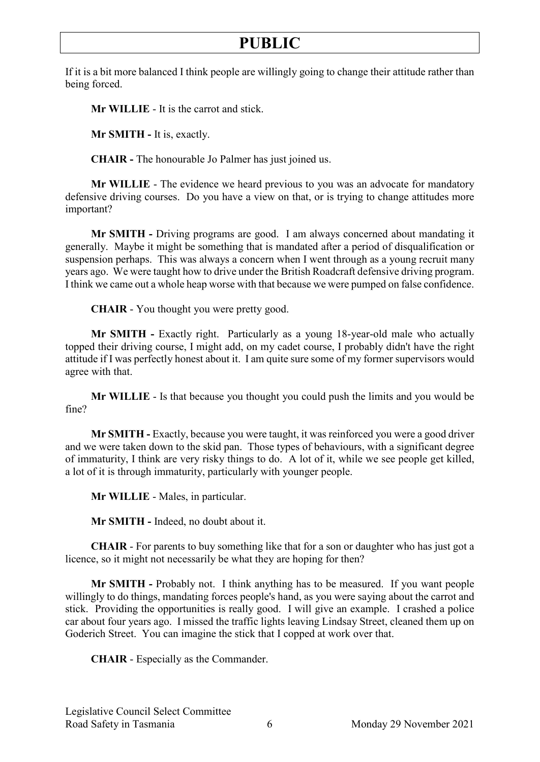If it is a bit more balanced I think people are willingly going to change their attitude rather than being forced.

**Mr WILLIE** - It is the carrot and stick.

**Mr SMITH -** It is, exactly.

**CHAIR -** The honourable Jo Palmer has just joined us.

**Mr WILLIE** - The evidence we heard previous to you was an advocate for mandatory defensive driving courses. Do you have a view on that, or is trying to change attitudes more important?

**Mr SMITH -** Driving programs are good. I am always concerned about mandating it generally. Maybe it might be something that is mandated after a period of disqualification or suspension perhaps. This was always a concern when I went through as a young recruit many years ago. We were taught how to drive under the British Roadcraft defensive driving program. I think we came out a whole heap worse with that because we were pumped on false confidence.

**CHAIR** - You thought you were pretty good.

**Mr SMITH -** Exactly right. Particularly as a young 18-year-old male who actually topped their driving course, I might add, on my cadet course, I probably didn't have the right attitude if I was perfectly honest about it. I am quite sure some of my former supervisors would agree with that.

**Mr WILLIE** - Is that because you thought you could push the limits and you would be fine?

**Mr SMITH -** Exactly, because you were taught, it was reinforced you were a good driver and we were taken down to the skid pan. Those types of behaviours, with a significant degree of immaturity, I think are very risky things to do. A lot of it, while we see people get killed, a lot of it is through immaturity, particularly with younger people.

**Mr WILLIE** - Males, in particular.

**Mr SMITH -** Indeed, no doubt about it.

**CHAIR** - For parents to buy something like that for a son or daughter who has just got a licence, so it might not necessarily be what they are hoping for then?

**Mr SMITH -** Probably not. I think anything has to be measured. If you want people willingly to do things, mandating forces people's hand, as you were saying about the carrot and stick. Providing the opportunities is really good. I will give an example. I crashed a police car about four years ago. I missed the traffic lights leaving Lindsay Street, cleaned them up on Goderich Street. You can imagine the stick that I copped at work over that.

**CHAIR** - Especially as the Commander.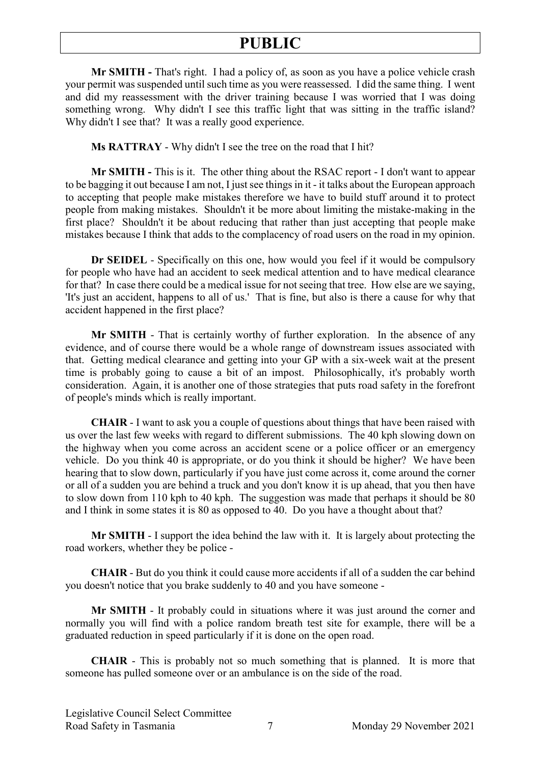**Mr SMITH -** That's right. I had a policy of, as soon as you have a police vehicle crash your permit was suspended until such time as you were reassessed. I did the same thing. I went and did my reassessment with the driver training because I was worried that I was doing something wrong. Why didn't I see this traffic light that was sitting in the traffic island? Why didn't I see that? It was a really good experience.

**Ms RATTRAY** - Why didn't I see the tree on the road that I hit?

**Mr SMITH -** This is it. The other thing about the RSAC report - I don't want to appear to be bagging it out because I am not, I just see things in it - it talks about the European approach to accepting that people make mistakes therefore we have to build stuff around it to protect people from making mistakes. Shouldn't it be more about limiting the mistake-making in the first place? Shouldn't it be about reducing that rather than just accepting that people make mistakes because I think that adds to the complacency of road users on the road in my opinion.

**Dr SEIDEL** - Specifically on this one, how would you feel if it would be compulsory for people who have had an accident to seek medical attention and to have medical clearance for that? In case there could be a medical issue for not seeing that tree. How else are we saying, 'It's just an accident, happens to all of us.' That is fine, but also is there a cause for why that accident happened in the first place?

**Mr SMITH** - That is certainly worthy of further exploration. In the absence of any evidence, and of course there would be a whole range of downstream issues associated with that. Getting medical clearance and getting into your GP with a six-week wait at the present time is probably going to cause a bit of an impost. Philosophically, it's probably worth consideration. Again, it is another one of those strategies that puts road safety in the forefront of people's minds which is really important.

**CHAIR** - I want to ask you a couple of questions about things that have been raised with us over the last few weeks with regard to different submissions. The 40 kph slowing down on the highway when you come across an accident scene or a police officer or an emergency vehicle. Do you think 40 is appropriate, or do you think it should be higher? We have been hearing that to slow down, particularly if you have just come across it, come around the corner or all of a sudden you are behind a truck and you don't know it is up ahead, that you then have to slow down from 110 kph to 40 kph. The suggestion was made that perhaps it should be 80 and I think in some states it is 80 as opposed to 40. Do you have a thought about that?

**Mr SMITH** - I support the idea behind the law with it. It is largely about protecting the road workers, whether they be police -

**CHAIR** - But do you think it could cause more accidents if all of a sudden the car behind you doesn't notice that you brake suddenly to 40 and you have someone -

**Mr SMITH** - It probably could in situations where it was just around the corner and normally you will find with a police random breath test site for example, there will be a graduated reduction in speed particularly if it is done on the open road.

**CHAIR** - This is probably not so much something that is planned. It is more that someone has pulled someone over or an ambulance is on the side of the road.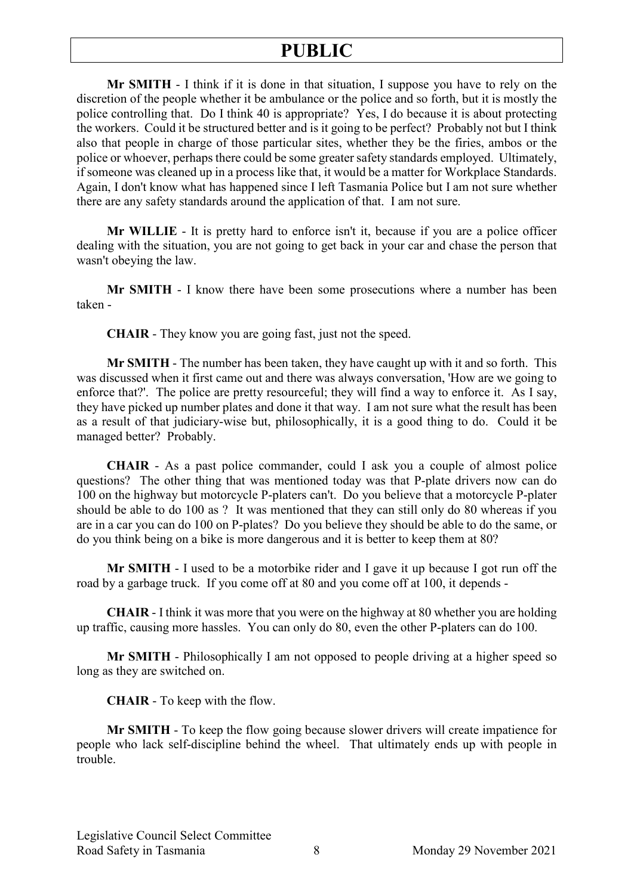**Mr SMITH** - I think if it is done in that situation, I suppose you have to rely on the discretion of the people whether it be ambulance or the police and so forth, but it is mostly the police controlling that. Do I think 40 is appropriate? Yes, I do because it is about protecting the workers. Could it be structured better and is it going to be perfect? Probably not but I think also that people in charge of those particular sites, whether they be the firies, ambos or the police or whoever, perhaps there could be some greater safety standards employed. Ultimately, if someone was cleaned up in a process like that, it would be a matter for Workplace Standards. Again, I don't know what has happened since I left Tasmania Police but I am not sure whether there are any safety standards around the application of that. I am not sure.

**Mr WILLIE** - It is pretty hard to enforce isn't it, because if you are a police officer dealing with the situation, you are not going to get back in your car and chase the person that wasn't obeying the law.

**Mr SMITH** - I know there have been some prosecutions where a number has been taken -

**CHAIR** - They know you are going fast, just not the speed.

**Mr SMITH** - The number has been taken, they have caught up with it and so forth. This was discussed when it first came out and there was always conversation, 'How are we going to enforce that?'. The police are pretty resourceful; they will find a way to enforce it. As I say, they have picked up number plates and done it that way. I am not sure what the result has been as a result of that judiciary-wise but, philosophically, it is a good thing to do. Could it be managed better? Probably.

**CHAIR** - As a past police commander, could I ask you a couple of almost police questions? The other thing that was mentioned today was that P-plate drivers now can do 100 on the highway but motorcycle P-platers can't. Do you believe that a motorcycle P-plater should be able to do 100 as ? It was mentioned that they can still only do 80 whereas if you are in a car you can do 100 on P-plates? Do you believe they should be able to do the same, or do you think being on a bike is more dangerous and it is better to keep them at 80?

**Mr SMITH** - I used to be a motorbike rider and I gave it up because I got run off the road by a garbage truck. If you come off at 80 and you come off at 100, it depends -

**CHAIR** - I think it was more that you were on the highway at 80 whether you are holding up traffic, causing more hassles. You can only do 80, even the other P-platers can do 100.

**Mr SMITH** - Philosophically I am not opposed to people driving at a higher speed so long as they are switched on.

**CHAIR** - To keep with the flow.

**Mr SMITH** - To keep the flow going because slower drivers will create impatience for people who lack self-discipline behind the wheel. That ultimately ends up with people in trouble.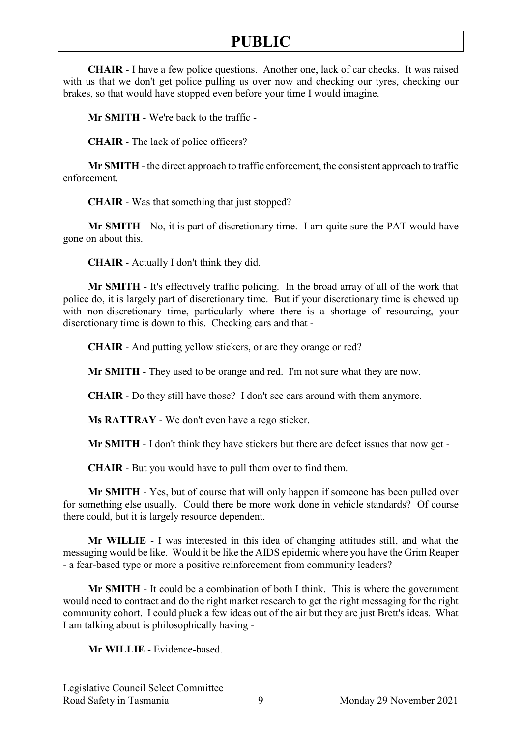**CHAIR** - I have a few police questions. Another one, lack of car checks. It was raised with us that we don't get police pulling us over now and checking our tyres, checking our brakes, so that would have stopped even before your time I would imagine.

**Mr SMITH** - We're back to the traffic -

**CHAIR** - The lack of police officers?

**Mr SMITH** - the direct approach to traffic enforcement, the consistent approach to traffic enforcement.

**CHAIR** - Was that something that just stopped?

**Mr SMITH** - No, it is part of discretionary time. I am quite sure the PAT would have gone on about this.

**CHAIR** - Actually I don't think they did.

**Mr SMITH** - It's effectively traffic policing. In the broad array of all of the work that police do, it is largely part of discretionary time. But if your discretionary time is chewed up with non-discretionary time, particularly where there is a shortage of resourcing, your discretionary time is down to this. Checking cars and that -

**CHAIR** - And putting yellow stickers, or are they orange or red?

**Mr SMITH** - They used to be orange and red. I'm not sure what they are now.

**CHAIR** - Do they still have those? I don't see cars around with them anymore.

**Ms RATTRAY** - We don't even have a rego sticker.

**Mr SMITH** - I don't think they have stickers but there are defect issues that now get -

**CHAIR** - But you would have to pull them over to find them.

**Mr SMITH** - Yes, but of course that will only happen if someone has been pulled over for something else usually. Could there be more work done in vehicle standards? Of course there could, but it is largely resource dependent.

**Mr WILLIE** - I was interested in this idea of changing attitudes still, and what the messaging would be like. Would it be like the AIDS epidemic where you have the Grim Reaper - a fear-based type or more a positive reinforcement from community leaders?

**Mr SMITH** - It could be a combination of both I think. This is where the government would need to contract and do the right market research to get the right messaging for the right community cohort. I could pluck a few ideas out of the air but they are just Brett's ideas. What I am talking about is philosophically having -

**Mr WILLIE** - Evidence-based.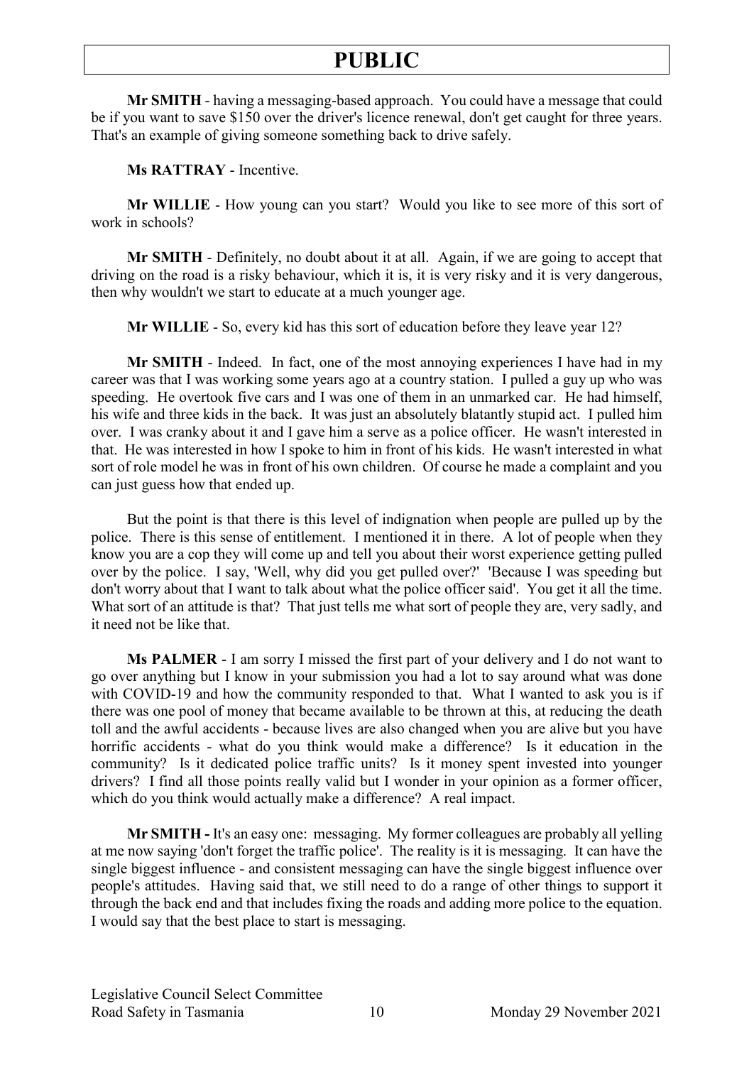**Mr SMITH** - having a messaging-based approach. You could have a message that could be if you want to save $150 over the driver's licence renewal, don't get caught for three years. That's an example of giving someone something back to drive safely.

**Ms RATTRAY** - Incentive.

**Mr WILLIE** - How young can you start? Would you like to see more of this sort of work in schools?

**Mr SMITH** - Definitely, no doubt about it at all. Again, if we are going to accept that driving on the road is a risky behaviour, which it is, it is very risky and it is very dangerous, then why wouldn't we start to educate at a much younger age.

**Mr WILLIE** - So, every kid has this sort of education before they leave year 12?

**Mr SMITH** - Indeed. In fact, one of the most annoying experiences I have had in my career was that I was working some years ago at a country station. I pulled a guy up who was speeding. He overtook five cars and I was one of them in an unmarked car. He had himself, his wife and three kids in the back. It was just an absolutely blatantly stupid act. I pulled him over. I was cranky about it and I gave him a serve as a police officer. He wasn't interested in that. He was interested in how I spoke to him in front of his kids. He wasn't interested in what sort of role model he was in front of his own children. Of course he made a complaint and you can just guess how that ended up.

But the point is that there is this level of indignation when people are pulled up by the police. There is this sense of entitlement. I mentioned it in there. A lot of people when they know you are a cop they will come up and tell you about their worst experience getting pulled over by the police. I say, 'Well, why did you get pulled over?' 'Because I was speeding but don't worry about that I want to talk about what the police officer said'. You get it all the time. What sort of an attitude is that? That just tells me what sort of people they are, very sadly, and it need not be like that.

**Ms PALMER** - I am sorry I missed the first part of your delivery and I do not want to go over anything but I know in your submission you had a lot to say around what was done with COVID-19 and how the community responded to that. What I wanted to ask you is if there was one pool of money that became available to be thrown at this, at reducing the death toll and the awful accidents - because lives are also changed when you are alive but you have horrific accidents - what do you think would make a difference? Is it education in the community? Is it dedicated police traffic units? Is it money spent invested into younger drivers? I find all those points really valid but I wonder in your opinion as a former officer, which do you think would actually make a difference? A real impact.

**Mr SMITH -** It's an easy one: messaging. My former colleagues are probably all yelling at me now saying 'don't forget the traffic police'. The reality is it is messaging. It can have the single biggest influence - and consistent messaging can have the single biggest influence over people's attitudes. Having said that, we still need to do a range of other things to support it through the back end and that includes fixing the roads and adding more police to the equation. I would say that the best place to start is messaging.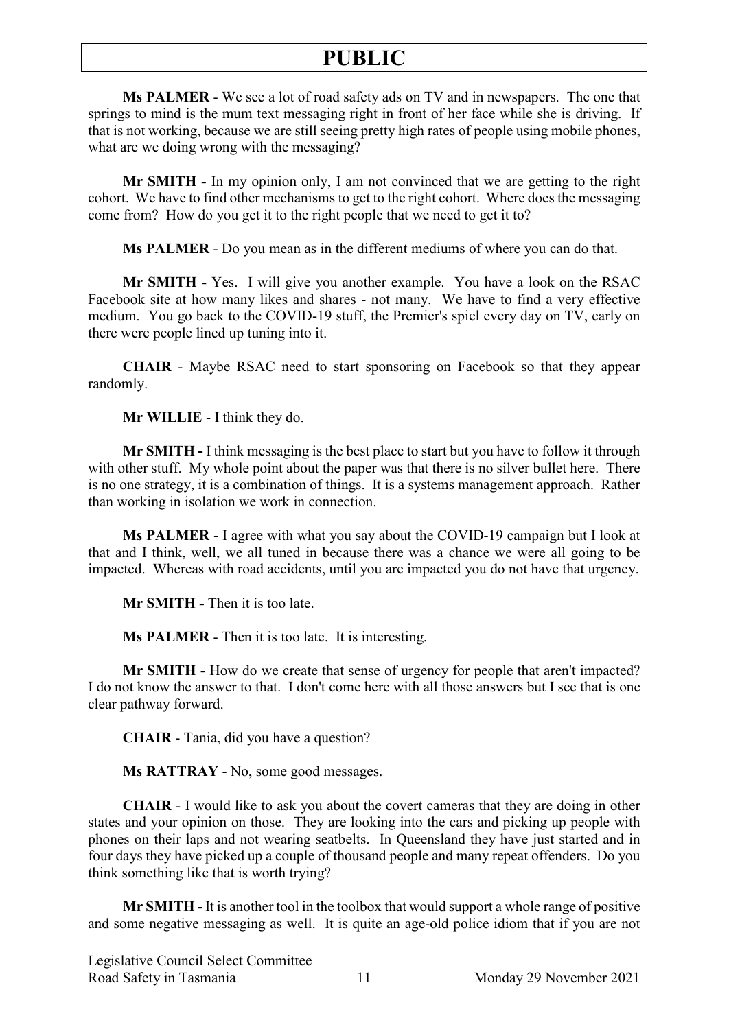**Ms PALMER** - We see a lot of road safety ads on TV and in newspapers. The one that springs to mind is the mum text messaging right in front of her face while she is driving. If that is not working, because we are still seeing pretty high rates of people using mobile phones, what are we doing wrong with the messaging?

**Mr SMITH -** In my opinion only, I am not convinced that we are getting to the right cohort. We have to find other mechanisms to get to the right cohort. Where does the messaging come from? How do you get it to the right people that we need to get it to?

**Ms PALMER** - Do you mean as in the different mediums of where you can do that.

**Mr SMITH -** Yes. I will give you another example. You have a look on the RSAC Facebook site at how many likes and shares - not many. We have to find a very effective medium. You go back to the COVID-19 stuff, the Premier's spiel every day on TV, early on there were people lined up tuning into it.

**CHAIR** - Maybe RSAC need to start sponsoring on Facebook so that they appear randomly.

**Mr WILLIE** - I think they do.

**Mr SMITH -** I think messaging is the best place to start but you have to follow it through with other stuff. My whole point about the paper was that there is no silver bullet here. There is no one strategy, it is a combination of things. It is a systems management approach. Rather than working in isolation we work in connection.

**Ms PALMER** - I agree with what you say about the COVID-19 campaign but I look at that and I think, well, we all tuned in because there was a chance we were all going to be impacted. Whereas with road accidents, until you are impacted you do not have that urgency.

**Mr SMITH -** Then it is too late.

**Ms PALMER** - Then it is too late. It is interesting.

**Mr SMITH -** How do we create that sense of urgency for people that aren't impacted? I do not know the answer to that. I don't come here with all those answers but I see that is one clear pathway forward.

**CHAIR** - Tania, did you have a question?

**Ms RATTRAY** - No, some good messages.

**CHAIR** - I would like to ask you about the covert cameras that they are doing in other states and your opinion on those. They are looking into the cars and picking up people with phones on their laps and not wearing seatbelts. In Queensland they have just started and in four days they have picked up a couple of thousand people and many repeat offenders. Do you think something like that is worth trying?

**Mr SMITH -** It is another tool in the toolbox that would support a whole range of positive and some negative messaging as well. It is quite an age-old police idiom that if you are not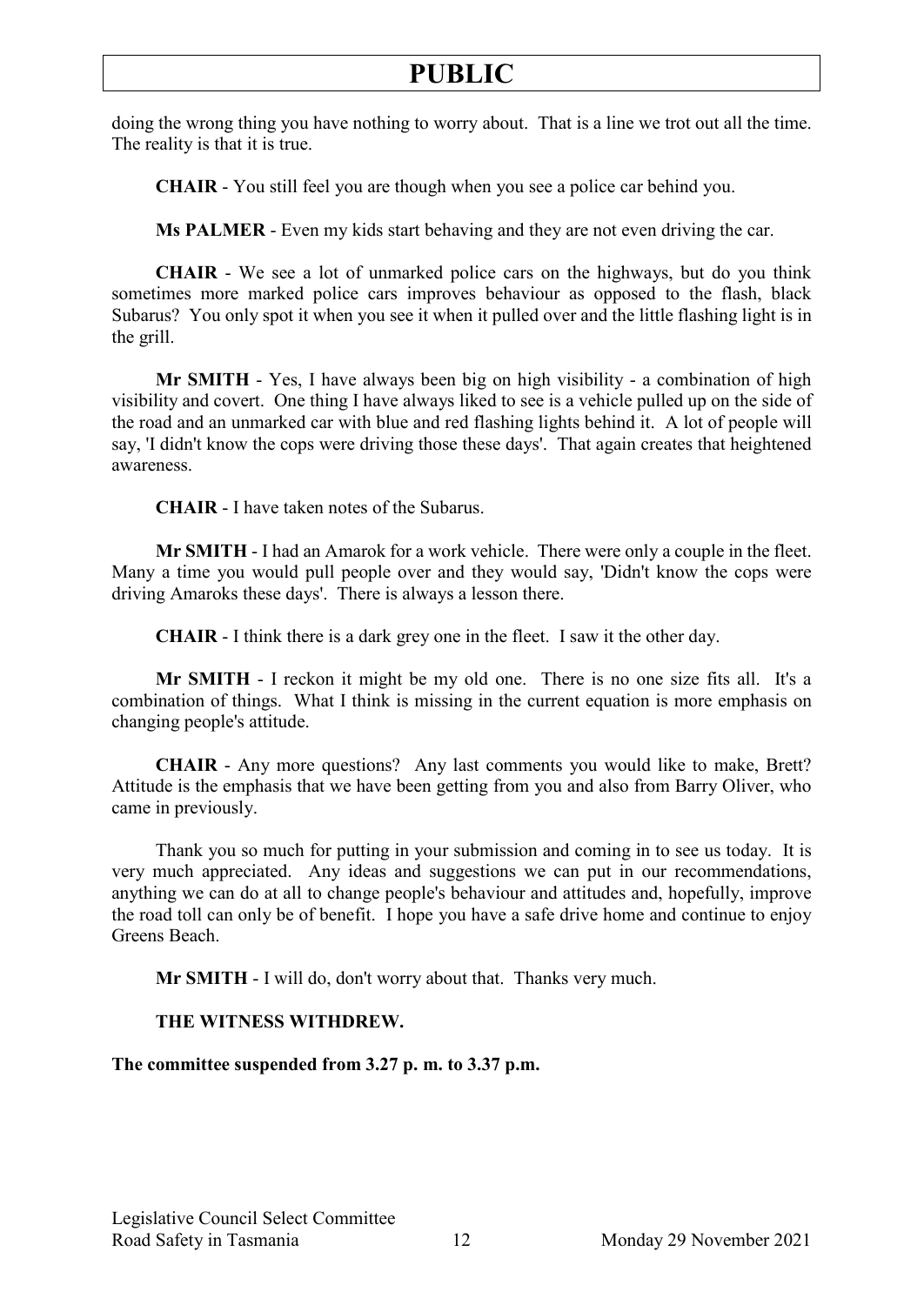doing the wrong thing you have nothing to worry about. That is a line we trot out all the time. The reality is that it is true.

**CHAIR** - You still feel you are though when you see a police car behind you.

**Ms PALMER** - Even my kids start behaving and they are not even driving the car.

**CHAIR** - We see a lot of unmarked police cars on the highways, but do you think sometimes more marked police cars improves behaviour as opposed to the flash, black Subarus? You only spot it when you see it when it pulled over and the little flashing light is in the grill.

**Mr SMITH** - Yes, I have always been big on high visibility - a combination of high visibility and covert. One thing I have always liked to see is a vehicle pulled up on the side of the road and an unmarked car with blue and red flashing lights behind it. A lot of people will say, 'I didn't know the cops were driving those these days'. That again creates that heightened awareness.

**CHAIR** - I have taken notes of the Subarus.

**Mr SMITH** - I had an Amarok for a work vehicle. There were only a couple in the fleet. Many a time you would pull people over and they would say, 'Didn't know the cops were driving Amaroks these days'. There is always a lesson there.

**CHAIR** - I think there is a dark grey one in the fleet. I saw it the other day.

**Mr SMITH** - I reckon it might be my old one. There is no one size fits all. It's a combination of things. What I think is missing in the current equation is more emphasis on changing people's attitude.

**CHAIR** - Any more questions? Any last comments you would like to make, Brett? Attitude is the emphasis that we have been getting from you and also from Barry Oliver, who came in previously.

Thank you so much for putting in your submission and coming in to see us today. It is very much appreciated. Any ideas and suggestions we can put in our recommendations, anything we can do at all to change people's behaviour and attitudes and, hopefully, improve the road toll can only be of benefit. I hope you have a safe drive home and continue to enjoy Greens Beach.

**Mr SMITH** - I will do, don't worry about that. Thanks very much.

**THE WITNESS WITHDREW.**

**The committee suspended from 3.27 p. m. to 3.37 p.m.**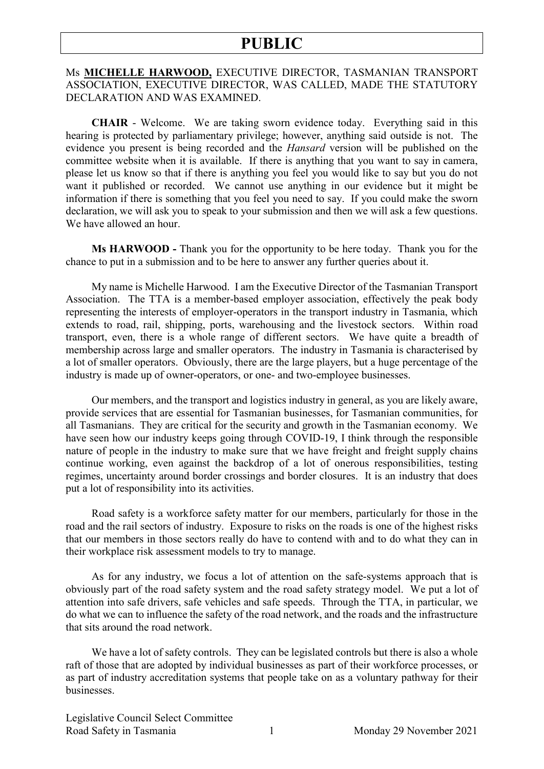Ms **MICHELLE HARWOOD,** EXECUTIVE DIRECTOR, TASMANIAN TRANSPORT ASSOCIATION, EXECUTIVE DIRECTOR, WAS CALLED, MADE THE STATUTORY DECLARATION AND WAS EXAMINED.

**CHAIR** - Welcome. We are taking sworn evidence today. Everything said in this hearing is protected by parliamentary privilege; however, anything said outside is not. The evidence you present is being recorded and the *Hansard* version will be published on the committee website when it is available. If there is anything that you want to say in camera, please let us know so that if there is anything you feel you would like to say but you do not want it published or recorded. We cannot use anything in our evidence but it might be information if there is something that you feel you need to say. If you could make the sworn declaration, we will ask you to speak to your submission and then we will ask a few questions. We have allowed an hour.

**Ms HARWOOD -** Thank you for the opportunity to be here today. Thank you for the chance to put in a submission and to be here to answer any further queries about it.

My name is Michelle Harwood. I am the Executive Director of the Tasmanian Transport Association. The TTA is a member-based employer association, effectively the peak body representing the interests of employer-operators in the transport industry in Tasmania, which extends to road, rail, shipping, ports, warehousing and the livestock sectors. Within road transport, even, there is a whole range of different sectors. We have quite a breadth of membership across large and smaller operators. The industry in Tasmania is characterised by a lot of smaller operators. Obviously, there are the large players, but a huge percentage of the industry is made up of owner-operators, or one- and two-employee businesses.

Our members, and the transport and logistics industry in general, as you are likely aware, provide services that are essential for Tasmanian businesses, for Tasmanian communities, for all Tasmanians. They are critical for the security and growth in the Tasmanian economy. We have seen how our industry keeps going through COVID-19, I think through the responsible nature of people in the industry to make sure that we have freight and freight supply chains continue working, even against the backdrop of a lot of onerous responsibilities, testing regimes, uncertainty around border crossings and border closures. It is an industry that does put a lot of responsibility into its activities.

Road safety is a workforce safety matter for our members, particularly for those in the road and the rail sectors of industry. Exposure to risks on the roads is one of the highest risks that our members in those sectors really do have to contend with and to do what they can in their workplace risk assessment models to try to manage.

As for any industry, we focus a lot of attention on the safe-systems approach that is obviously part of the road safety system and the road safety strategy model. We put a lot of attention into safe drivers, safe vehicles and safe speeds. Through the TTA, in particular, we do what we can to influence the safety of the road network, and the roads and the infrastructure that sits around the road network.

We have a lot of safety controls. They can be legislated controls but there is also a whole raft of those that are adopted by individual businesses as part of their workforce processes, or as part of industry accreditation systems that people take on as a voluntary pathway for their businesses.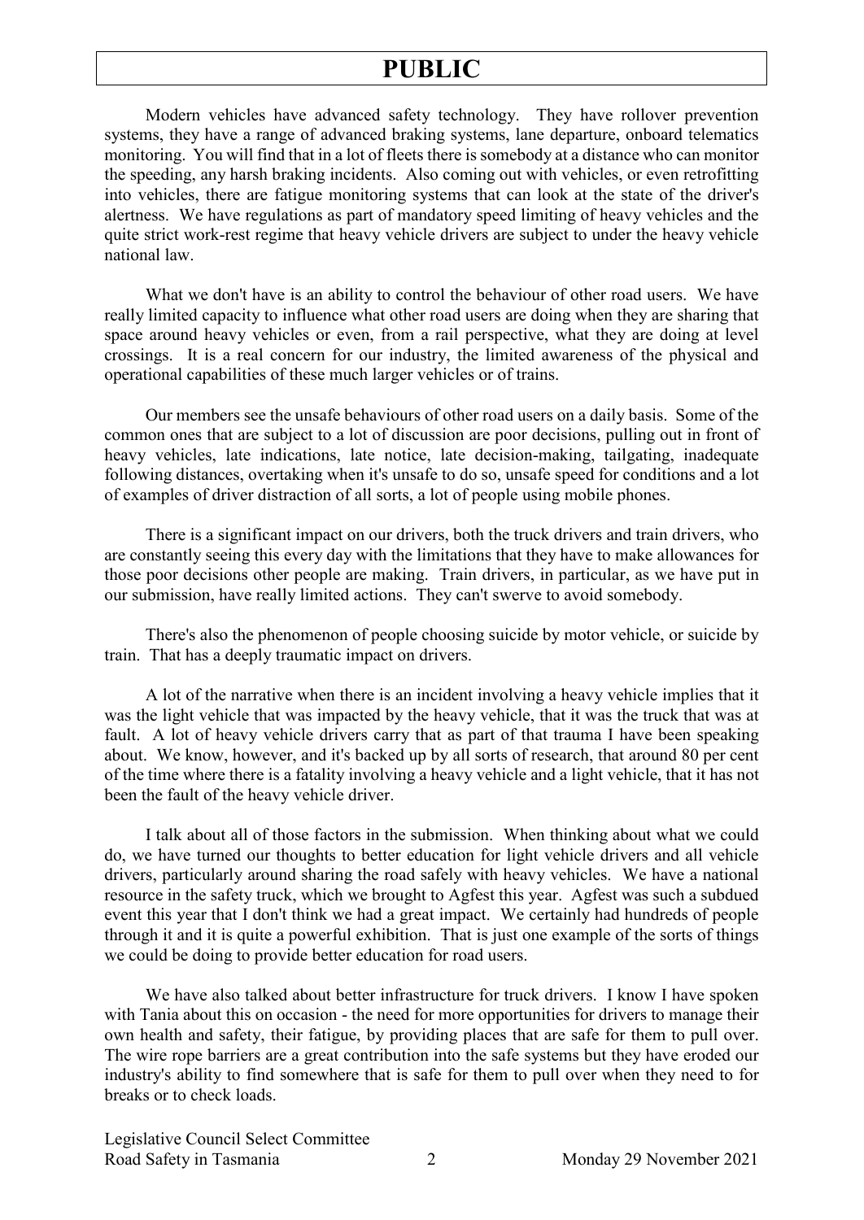Modern vehicles have advanced safety technology. They have rollover prevention systems, they have a range of advanced braking systems, lane departure, onboard telematics monitoring. You will find that in a lot of fleets there is somebody at a distance who can monitor the speeding, any harsh braking incidents. Also coming out with vehicles, or even retrofitting into vehicles, there are fatigue monitoring systems that can look at the state of the driver's alertness. We have regulations as part of mandatory speed limiting of heavy vehicles and the quite strict work-rest regime that heavy vehicle drivers are subject to under the heavy vehicle national law.

What we don't have is an ability to control the behaviour of other road users. We have really limited capacity to influence what other road users are doing when they are sharing that space around heavy vehicles or even, from a rail perspective, what they are doing at level crossings. It is a real concern for our industry, the limited awareness of the physical and operational capabilities of these much larger vehicles or of trains.

Our members see the unsafe behaviours of other road users on a daily basis. Some of the common ones that are subject to a lot of discussion are poor decisions, pulling out in front of heavy vehicles, late indications, late notice, late decision-making, tailgating, inadequate following distances, overtaking when it's unsafe to do so, unsafe speed for conditions and a lot of examples of driver distraction of all sorts, a lot of people using mobile phones.

There is a significant impact on our drivers, both the truck drivers and train drivers, who are constantly seeing this every day with the limitations that they have to make allowances for those poor decisions other people are making. Train drivers, in particular, as we have put in our submission, have really limited actions. They can't swerve to avoid somebody.

There's also the phenomenon of people choosing suicide by motor vehicle, or suicide by train. That has a deeply traumatic impact on drivers.

A lot of the narrative when there is an incident involving a heavy vehicle implies that it was the light vehicle that was impacted by the heavy vehicle, that it was the truck that was at fault. A lot of heavy vehicle drivers carry that as part of that trauma I have been speaking about. We know, however, and it's backed up by all sorts of research, that around 80 per cent of the time where there is a fatality involving a heavy vehicle and a light vehicle, that it has not been the fault of the heavy vehicle driver.

I talk about all of those factors in the submission. When thinking about what we could do, we have turned our thoughts to better education for light vehicle drivers and all vehicle drivers, particularly around sharing the road safely with heavy vehicles. We have a national resource in the safety truck, which we brought to Agfest this year. Agfest was such a subdued event this year that I don't think we had a great impact. We certainly had hundreds of people through it and it is quite a powerful exhibition. That is just one example of the sorts of things we could be doing to provide better education for road users.

We have also talked about better infrastructure for truck drivers. I know I have spoken with Tania about this on occasion - the need for more opportunities for drivers to manage their own health and safety, their fatigue, by providing places that are safe for them to pull over. The wire rope barriers are a great contribution into the safe systems but they have eroded our industry's ability to find somewhere that is safe for them to pull over when they need to for breaks or to check loads.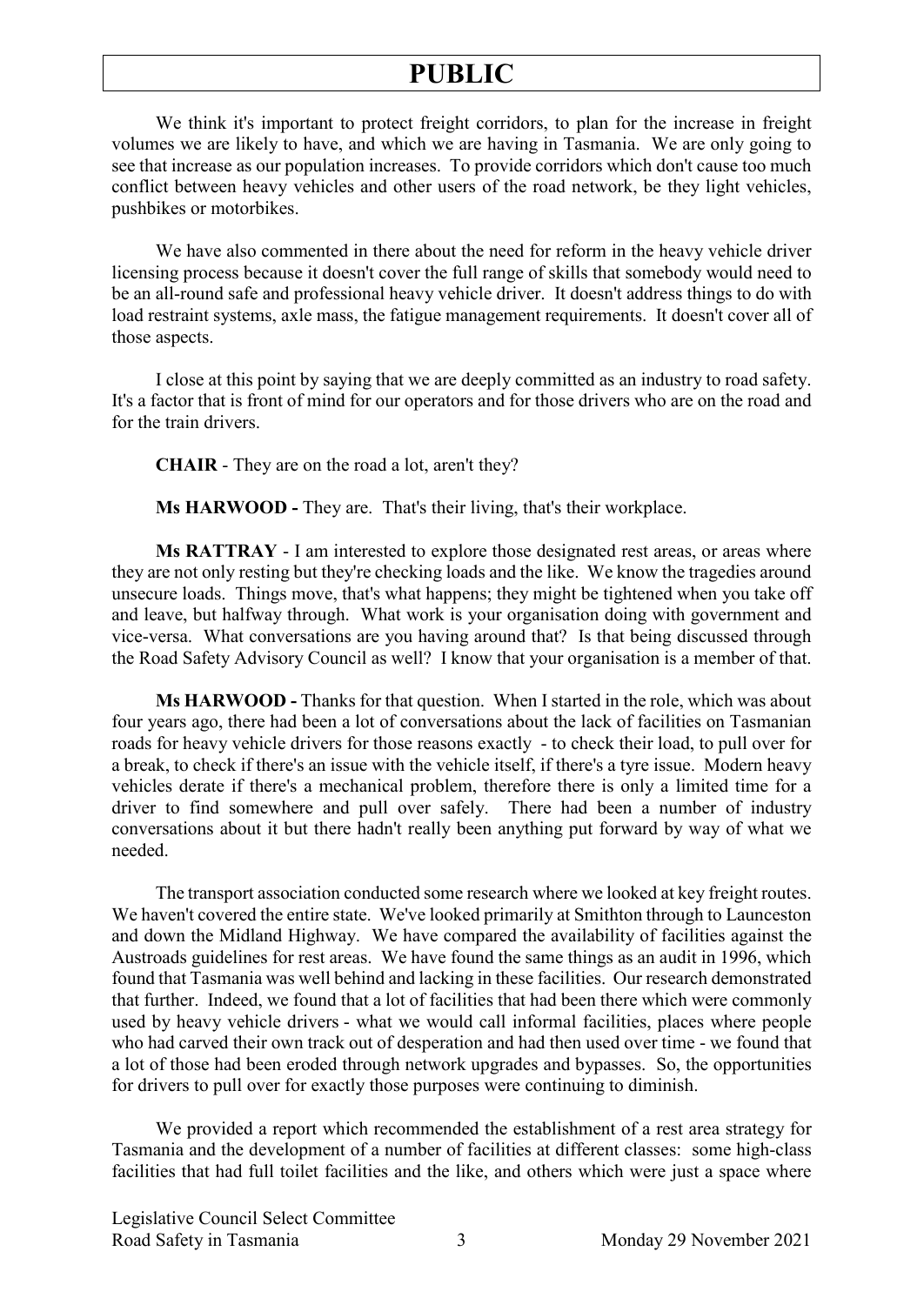We think it's important to protect freight corridors, to plan for the increase in freight volumes we are likely to have, and which we are having in Tasmania. We are only going to see that increase as our population increases. To provide corridors which don't cause too much conflict between heavy vehicles and other users of the road network, be they light vehicles, pushbikes or motorbikes.

We have also commented in there about the need for reform in the heavy vehicle driver licensing process because it doesn't cover the full range of skills that somebody would need to be an all-round safe and professional heavy vehicle driver. It doesn't address things to do with load restraint systems, axle mass, the fatigue management requirements. It doesn't cover all of those aspects.

I close at this point by saying that we are deeply committed as an industry to road safety. It's a factor that is front of mind for our operators and for those drivers who are on the road and for the train drivers.

**CHAIR** - They are on the road a lot, aren't they?

**Ms HARWOOD -** They are. That's their living, that's their workplace.

**Ms RATTRAY** - I am interested to explore those designated rest areas, or areas where they are not only resting but they're checking loads and the like. We know the tragedies around unsecure loads. Things move, that's what happens; they might be tightened when you take off and leave, but halfway through. What work is your organisation doing with government and vice-versa. What conversations are you having around that? Is that being discussed through the Road Safety Advisory Council as well? I know that your organisation is a member of that.

**Ms HARWOOD -** Thanks for that question. When I started in the role, which was about four years ago, there had been a lot of conversations about the lack of facilities on Tasmanian roads for heavy vehicle drivers for those reasons exactly - to check their load, to pull over for a break, to check if there's an issue with the vehicle itself, if there's a tyre issue. Modern heavy vehicles derate if there's a mechanical problem, therefore there is only a limited time for a driver to find somewhere and pull over safely. There had been a number of industry conversations about it but there hadn't really been anything put forward by way of what we needed.

The transport association conducted some research where we looked at key freight routes. We haven't covered the entire state. We've looked primarily at Smithton through to Launceston and down the Midland Highway. We have compared the availability of facilities against the Austroads guidelines for rest areas. We have found the same things as an audit in 1996, which found that Tasmania was well behind and lacking in these facilities. Our research demonstrated that further. Indeed, we found that a lot of facilities that had been there which were commonly used by heavy vehicle drivers - what we would call informal facilities, places where people who had carved their own track out of desperation and had then used over time - we found that a lot of those had been eroded through network upgrades and bypasses. So, the opportunities for drivers to pull over for exactly those purposes were continuing to diminish.

We provided a report which recommended the establishment of a rest area strategy for Tasmania and the development of a number of facilities at different classes: some high-class facilities that had full toilet facilities and the like, and others which were just a space where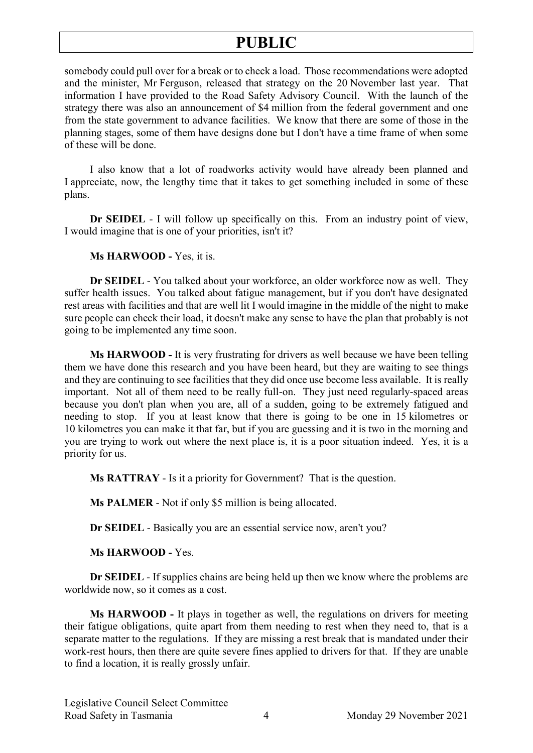somebody could pull over for a break or to check a load. Those recommendations were adopted and the minister, Mr Ferguson, released that strategy on the 20 November last year. That information I have provided to the Road Safety Advisory Council. With the launch of the strategy there was also an announcement of $4 million from the federal government and one from the state government to advance facilities. We know that there are some of those in the planning stages, some of them have designs done but I don't have a time frame of when some of these will be done.

I also know that a lot of roadworks activity would have already been planned and I appreciate, now, the lengthy time that it takes to get something included in some of these plans.

**Dr SEIDEL** - I will follow up specifically on this. From an industry point of view, I would imagine that is one of your priorities, isn't it?

**Ms HARWOOD -** Yes, it is.

**Dr SEIDEL** - You talked about your workforce, an older workforce now as well. They suffer health issues. You talked about fatigue management, but if you don't have designated rest areas with facilities and that are well lit I would imagine in the middle of the night to make sure people can check their load, it doesn't make any sense to have the plan that probably is not going to be implemented any time soon.

**Ms HARWOOD -** It is very frustrating for drivers as well because we have been telling them we have done this research and you have been heard, but they are waiting to see things and they are continuing to see facilities that they did once use become less available. It is really important. Not all of them need to be really full-on. They just need regularly-spaced areas because you don't plan when you are, all of a sudden, going to be extremely fatigued and needing to stop. If you at least know that there is going to be one in 15 kilometres or 10 kilometres you can make it that far, but if you are guessing and it is two in the morning and you are trying to work out where the next place is, it is a poor situation indeed. Yes, it is a priority for us.

**Ms RATTRAY** - Is it a priority for Government? That is the question.

**Ms PALMER** - Not if only $5 million is being allocated.

**Dr SEIDEL** - Basically you are an essential service now, aren't you?

**Ms HARWOOD -** Yes.

**Dr SEIDEL** - If supplies chains are being held up then we know where the problems are worldwide now, so it comes as a cost.

**Ms HARWOOD -** It plays in together as well, the regulations on drivers for meeting their fatigue obligations, quite apart from them needing to rest when they need to, that is a separate matter to the regulations. If they are missing a rest break that is mandated under their work-rest hours, then there are quite severe fines applied to drivers for that. If they are unable to find a location, it is really grossly unfair.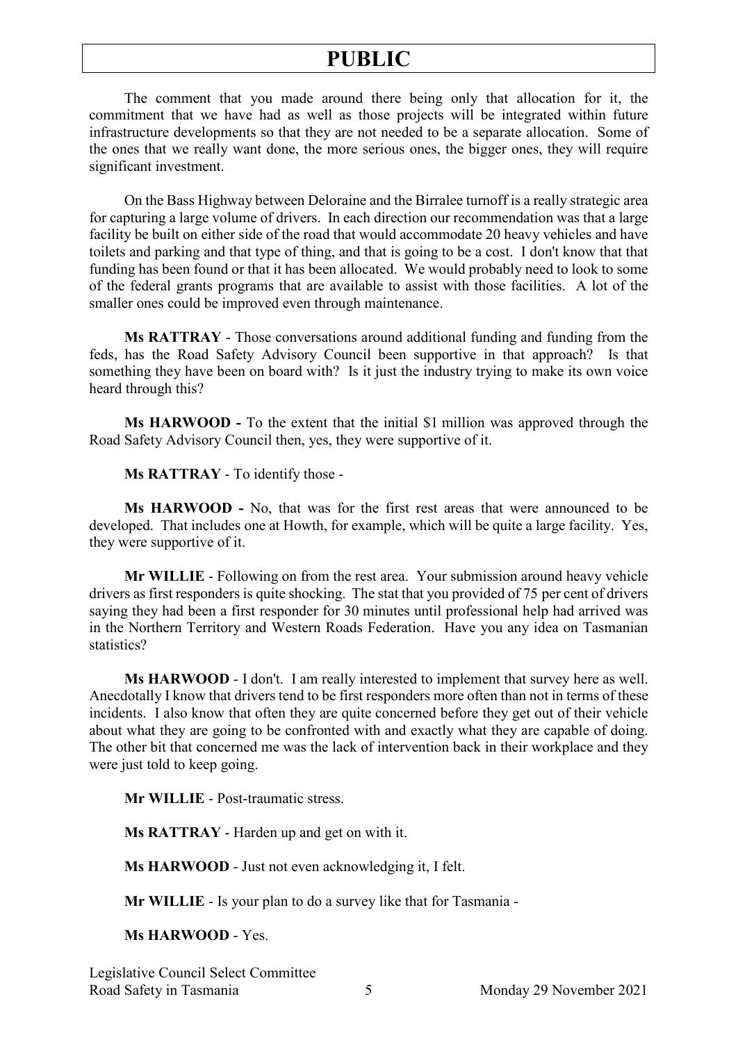The comment that you made around there being only that allocation for it, the commitment that we have had as well as those projects will be integrated within future infrastructure developments so that they are not needed to be a separate allocation. Some of the ones that we really want done, the more serious ones, the bigger ones, they will require significant investment.

On the Bass Highway between Deloraine and the Birralee turnoff is a really strategic area for capturing a large volume of drivers. In each direction our recommendation was that a large facility be built on either side of the road that would accommodate 20 heavy vehicles and have toilets and parking and that type of thing, and that is going to be a cost. I don't know that that funding has been found or that it has been allocated. We would probably need to look to some of the federal grants programs that are available to assist with those facilities. A lot of the smaller ones could be improved even through maintenance.

**Ms RATTRAY** - Those conversations around additional funding and funding from the feds, has the Road Safety Advisory Council been supportive in that approach? Is that something they have been on board with? Is it just the industry trying to make its own voice heard through this?

**Ms HARWOOD -** To the extent that the initial $1 million was approved through the Road Safety Advisory Council then, yes, they were supportive of it.

**Ms RATTRAY** - To identify those -

**Ms HARWOOD -** No, that was for the first rest areas that were announced to be developed. That includes one at Howth, for example, which will be quite a large facility. Yes, they were supportive of it.

**Mr WILLIE** - Following on from the rest area. Your submission around heavy vehicle drivers as first responders is quite shocking. The stat that you provided of 75 per cent of drivers saying they had been a first responder for 30 minutes until professional help had arrived was in the Northern Territory and Western Roads Federation. Have you any idea on Tasmanian statistics?

**Ms HARWOOD** - I don't. I am really interested to implement that survey here as well. Anecdotally I know that drivers tend to be first responders more often than not in terms of these incidents. I also know that often they are quite concerned before they get out of their vehicle about what they are going to be confronted with and exactly what they are capable of doing. The other bit that concerned me was the lack of intervention back in their workplace and they were just told to keep going.

**Mr WILLIE** - Post-traumatic stress.

**Ms RATTRAY** - Harden up and get on with it.

**Ms HARWOOD** - Just not even acknowledging it, I felt.

**Mr WILLIE** - Is your plan to do a survey like that for Tasmania -

**Ms HARWOOD** - Yes.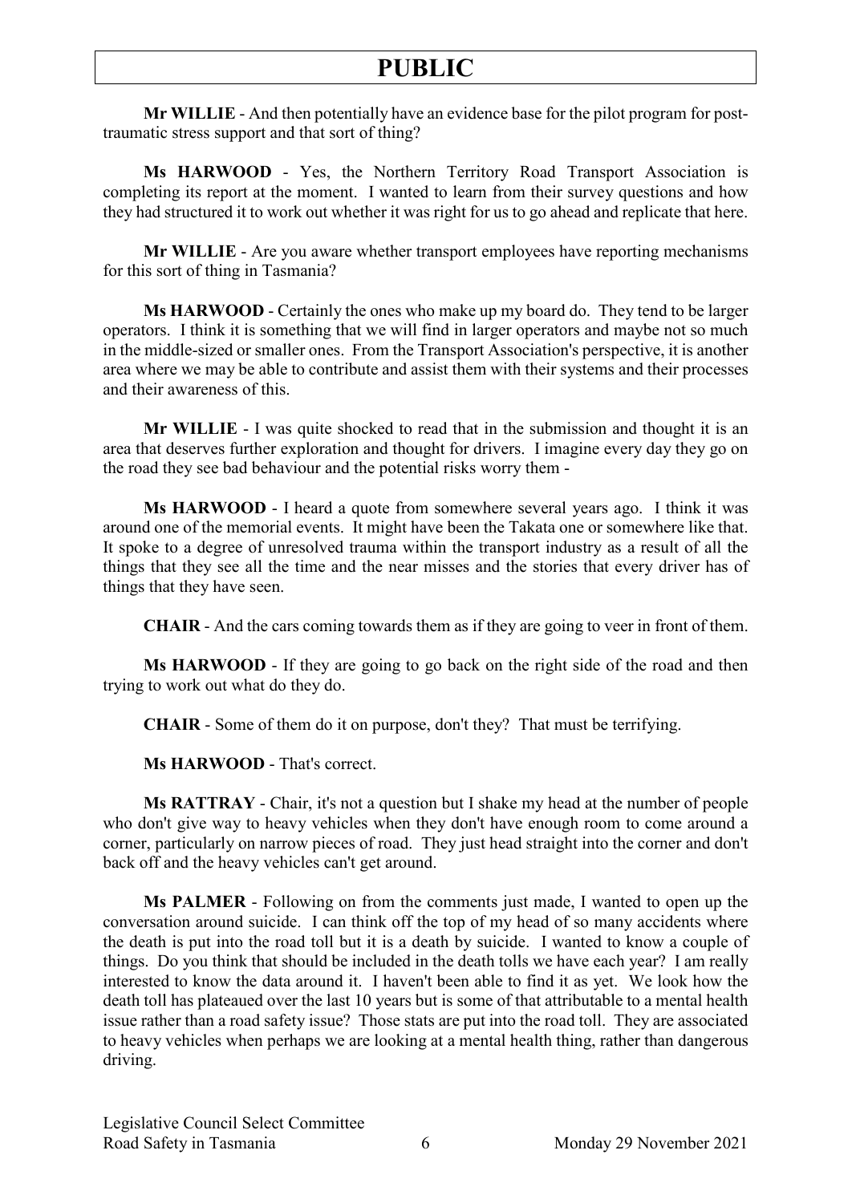**Mr WILLIE** - And then potentially have an evidence base for the pilot program for post-traumatic stress support and that sort of thing?

**Ms HARWOOD** - Yes, the Northern Territory Road Transport Association is completing its report at the moment. I wanted to learn from their survey questions and how they had structured it to work out whether it was right for us to go ahead and replicate that here.

**Mr WILLIE** - Are you aware whether transport employees have reporting mechanisms for this sort of thing in Tasmania?

**Ms HARWOOD** - Certainly the ones who make up my board do. They tend to be larger operators. I think it is something that we will find in larger operators and maybe not so much in the middle-sized or smaller ones. From the Transport Association's perspective, it is another area where we may be able to contribute and assist them with their systems and their processes and their awareness of this.

**Mr WILLIE** - I was quite shocked to read that in the submission and thought it is an area that deserves further exploration and thought for drivers. I imagine every day they go on the road they see bad behaviour and the potential risks worry them -

**Ms HARWOOD** - I heard a quote from somewhere several years ago. I think it was around one of the memorial events. It might have been the Takata one or somewhere like that. It spoke to a degree of unresolved trauma within the transport industry as a result of all the things that they see all the time and the near misses and the stories that every driver has of things that they have seen.

**CHAIR** - And the cars coming towards them as if they are going to veer in front of them.

**Ms HARWOOD** - If they are going to go back on the right side of the road and then trying to work out what do they do.

**CHAIR** - Some of them do it on purpose, don't they? That must be terrifying.

**Ms HARWOOD** - That's correct.

**Ms RATTRAY** - Chair, it's not a question but I shake my head at the number of people who don't give way to heavy vehicles when they don't have enough room to come around a corner, particularly on narrow pieces of road. They just head straight into the corner and don't back off and the heavy vehicles can't get around.

**Ms PALMER** - Following on from the comments just made, I wanted to open up the conversation around suicide. I can think off the top of my head of so many accidents where the death is put into the road toll but it is a death by suicide. I wanted to know a couple of things. Do you think that should be included in the death tolls we have each year? I am really interested to know the data around it. I haven't been able to find it as yet. We look how the death toll has plateaued over the last 10 years but is some of that attributable to a mental health issue rather than a road safety issue? Those stats are put into the road toll. They are associated to heavy vehicles when perhaps we are looking at a mental health thing, rather than dangerous driving.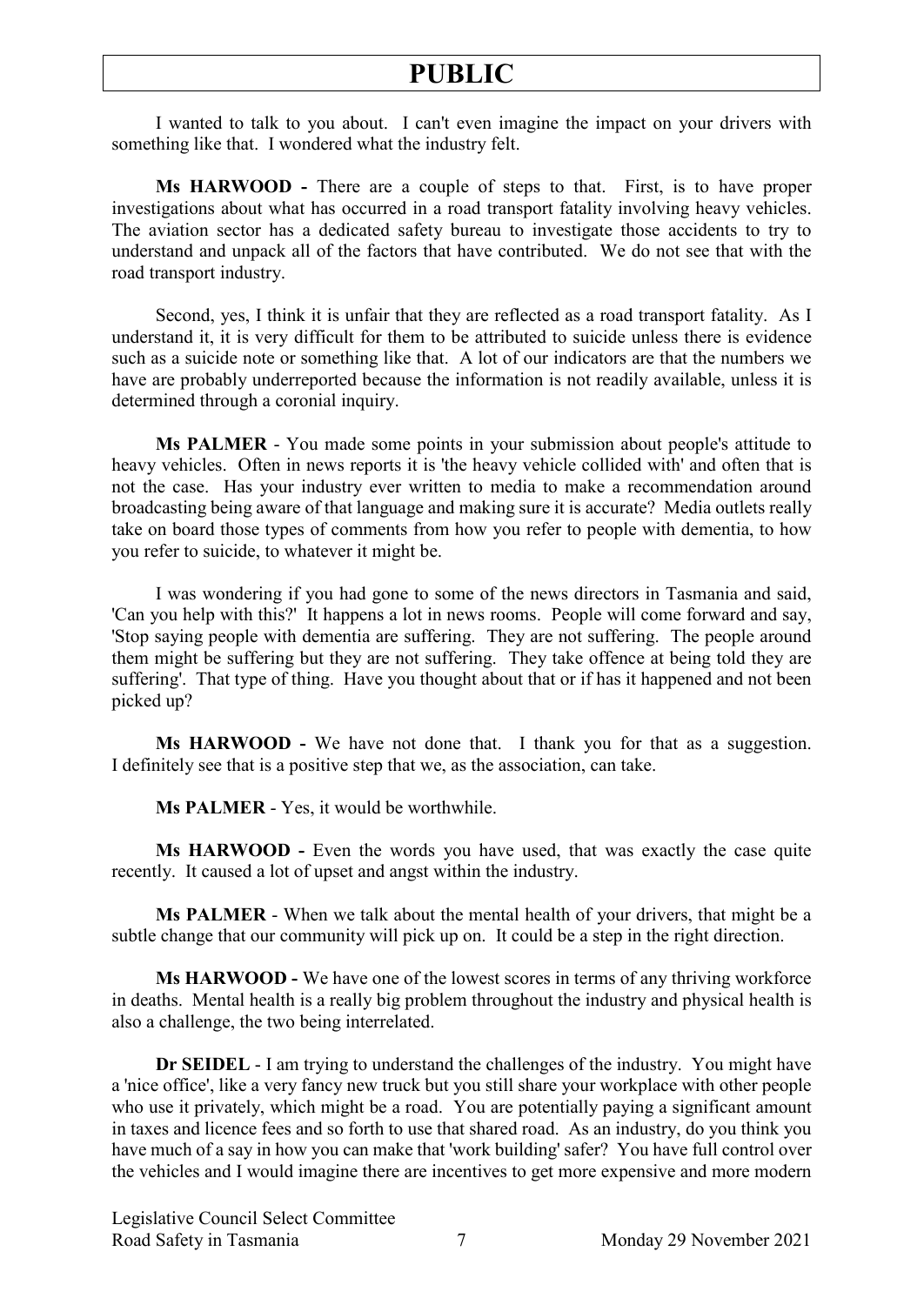I wanted to talk to you about. I can't even imagine the impact on your drivers with something like that. I wondered what the industry felt.

**Ms HARWOOD -** There are a couple of steps to that. First, is to have proper investigations about what has occurred in a road transport fatality involving heavy vehicles. The aviation sector has a dedicated safety bureau to investigate those accidents to try to understand and unpack all of the factors that have contributed. We do not see that with the road transport industry.

Second, yes, I think it is unfair that they are reflected as a road transport fatality. As I understand it, it is very difficult for them to be attributed to suicide unless there is evidence such as a suicide note or something like that. A lot of our indicators are that the numbers we have are probably underreported because the information is not readily available, unless it is determined through a coronial inquiry.

**Ms PALMER** - You made some points in your submission about people's attitude to heavy vehicles. Often in news reports it is 'the heavy vehicle collided with' and often that is not the case. Has your industry ever written to media to make a recommendation around broadcasting being aware of that language and making sure it is accurate? Media outlets really take on board those types of comments from how you refer to people with dementia, to how you refer to suicide, to whatever it might be.

I was wondering if you had gone to some of the news directors in Tasmania and said, 'Can you help with this?' It happens a lot in news rooms. People will come forward and say, 'Stop saying people with dementia are suffering. They are not suffering. The people around them might be suffering but they are not suffering. They take offence at being told they are suffering'. That type of thing. Have you thought about that or if has it happened and not been picked up?

**Ms HARWOOD -** We have not done that. I thank you for that as a suggestion. I definitely see that is a positive step that we, as the association, can take.

**Ms PALMER** - Yes, it would be worthwhile.

**Ms HARWOOD -** Even the words you have used, that was exactly the case quite recently. It caused a lot of upset and angst within the industry.

**Ms PALMER** - When we talk about the mental health of your drivers, that might be a subtle change that our community will pick up on. It could be a step in the right direction.

**Ms HARWOOD -** We have one of the lowest scores in terms of any thriving workforce in deaths. Mental health is a really big problem throughout the industry and physical health is also a challenge, the two being interrelated.

**Dr SEIDEL** - I am trying to understand the challenges of the industry. You might have a 'nice office', like a very fancy new truck but you still share your workplace with other people who use it privately, which might be a road. You are potentially paying a significant amount in taxes and licence fees and so forth to use that shared road. As an industry, do you think you have much of a say in how you can make that 'work building' safer? You have full control over the vehicles and I would imagine there are incentives to get more expensive and more modern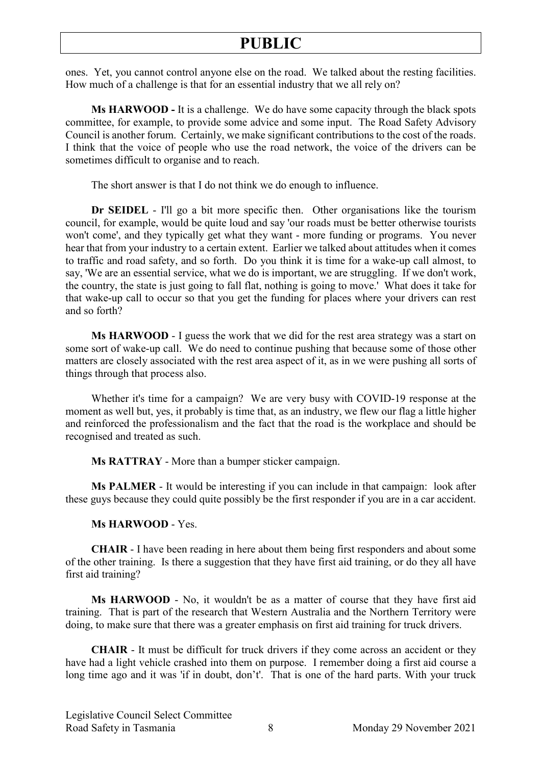ones. Yet, you cannot control anyone else on the road. We talked about the resting facilities. How much of a challenge is that for an essential industry that we all rely on?

**Ms HARWOOD -** It is a challenge. We do have some capacity through the black spots committee, for example, to provide some advice and some input. The Road Safety Advisory Council is another forum. Certainly, we make significant contributions to the cost of the roads. I think that the voice of people who use the road network, the voice of the drivers can be sometimes difficult to organise and to reach.

The short answer is that I do not think we do enough to influence.

**Dr SEIDEL** - I'll go a bit more specific then. Other organisations like the tourism council, for example, would be quite loud and say 'our roads must be better otherwise tourists won't come', and they typically get what they want - more funding or programs. You never hear that from your industry to a certain extent. Earlier we talked about attitudes when it comes to traffic and road safety, and so forth. Do you think it is time for a wake-up call almost, to say, 'We are an essential service, what we do is important, we are struggling. If we don't work, the country, the state is just going to fall flat, nothing is going to move.' What does it take for that wake-up call to occur so that you get the funding for places where your drivers can rest and so forth?

**Ms HARWOOD** - I guess the work that we did for the rest area strategy was a start on some sort of wake-up call. We do need to continue pushing that because some of those other matters are closely associated with the rest area aspect of it, as in we were pushing all sorts of things through that process also.

Whether it's time for a campaign? We are very busy with COVID-19 response at the moment as well but, yes, it probably is time that, as an industry, we flew our flag a little higher and reinforced the professionalism and the fact that the road is the workplace and should be recognised and treated as such.

**Ms RATTRAY** - More than a bumper sticker campaign.

**Ms PALMER** - It would be interesting if you can include in that campaign: look after these guys because they could quite possibly be the first responder if you are in a car accident.

**Ms HARWOOD** - Yes.

**CHAIR** - I have been reading in here about them being first responders and about some of the other training. Is there a suggestion that they have first aid training, or do they all have first aid training?

**Ms HARWOOD** - No, it wouldn't be as a matter of course that they have first aid training. That is part of the research that Western Australia and the Northern Territory were doing, to make sure that there was a greater emphasis on first aid training for truck drivers.

**CHAIR** - It must be difficult for truck drivers if they come across an accident or they have had a light vehicle crashed into them on purpose. I remember doing a first aid course a long time ago and it was 'if in doubt, don't'. That is one of the hard parts. With your truck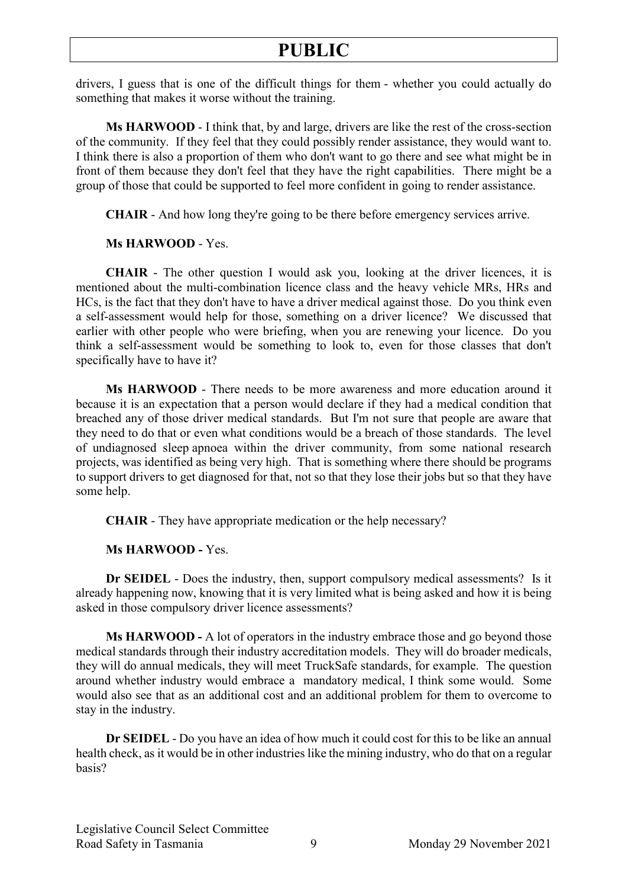drivers, I guess that is one of the difficult things for them - whether you could actually do something that makes it worse without the training.

**Ms HARWOOD** - I think that, by and large, drivers are like the rest of the cross-section of the community. If they feel that they could possibly render assistance, they would want to. I think there is also a proportion of them who don't want to go there and see what might be in front of them because they don't feel that they have the right capabilities. There might be a group of those that could be supported to feel more confident in going to render assistance.

**CHAIR** - And how long they're going to be there before emergency services arrive.

**Ms HARWOOD** - Yes.

**CHAIR** - The other question I would ask you, looking at the driver licences, it is mentioned about the multi-combination licence class and the heavy vehicle MRs, HRs and HCs, is the fact that they don't have to have a driver medical against those. Do you think even a self-assessment would help for those, something on a driver licence? We discussed that earlier with other people who were briefing, when you are renewing your licence. Do you think a self-assessment would be something to look to, even for those classes that don't specifically have to have it?

**Ms HARWOOD** - There needs to be more awareness and more education around it because it is an expectation that a person would declare if they had a medical condition that breached any of those driver medical standards. But I'm not sure that people are aware that they need to do that or even what conditions would be a breach of those standards. The level of undiagnosed sleep apnoea within the driver community, from some national research projects, was identified as being very high. That is something where there should be programs to support drivers to get diagnosed for that, not so that they lose their jobs but so that they have some help.

**CHAIR** - They have appropriate medication or the help necessary?

**Ms HARWOOD -** Yes.

**Dr SEIDEL** - Does the industry, then, support compulsory medical assessments? Is it already happening now, knowing that it is very limited what is being asked and how it is being asked in those compulsory driver licence assessments?

**Ms HARWOOD -** A lot of operators in the industry embrace those and go beyond those medical standards through their industry accreditation models. They will do broader medicals, they will do annual medicals, they will meet TruckSafe standards, for example. The question around whether industry would embrace a mandatory medical, I think some would. Some would also see that as an additional cost and an additional problem for them to overcome to stay in the industry.

**Dr SEIDEL** - Do you have an idea of how much it could cost for this to be like an annual health check, as it would be in other industries like the mining industry, who do that on a regular basis?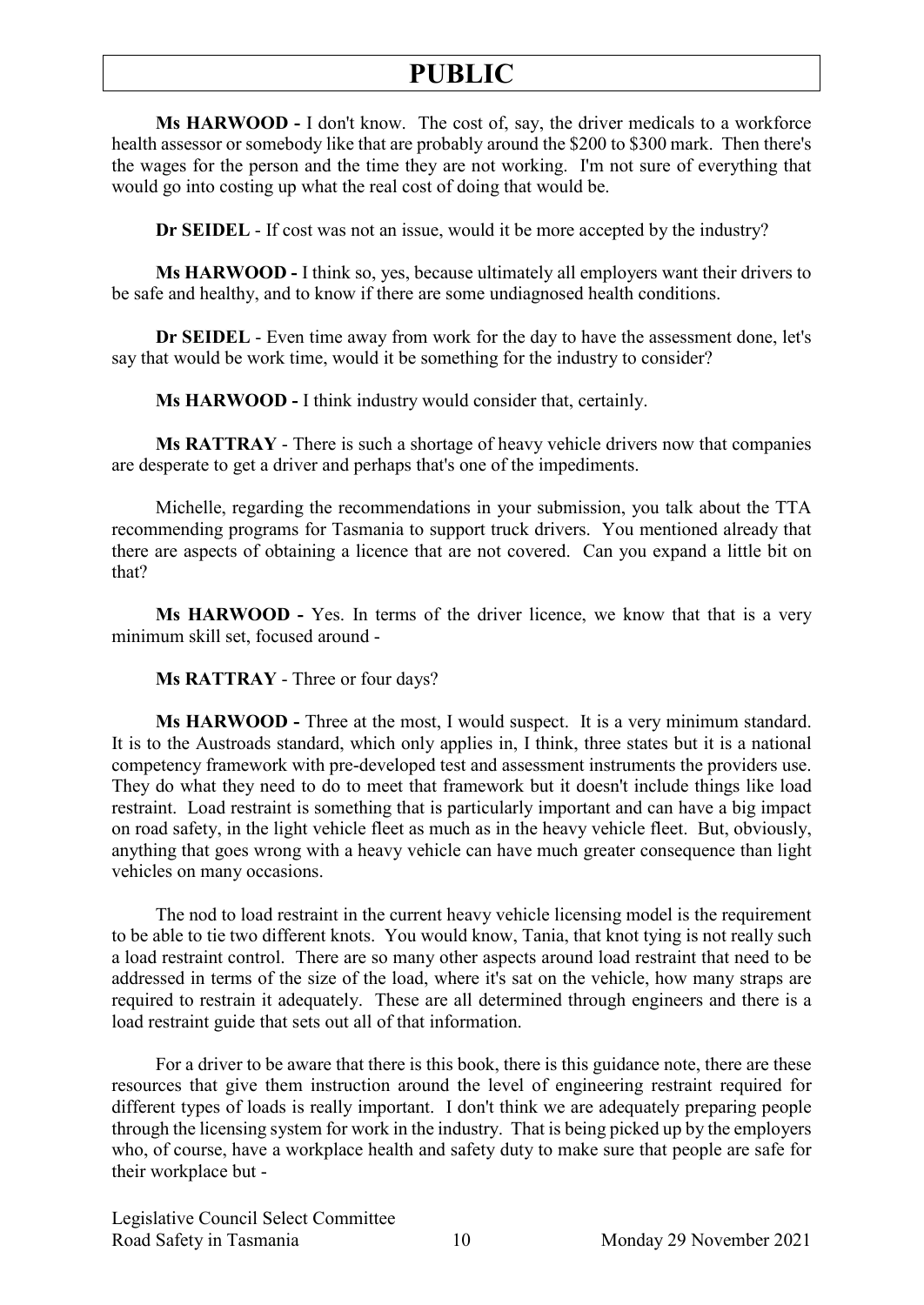**Ms HARWOOD -** I don't know. The cost of, say, the driver medicals to a workforce health assessor or somebody like that are probably around the $200 to $300 mark. Then there's the wages for the person and the time they are not working. I'm not sure of everything that would go into costing up what the real cost of doing that would be.

**Dr SEIDEL** - If cost was not an issue, would it be more accepted by the industry?

**Ms HARWOOD -** I think so, yes, because ultimately all employers want their drivers to be safe and healthy, and to know if there are some undiagnosed health conditions.

**Dr SEIDEL** - Even time away from work for the day to have the assessment done, let's say that would be work time, would it be something for the industry to consider?

**Ms HARWOOD -** I think industry would consider that, certainly.

**Ms RATTRAY** - There is such a shortage of heavy vehicle drivers now that companies are desperate to get a driver and perhaps that's one of the impediments.

Michelle, regarding the recommendations in your submission, you talk about the TTA recommending programs for Tasmania to support truck drivers. You mentioned already that there are aspects of obtaining a licence that are not covered. Can you expand a little bit on that?

**Ms HARWOOD -** Yes. In terms of the driver licence, we know that that is a very minimum skill set, focused around -

**Ms RATTRAY** - Three or four days?

**Ms HARWOOD -** Three at the most, I would suspect. It is a very minimum standard. It is to the Austroads standard, which only applies in, I think, three states but it is a national competency framework with pre-developed test and assessment instruments the providers use. They do what they need to do to meet that framework but it doesn't include things like load restraint. Load restraint is something that is particularly important and can have a big impact on road safety, in the light vehicle fleet as much as in the heavy vehicle fleet. But, obviously, anything that goes wrong with a heavy vehicle can have much greater consequence than light vehicles on many occasions.

The nod to load restraint in the current heavy vehicle licensing model is the requirement to be able to tie two different knots. You would know, Tania, that knot tying is not really such a load restraint control. There are so many other aspects around load restraint that need to be addressed in terms of the size of the load, where it's sat on the vehicle, how many straps are required to restrain it adequately. These are all determined through engineers and there is a load restraint guide that sets out all of that information.

For a driver to be aware that there is this book, there is this guidance note, there are these resources that give them instruction around the level of engineering restraint required for different types of loads is really important. I don't think we are adequately preparing people through the licensing system for work in the industry. That is being picked up by the employers who, of course, have a workplace health and safety duty to make sure that people are safe for their workplace but -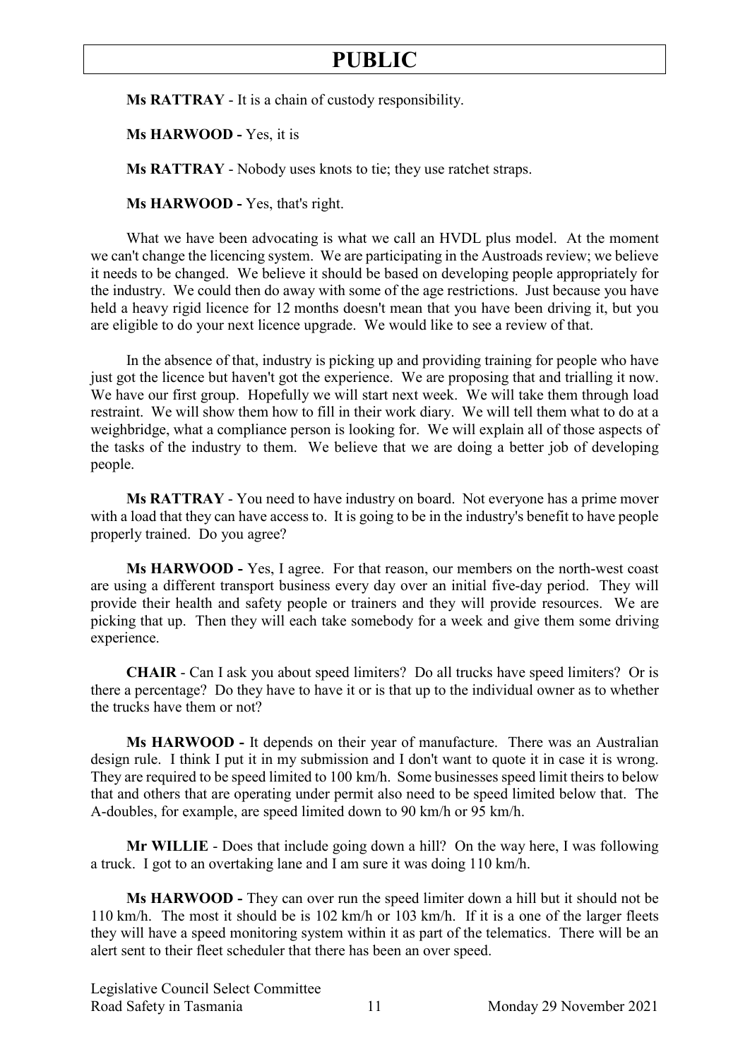**Ms RATTRAY** - It is a chain of custody responsibility.

**Ms HARWOOD -** Yes, it is

**Ms RATTRAY** - Nobody uses knots to tie; they use ratchet straps.

**Ms HARWOOD -** Yes, that's right.

What we have been advocating is what we call an HVDL plus model. At the moment we can't change the licencing system. We are participating in the Austroads review; we believe it needs to be changed. We believe it should be based on developing people appropriately for the industry. We could then do away with some of the age restrictions. Just because you have held a heavy rigid licence for 12 months doesn't mean that you have been driving it, but you are eligible to do your next licence upgrade. We would like to see a review of that.

In the absence of that, industry is picking up and providing training for people who have just got the licence but haven't got the experience. We are proposing that and trialling it now. We have our first group. Hopefully we will start next week. We will take them through load restraint. We will show them how to fill in their work diary. We will tell them what to do at a weighbridge, what a compliance person is looking for. We will explain all of those aspects of the tasks of the industry to them. We believe that we are doing a better job of developing people.

**Ms RATTRAY** - You need to have industry on board. Not everyone has a prime mover with a load that they can have access to. It is going to be in the industry's benefit to have people properly trained. Do you agree?

**Ms HARWOOD -** Yes, I agree. For that reason, our members on the north-west coast are using a different transport business every day over an initial five-day period. They will provide their health and safety people or trainers and they will provide resources. We are picking that up. Then they will each take somebody for a week and give them some driving experience.

**CHAIR** - Can I ask you about speed limiters? Do all trucks have speed limiters? Or is there a percentage? Do they have to have it or is that up to the individual owner as to whether the trucks have them or not?

**Ms HARWOOD -** It depends on their year of manufacture. There was an Australian design rule. I think I put it in my submission and I don't want to quote it in case it is wrong. They are required to be speed limited to 100 km/h. Some businesses speed limit theirs to below that and others that are operating under permit also need to be speed limited below that. The A-doubles, for example, are speed limited down to 90 km/h or 95 km/h.

**Mr WILLIE** - Does that include going down a hill? On the way here, I was following a truck. I got to an overtaking lane and I am sure it was doing 110 km/h.

**Ms HARWOOD -** They can over run the speed limiter down a hill but it should not be 110 km/h. The most it should be is 102 km/h or 103 km/h. If it is a one of the larger fleets they will have a speed monitoring system within it as part of the telematics. There will be an alert sent to their fleet scheduler that there has been an over speed.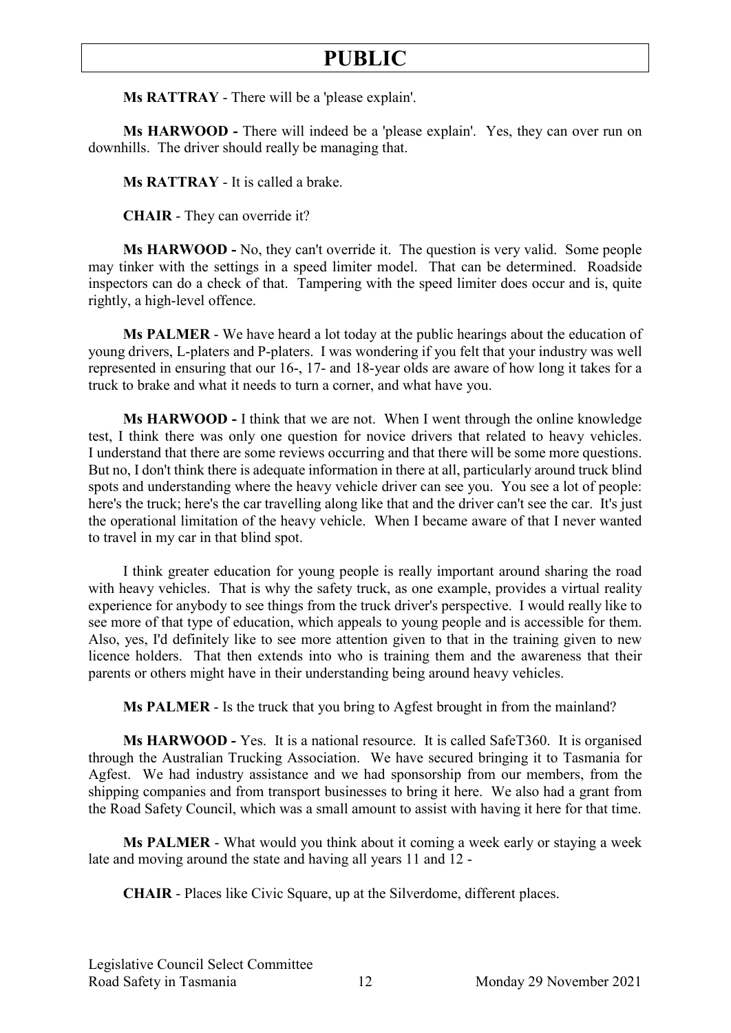**Ms RATTRAY** - There will be a 'please explain'.

**Ms HARWOOD -** There will indeed be a 'please explain'. Yes, they can over run on downhills. The driver should really be managing that.

**Ms RATTRAY** - It is called a brake.

**CHAIR** - They can override it?

**Ms HARWOOD -** No, they can't override it. The question is very valid. Some people may tinker with the settings in a speed limiter model. That can be determined. Roadside inspectors can do a check of that. Tampering with the speed limiter does occur and is, quite rightly, a high-level offence.

**Ms PALMER** - We have heard a lot today at the public hearings about the education of young drivers, L-platers and P-platers. I was wondering if you felt that your industry was well represented in ensuring that our 16-, 17- and 18-year olds are aware of how long it takes for a truck to brake and what it needs to turn a corner, and what have you.

**Ms HARWOOD -** I think that we are not. When I went through the online knowledge test, I think there was only one question for novice drivers that related to heavy vehicles. I understand that there are some reviews occurring and that there will be some more questions. But no, I don't think there is adequate information in there at all, particularly around truck blind spots and understanding where the heavy vehicle driver can see you. You see a lot of people: here's the truck; here's the car travelling along like that and the driver can't see the car. It's just the operational limitation of the heavy vehicle. When I became aware of that I never wanted to travel in my car in that blind spot.

I think greater education for young people is really important around sharing the road with heavy vehicles. That is why the safety truck, as one example, provides a virtual reality experience for anybody to see things from the truck driver's perspective. I would really like to see more of that type of education, which appeals to young people and is accessible for them. Also, yes, I'd definitely like to see more attention given to that in the training given to new licence holders. That then extends into who is training them and the awareness that their parents or others might have in their understanding being around heavy vehicles.

**Ms PALMER** - Is the truck that you bring to Agfest brought in from the mainland?

**Ms HARWOOD -** Yes. It is a national resource. It is called SafeT360. It is organised through the Australian Trucking Association. We have secured bringing it to Tasmania for Agfest. We had industry assistance and we had sponsorship from our members, from the shipping companies and from transport businesses to bring it here. We also had a grant from the Road Safety Council, which was a small amount to assist with having it here for that time.

**Ms PALMER** - What would you think about it coming a week early or staying a week late and moving around the state and having all years 11 and 12 -

**CHAIR** - Places like Civic Square, up at the Silverdome, different places.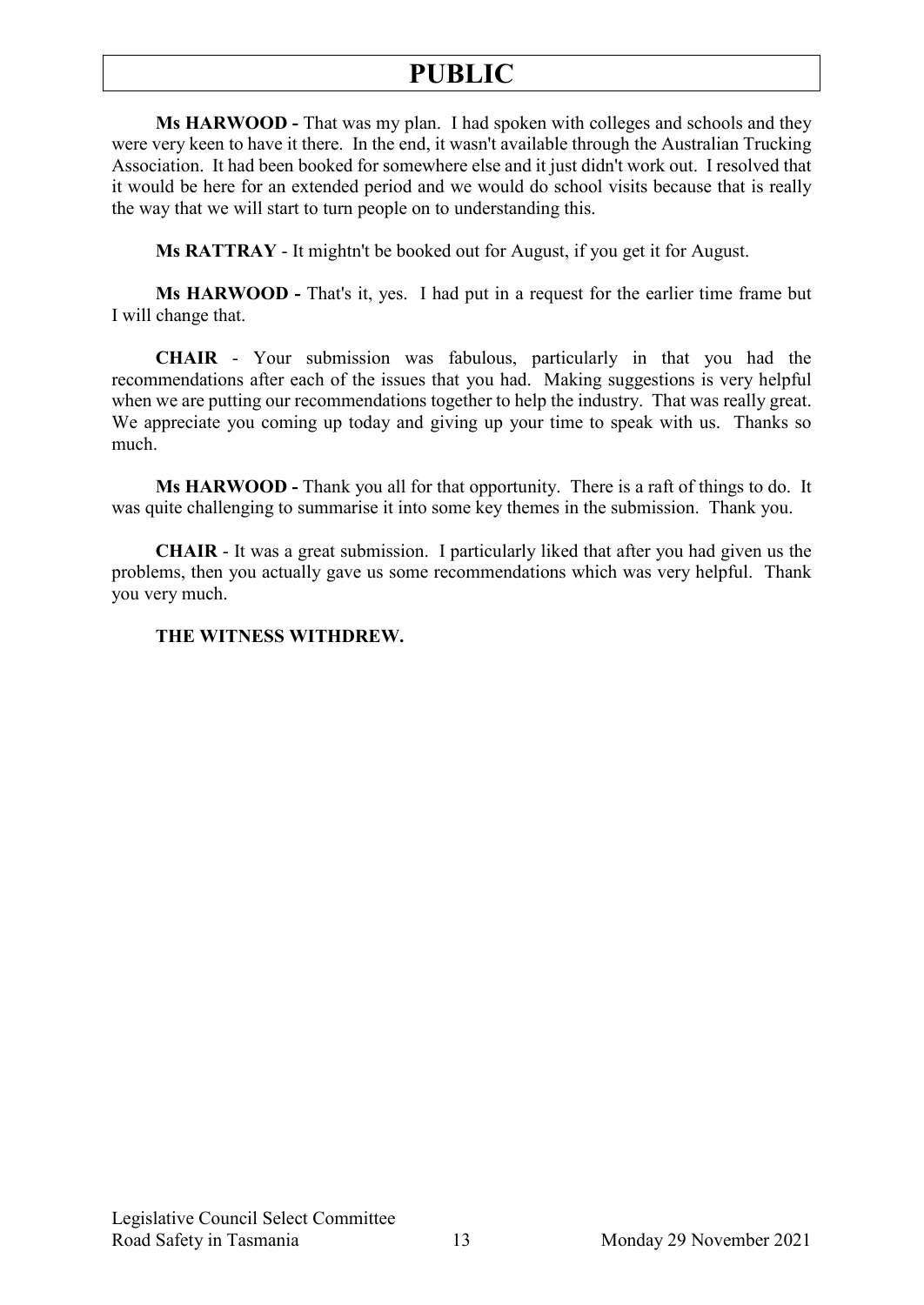**Ms HARWOOD -** That was my plan. I had spoken with colleges and schools and they were very keen to have it there. In the end, it wasn't available through the Australian Trucking Association. It had been booked for somewhere else and it just didn't work out. I resolved that it would be here for an extended period and we would do school visits because that is really the way that we will start to turn people on to understanding this.

**Ms RATTRAY** - It mightn't be booked out for August, if you get it for August.

**Ms HARWOOD -** That's it, yes. I had put in a request for the earlier time frame but I will change that.

**CHAIR** - Your submission was fabulous, particularly in that you had the recommendations after each of the issues that you had. Making suggestions is very helpful when we are putting our recommendations together to help the industry. That was really great. We appreciate you coming up today and giving up your time to speak with us. Thanks so much.

**Ms HARWOOD -** Thank you all for that opportunity. There is a raft of things to do. It was quite challenging to summarise it into some key themes in the submission. Thank you.

**CHAIR** - It was a great submission. I particularly liked that after you had given us the problems, then you actually gave us some recommendations which was very helpful. Thank you very much.

**THE WITNESS WITHDREW.**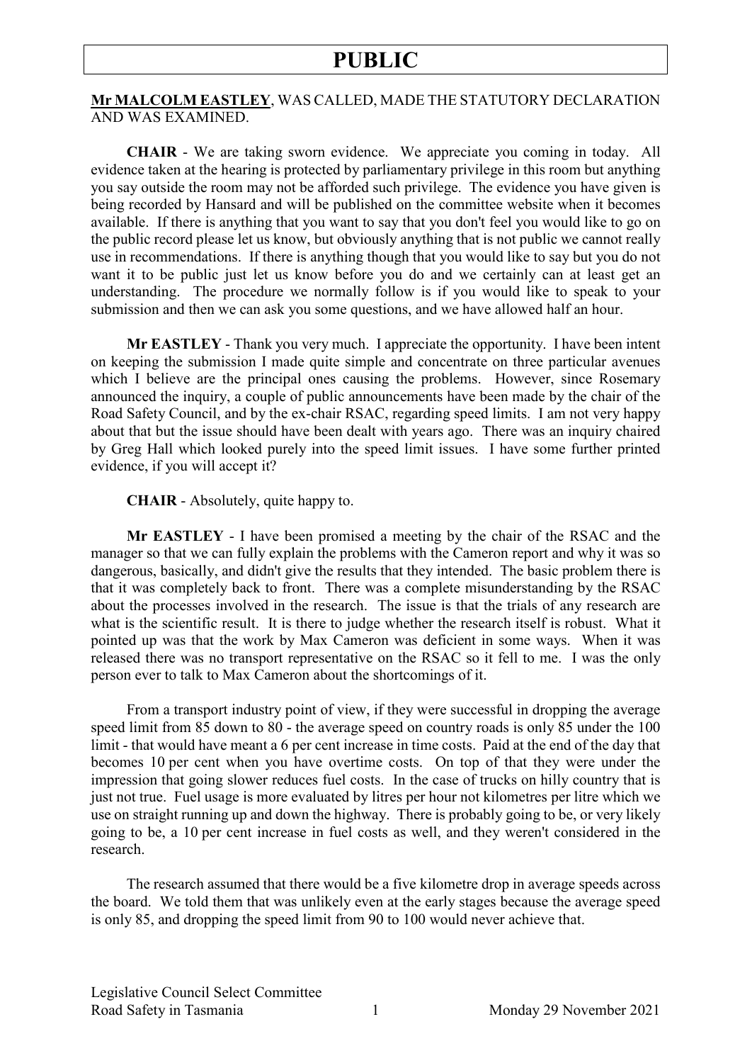**Mr MALCOLM EASTLEY**, WAS CALLED, MADE THE STATUTORY DECLARATION AND WAS EXAMINED.

**CHAIR** - We are taking sworn evidence. We appreciate you coming in today. All evidence taken at the hearing is protected by parliamentary privilege in this room but anything you say outside the room may not be afforded such privilege. The evidence you have given is being recorded by Hansard and will be published on the committee website when it becomes available. If there is anything that you want to say that you don't feel you would like to go on the public record please let us know, but obviously anything that is not public we cannot really use in recommendations. If there is anything though that you would like to say but you do not want it to be public just let us know before you do and we certainly can at least get an understanding. The procedure we normally follow is if you would like to speak to your submission and then we can ask you some questions, and we have allowed half an hour.

**Mr EASTLEY** - Thank you very much. I appreciate the opportunity. I have been intent on keeping the submission I made quite simple and concentrate on three particular avenues which I believe are the principal ones causing the problems. However, since Rosemary announced the inquiry, a couple of public announcements have been made by the chair of the Road Safety Council, and by the ex-chair RSAC, regarding speed limits. I am not very happy about that but the issue should have been dealt with years ago. There was an inquiry chaired by Greg Hall which looked purely into the speed limit issues. I have some further printed evidence, if you will accept it?

**CHAIR** - Absolutely, quite happy to.

**Mr EASTLEY** - I have been promised a meeting by the chair of the RSAC and the manager so that we can fully explain the problems with the Cameron report and why it was so dangerous, basically, and didn't give the results that they intended. The basic problem there is that it was completely back to front. There was a complete misunderstanding by the RSAC about the processes involved in the research. The issue is that the trials of any research are what is the scientific result. It is there to judge whether the research itself is robust. What it pointed up was that the work by Max Cameron was deficient in some ways. When it was released there was no transport representative on the RSAC so it fell to me. I was the only person ever to talk to Max Cameron about the shortcomings of it.

From a transport industry point of view, if they were successful in dropping the average speed limit from 85 down to 80 - the average speed on country roads is only 85 under the 100 limit - that would have meant a 6 per cent increase in time costs. Paid at the end of the day that becomes 10 per cent when you have overtime costs. On top of that they were under the impression that going slower reduces fuel costs. In the case of trucks on hilly country that is just not true. Fuel usage is more evaluated by litres per hour not kilometres per litre which we use on straight running up and down the highway. There is probably going to be, or very likely going to be, a 10 per cent increase in fuel costs as well, and they weren't considered in the research.

The research assumed that there would be a five kilometre drop in average speeds across the board. We told them that was unlikely even at the early stages because the average speed is only 85, and dropping the speed limit from 90 to 100 would never achieve that.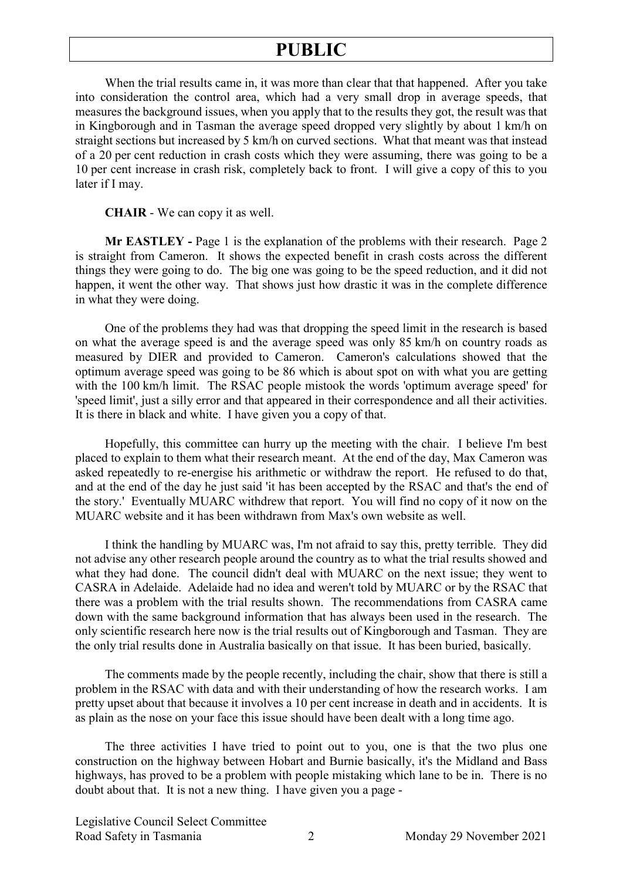When the trial results came in, it was more than clear that that happened. After you take into consideration the control area, which had a very small drop in average speeds, that measures the background issues, when you apply that to the results they got, the result was that in Kingborough and in Tasman the average speed dropped very slightly by about 1 km/h on straight sections but increased by 5 km/h on curved sections. What that meant was that instead of a 20 per cent reduction in crash costs which they were assuming, there was going to be a 10 per cent increase in crash risk, completely back to front. I will give a copy of this to you later if I may.

**CHAIR** - We can copy it as well.

**Mr EASTLEY -** Page 1 is the explanation of the problems with their research. Page 2 is straight from Cameron. It shows the expected benefit in crash costs across the different things they were going to do. The big one was going to be the speed reduction, and it did not happen, it went the other way. That shows just how drastic it was in the complete difference in what they were doing.

One of the problems they had was that dropping the speed limit in the research is based on what the average speed is and the average speed was only 85 km/h on country roads as measured by DIER and provided to Cameron. Cameron's calculations showed that the optimum average speed was going to be 86 which is about spot on with what you are getting with the 100 km/h limit. The RSAC people mistook the words 'optimum average speed' for 'speed limit', just a silly error and that appeared in their correspondence and all their activities. It is there in black and white. I have given you a copy of that.

Hopefully, this committee can hurry up the meeting with the chair. I believe I'm best placed to explain to them what their research meant. At the end of the day, Max Cameron was asked repeatedly to re-energise his arithmetic or withdraw the report. He refused to do that, and at the end of the day he just said 'it has been accepted by the RSAC and that's the end of the story.' Eventually MUARC withdrew that report. You will find no copy of it now on the MUARC website and it has been withdrawn from Max's own website as well.

I think the handling by MUARC was, I'm not afraid to say this, pretty terrible. They did not advise any other research people around the country as to what the trial results showed and what they had done. The council didn't deal with MUARC on the next issue; they went to CASRA in Adelaide. Adelaide had no idea and weren't told by MUARC or by the RSAC that there was a problem with the trial results shown. The recommendations from CASRA came down with the same background information that has always been used in the research. The only scientific research here now is the trial results out of Kingborough and Tasman. They are the only trial results done in Australia basically on that issue. It has been buried, basically.

The comments made by the people recently, including the chair, show that there is still a problem in the RSAC with data and with their understanding of how the research works. I am pretty upset about that because it involves a 10 per cent increase in death and in accidents. It is as plain as the nose on your face this issue should have been dealt with a long time ago.

The three activities I have tried to point out to you, one is that the two plus one construction on the highway between Hobart and Burnie basically, it's the Midland and Bass highways, has proved to be a problem with people mistaking which lane to be in. There is no doubt about that. It is not a new thing. I have given you a page -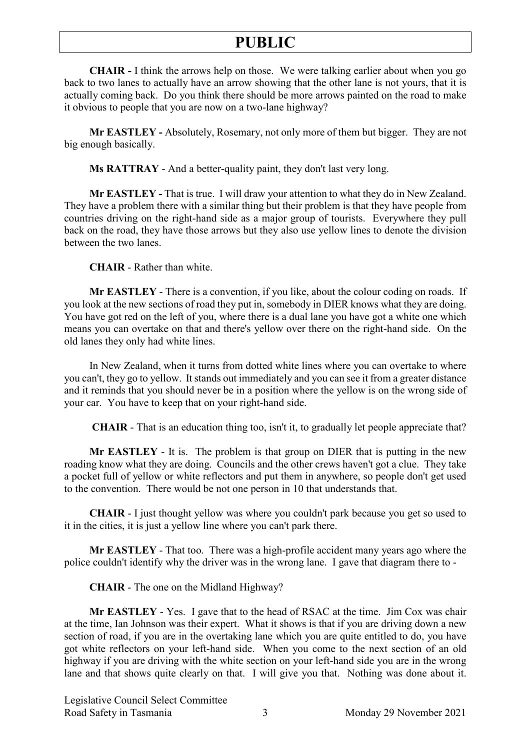**CHAIR -** I think the arrows help on those. We were talking earlier about when you go back to two lanes to actually have an arrow showing that the other lane is not yours, that it is actually coming back. Do you think there should be more arrows painted on the road to make it obvious to people that you are now on a two-lane highway?

**Mr EASTLEY -** Absolutely, Rosemary, not only more of them but bigger. They are not big enough basically.

**Ms RATTRAY** - And a better-quality paint, they don't last very long.

**Mr EASTLEY -** That is true. I will draw your attention to what they do in New Zealand. They have a problem there with a similar thing but their problem is that they have people from countries driving on the right-hand side as a major group of tourists. Everywhere they pull back on the road, they have those arrows but they also use yellow lines to denote the division between the two lanes.

**CHAIR** - Rather than white.

**Mr EASTLEY** - There is a convention, if you like, about the colour coding on roads. If you look at the new sections of road they put in, somebody in DIER knows what they are doing. You have got red on the left of you, where there is a dual lane you have got a white one which means you can overtake on that and there's yellow over there on the right-hand side. On the old lanes they only had white lines.

In New Zealand, when it turns from dotted white lines where you can overtake to where you can't, they go to yellow. It stands out immediately and you can see it from a greater distance and it reminds that you should never be in a position where the yellow is on the wrong side of your car. You have to keep that on your right-hand side.

**CHAIR** - That is an education thing too, isn't it, to gradually let people appreciate that?

**Mr EASTLEY** - It is. The problem is that group on DIER that is putting in the new roading know what they are doing. Councils and the other crews haven't got a clue. They take a pocket full of yellow or white reflectors and put them in anywhere, so people don't get used to the convention. There would be not one person in 10 that understands that.

**CHAIR** - I just thought yellow was where you couldn't park because you get so used to it in the cities, it is just a yellow line where you can't park there.

**Mr EASTLEY** - That too. There was a high-profile accident many years ago where the police couldn't identify why the driver was in the wrong lane. I gave that diagram there to -

**CHAIR** - The one on the Midland Highway?

**Mr EASTLEY** - Yes. I gave that to the head of RSAC at the time. Jim Cox was chair at the time, Ian Johnson was their expert. What it shows is that if you are driving down a new section of road, if you are in the overtaking lane which you are quite entitled to do, you have got white reflectors on your left-hand side. When you come to the next section of an old highway if you are driving with the white section on your left-hand side you are in the wrong lane and that shows quite clearly on that. I will give you that. Nothing was done about it.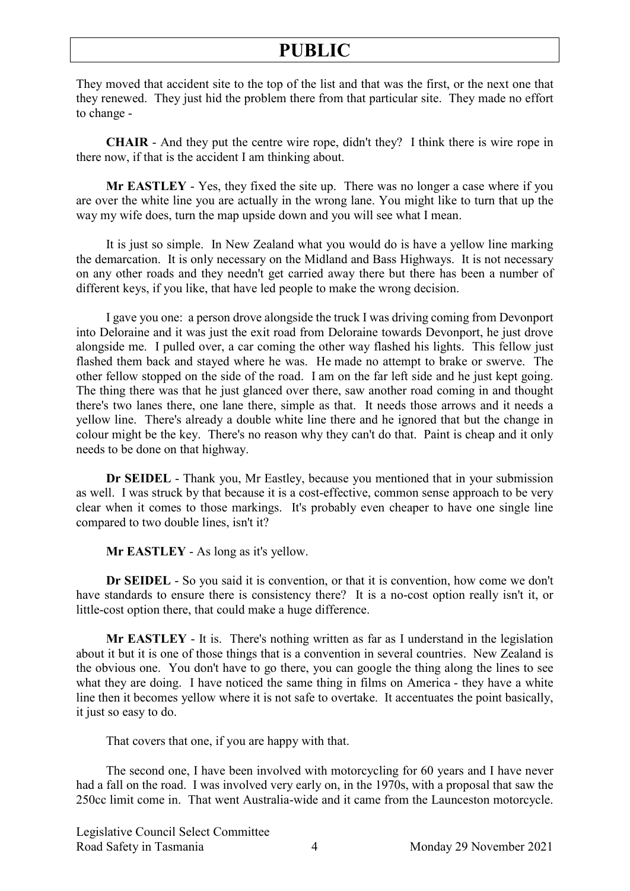They moved that accident site to the top of the list and that was the first, or the next one that they renewed. They just hid the problem there from that particular site. They made no effort to change -

**CHAIR** - And they put the centre wire rope, didn't they? I think there is wire rope in there now, if that is the accident I am thinking about.

**Mr EASTLEY** - Yes, they fixed the site up. There was no longer a case where if you are over the white line you are actually in the wrong lane. You might like to turn that up the way my wife does, turn the map upside down and you will see what I mean.

It is just so simple. In New Zealand what you would do is have a yellow line marking the demarcation. It is only necessary on the Midland and Bass Highways. It is not necessary on any other roads and they needn't get carried away there but there has been a number of different keys, if you like, that have led people to make the wrong decision.

I gave you one: a person drove alongside the truck I was driving coming from Devonport into Deloraine and it was just the exit road from Deloraine towards Devonport, he just drove alongside me. I pulled over, a car coming the other way flashed his lights. This fellow just flashed them back and stayed where he was. He made no attempt to brake or swerve. The other fellow stopped on the side of the road. I am on the far left side and he just kept going. The thing there was that he just glanced over there, saw another road coming in and thought there's two lanes there, one lane there, simple as that. It needs those arrows and it needs a yellow line. There's already a double white line there and he ignored that but the change in colour might be the key. There's no reason why they can't do that. Paint is cheap and it only needs to be done on that highway.

**Dr SEIDEL** - Thank you, Mr Eastley, because you mentioned that in your submission as well. I was struck by that because it is a cost-effective, common sense approach to be very clear when it comes to those markings. It's probably even cheaper to have one single line compared to two double lines, isn't it?

**Mr EASTLEY** - As long as it's yellow.

**Dr SEIDEL** - So you said it is convention, or that it is convention, how come we don't have standards to ensure there is consistency there? It is a no-cost option really isn't it, or little-cost option there, that could make a huge difference.

**Mr EASTLEY** - It is. There's nothing written as far as I understand in the legislation about it but it is one of those things that is a convention in several countries. New Zealand is the obvious one. You don't have to go there, you can google the thing along the lines to see what they are doing. I have noticed the same thing in films on America - they have a white line then it becomes yellow where it is not safe to overtake. It accentuates the point basically, it just so easy to do.

That covers that one, if you are happy with that.

The second one, I have been involved with motorcycling for 60 years and I have never had a fall on the road. I was involved very early on, in the 1970s, with a proposal that saw the 250cc limit come in. That went Australia-wide and it came from the Launceston motorcycle.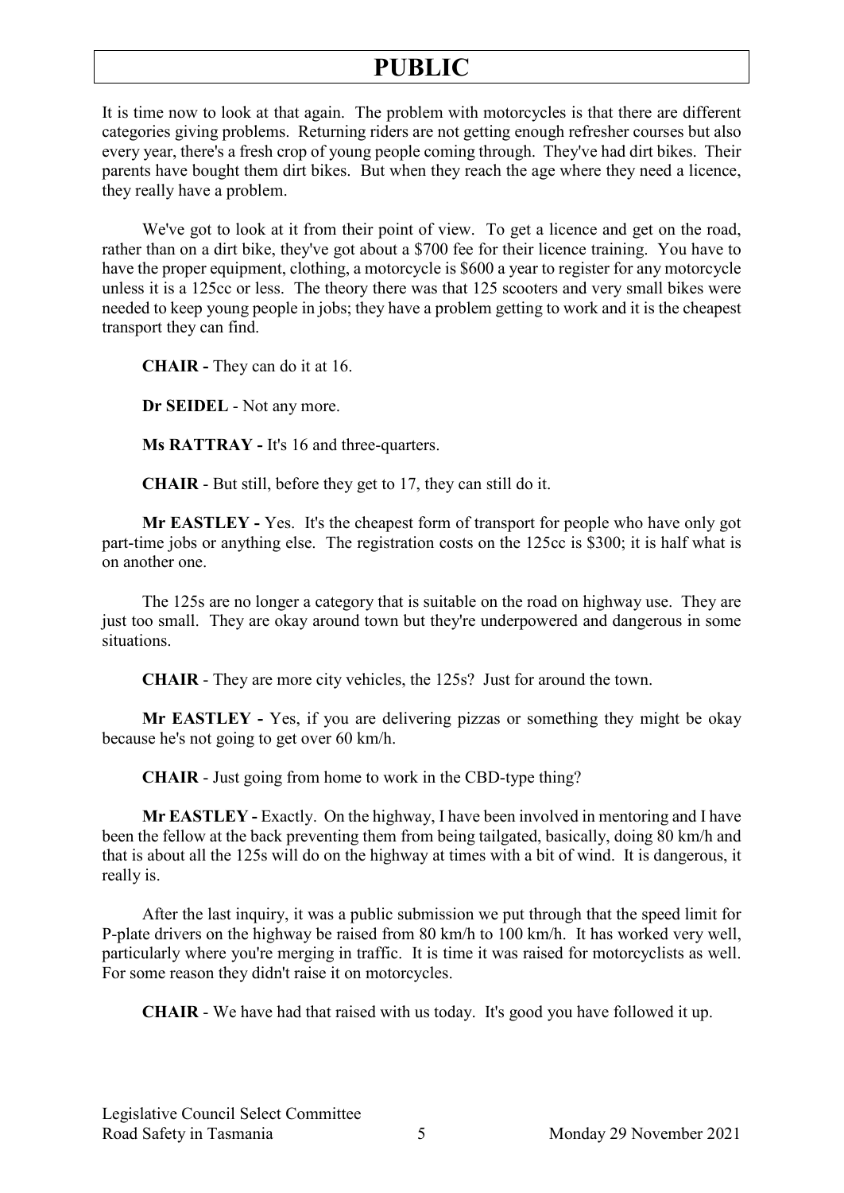It is time now to look at that again. The problem with motorcycles is that there are different categories giving problems. Returning riders are not getting enough refresher courses but also every year, there's a fresh crop of young people coming through. They've had dirt bikes. Their parents have bought them dirt bikes. But when they reach the age where they need a licence, they really have a problem.

We've got to look at it from their point of view. To get a licence and get on the road, rather than on a dirt bike, they've got about a $700 fee for their licence training. You have to have the proper equipment, clothing, a motorcycle is $600 a year to register for any motorcycle unless it is a 125cc or less. The theory there was that 125 scooters and very small bikes were needed to keep young people in jobs; they have a problem getting to work and it is the cheapest transport they can find.

**CHAIR -** They can do it at 16.

**Dr SEIDEL** - Not any more.

**Ms RATTRAY -** It's 16 and three-quarters.

**CHAIR** - But still, before they get to 17, they can still do it.

**Mr EASTLEY -** Yes. It's the cheapest form of transport for people who have only got part-time jobs or anything else. The registration costs on the 125cc is $300; it is half what is on another one.

The 125s are no longer a category that is suitable on the road on highway use. They are just too small. They are okay around town but they're underpowered and dangerous in some situations.

**CHAIR** - They are more city vehicles, the 125s? Just for around the town.

**Mr EASTLEY -** Yes, if you are delivering pizzas or something they might be okay because he's not going to get over 60 km/h.

**CHAIR** - Just going from home to work in the CBD-type thing?

**Mr EASTLEY -** Exactly. On the highway, I have been involved in mentoring and I have been the fellow at the back preventing them from being tailgated, basically, doing 80 km/h and that is about all the 125s will do on the highway at times with a bit of wind. It is dangerous, it really is.

After the last inquiry, it was a public submission we put through that the speed limit for P-plate drivers on the highway be raised from 80 km/h to 100 km/h. It has worked very well, particularly where you're merging in traffic. It is time it was raised for motorcyclists as well. For some reason they didn't raise it on motorcycles.

**CHAIR** - We have had that raised with us today. It's good you have followed it up.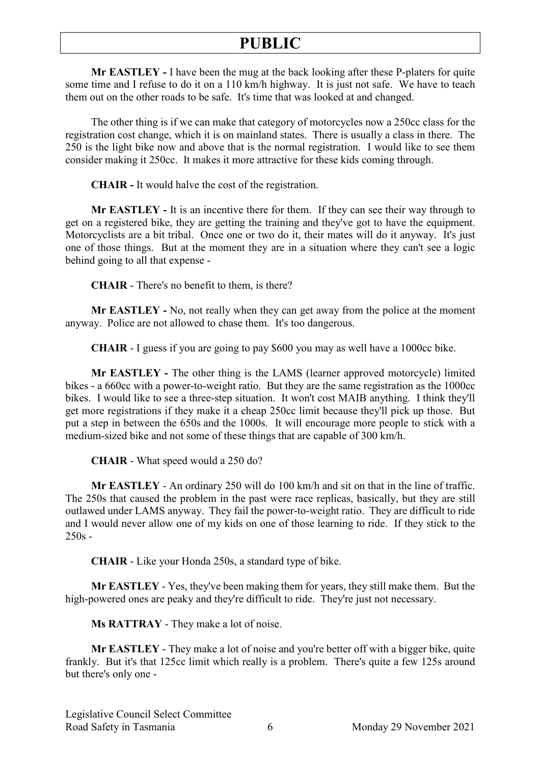**Mr EASTLEY -** I have been the mug at the back looking after these P-platers for quite some time and I refuse to do it on a 110 km/h highway. It is just not safe. We have to teach them out on the other roads to be safe. It's time that was looked at and changed.

The other thing is if we can make that category of motorcycles now a 250cc class for the registration cost change, which it is on mainland states. There is usually a class in there. The 250 is the light bike now and above that is the normal registration. I would like to see them consider making it 250cc. It makes it more attractive for these kids coming through.

**CHAIR -** It would halve the cost of the registration.

**Mr EASTLEY -** It is an incentive there for them. If they can see their way through to get on a registered bike, they are getting the training and they've got to have the equipment. Motorcyclists are a bit tribal. Once one or two do it, their mates will do it anyway. It's just one of those things. But at the moment they are in a situation where they can't see a logic behind going to all that expense -

**CHAIR** - There's no benefit to them, is there?

**Mr EASTLEY -** No, not really when they can get away from the police at the moment anyway. Police are not allowed to chase them. It's too dangerous.

**CHAIR** - I guess if you are going to pay $600 you may as well have a 1000cc bike.

**Mr EASTLEY -** The other thing is the LAMS (learner approved motorcycle) limited bikes - a 660cc with a power-to-weight ratio. But they are the same registration as the 1000cc bikes. I would like to see a three-step situation. It won't cost MAIB anything. I think they'll get more registrations if they make it a cheap 250cc limit because they'll pick up those. But put a step in between the 650s and the 1000s. It will encourage more people to stick with a medium-sized bike and not some of these things that are capable of 300 km/h.

**CHAIR** - What speed would a 250 do?

**Mr EASTLEY** - An ordinary 250 will do 100 km/h and sit on that in the line of traffic. The 250s that caused the problem in the past were race replicas, basically, but they are still outlawed under LAMS anyway. They fail the power-to-weight ratio. They are difficult to ride and I would never allow one of my kids on one of those learning to ride. If they stick to the 250s -

**CHAIR** - Like your Honda 250s, a standard type of bike.

**Mr EASTLEY** - Yes, they've been making them for years, they still make them. But the high-powered ones are peaky and they're difficult to ride. They're just not necessary.

**Ms RATTRAY** - They make a lot of noise.

**Mr EASTLEY** - They make a lot of noise and you're better off with a bigger bike, quite frankly. But it's that 125cc limit which really is a problem. There's quite a few 125s around but there's only one -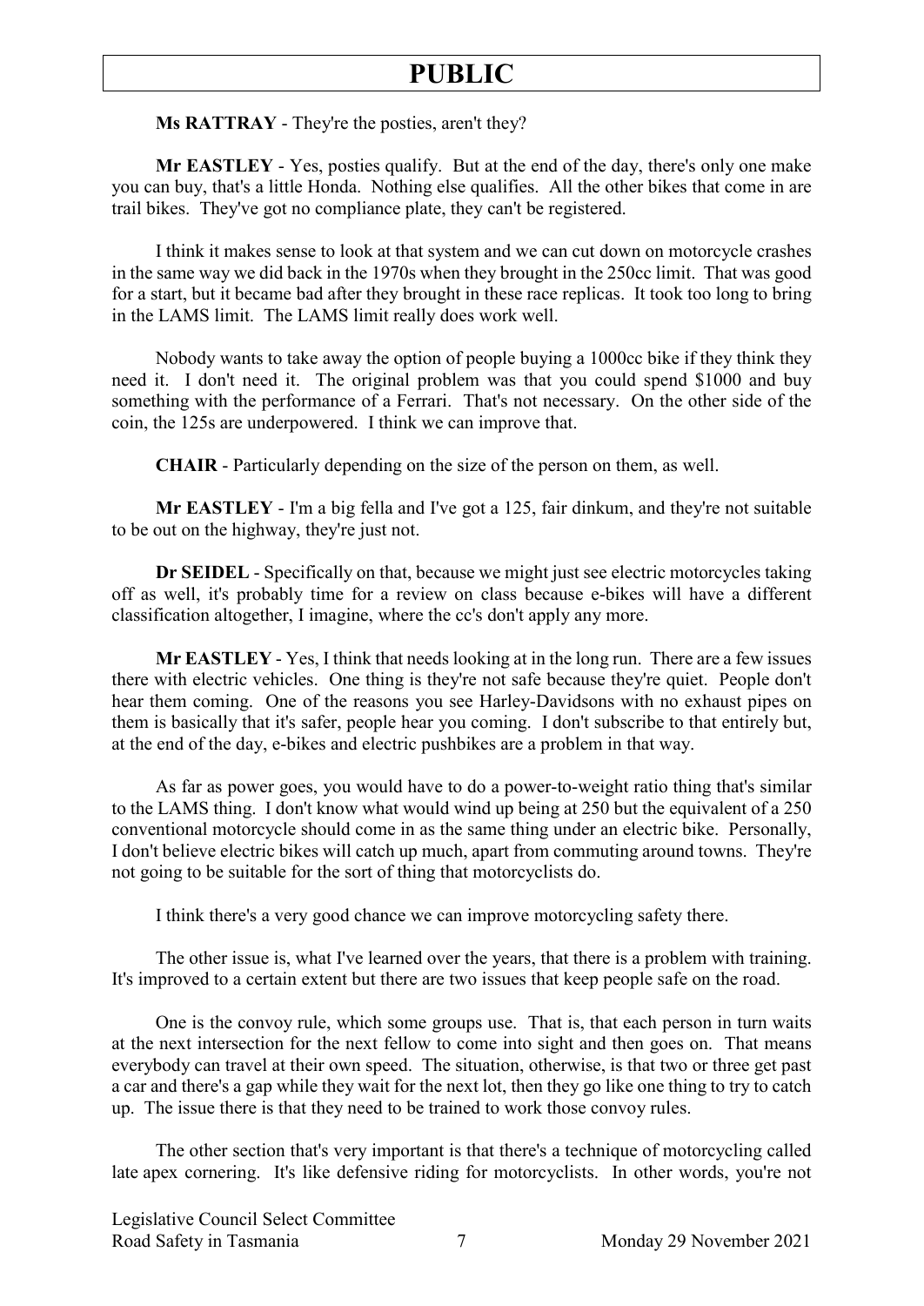**Ms RATTRAY** - They're the posties, aren't they?

**Mr EASTLEY** - Yes, posties qualify. But at the end of the day, there's only one make you can buy, that's a little Honda. Nothing else qualifies. All the other bikes that come in are trail bikes. They've got no compliance plate, they can't be registered.

I think it makes sense to look at that system and we can cut down on motorcycle crashes in the same way we did back in the 1970s when they brought in the 250cc limit. That was good for a start, but it became bad after they brought in these race replicas. It took too long to bring in the LAMS limit. The LAMS limit really does work well.

Nobody wants to take away the option of people buying a 1000cc bike if they think they need it. I don't need it. The original problem was that you could spend $1000 and buy something with the performance of a Ferrari. That's not necessary. On the other side of the coin, the 125s are underpowered. I think we can improve that.

**CHAIR** - Particularly depending on the size of the person on them, as well.

**Mr EASTLEY** - I'm a big fella and I've got a 125, fair dinkum, and they're not suitable to be out on the highway, they're just not.

**Dr SEIDEL** - Specifically on that, because we might just see electric motorcycles taking off as well, it's probably time for a review on class because e-bikes will have a different classification altogether, I imagine, where the cc's don't apply any more.

**Mr EASTLEY** - Yes, I think that needs looking at in the long run. There are a few issues there with electric vehicles. One thing is they're not safe because they're quiet. People don't hear them coming. One of the reasons you see Harley-Davidsons with no exhaust pipes on them is basically that it's safer, people hear you coming. I don't subscribe to that entirely but, at the end of the day, e-bikes and electric pushbikes are a problem in that way.

As far as power goes, you would have to do a power-to-weight ratio thing that's similar to the LAMS thing. I don't know what would wind up being at 250 but the equivalent of a 250 conventional motorcycle should come in as the same thing under an electric bike. Personally, I don't believe electric bikes will catch up much, apart from commuting around towns. They're not going to be suitable for the sort of thing that motorcyclists do.

I think there's a very good chance we can improve motorcycling safety there.

The other issue is, what I've learned over the years, that there is a problem with training. It's improved to a certain extent but there are two issues that keep people safe on the road.

One is the convoy rule, which some groups use. That is, that each person in turn waits at the next intersection for the next fellow to come into sight and then goes on. That means everybody can travel at their own speed. The situation, otherwise, is that two or three get past a car and there's a gap while they wait for the next lot, then they go like one thing to try to catch up. The issue there is that they need to be trained to work those convoy rules.

The other section that's very important is that there's a technique of motorcycling called late apex cornering. It's like defensive riding for motorcyclists. In other words, you're not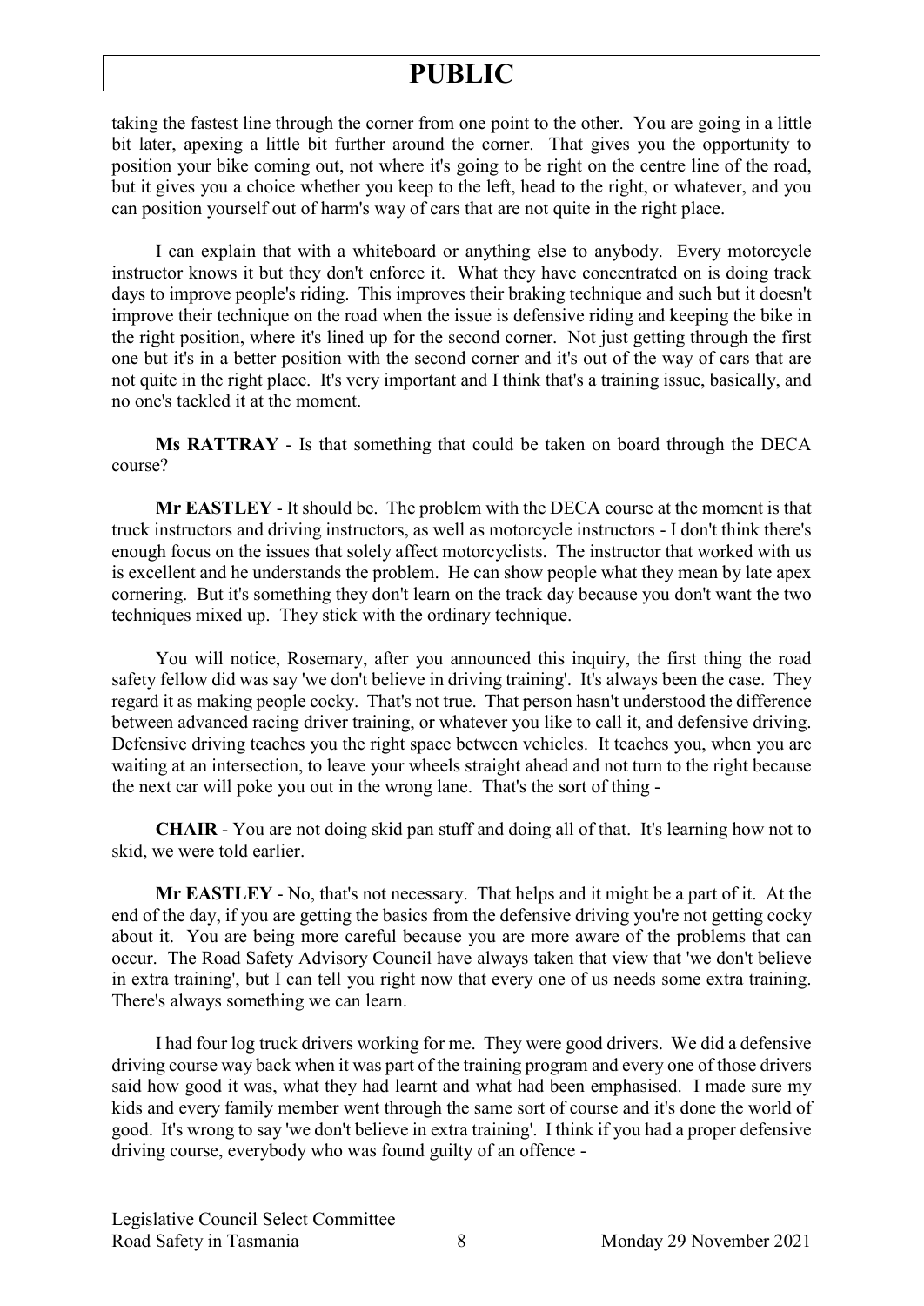taking the fastest line through the corner from one point to the other. You are going in a little bit later, apexing a little bit further around the corner. That gives you the opportunity to position your bike coming out, not where it's going to be right on the centre line of the road, but it gives you a choice whether you keep to the left, head to the right, or whatever, and you can position yourself out of harm's way of cars that are not quite in the right place.

I can explain that with a whiteboard or anything else to anybody. Every motorcycle instructor knows it but they don't enforce it. What they have concentrated on is doing track days to improve people's riding. This improves their braking technique and such but it doesn't improve their technique on the road when the issue is defensive riding and keeping the bike in the right position, where it's lined up for the second corner. Not just getting through the first one but it's in a better position with the second corner and it's out of the way of cars that are not quite in the right place. It's very important and I think that's a training issue, basically, and no one's tackled it at the moment.

**Ms RATTRAY** - Is that something that could be taken on board through the DECA course?

**Mr EASTLEY** - It should be. The problem with the DECA course at the moment is that truck instructors and driving instructors, as well as motorcycle instructors - I don't think there's enough focus on the issues that solely affect motorcyclists. The instructor that worked with us is excellent and he understands the problem. He can show people what they mean by late apex cornering. But it's something they don't learn on the track day because you don't want the two techniques mixed up. They stick with the ordinary technique.

You will notice, Rosemary, after you announced this inquiry, the first thing the road safety fellow did was say 'we don't believe in driving training'. It's always been the case. They regard it as making people cocky. That's not true. That person hasn't understood the difference between advanced racing driver training, or whatever you like to call it, and defensive driving. Defensive driving teaches you the right space between vehicles. It teaches you, when you are waiting at an intersection, to leave your wheels straight ahead and not turn to the right because the next car will poke you out in the wrong lane. That's the sort of thing -

**CHAIR** - You are not doing skid pan stuff and doing all of that. It's learning how not to skid, we were told earlier.

**Mr EASTLEY** - No, that's not necessary. That helps and it might be a part of it. At the end of the day, if you are getting the basics from the defensive driving you're not getting cocky about it. You are being more careful because you are more aware of the problems that can occur. The Road Safety Advisory Council have always taken that view that 'we don't believe in extra training', but I can tell you right now that every one of us needs some extra training. There's always something we can learn.

I had four log truck drivers working for me. They were good drivers. We did a defensive driving course way back when it was part of the training program and every one of those drivers said how good it was, what they had learnt and what had been emphasised. I made sure my kids and every family member went through the same sort of course and it's done the world of good. It's wrong to say 'we don't believe in extra training'. I think if you had a proper defensive driving course, everybody who was found guilty of an offence -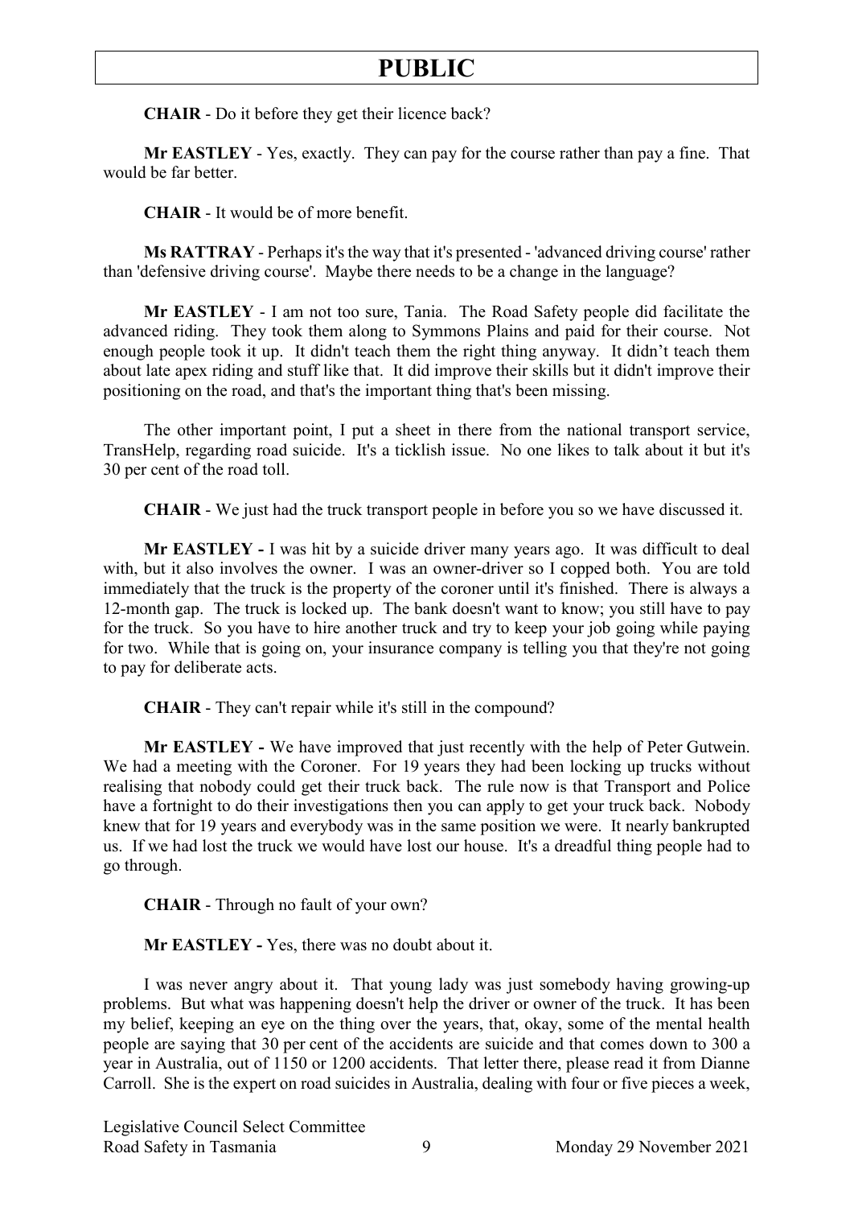**CHAIR** - Do it before they get their licence back?

**Mr EASTLEY** - Yes, exactly. They can pay for the course rather than pay a fine. That would be far better.

**CHAIR** - It would be of more benefit.

**Ms RATTRAY** - Perhaps it's the way that it's presented - 'advanced driving course' rather than 'defensive driving course'. Maybe there needs to be a change in the language?

**Mr EASTLEY** - I am not too sure, Tania. The Road Safety people did facilitate the advanced riding. They took them along to Symmons Plains and paid for their course. Not enough people took it up. It didn't teach them the right thing anyway. It didn't teach them about late apex riding and stuff like that. It did improve their skills but it didn't improve their positioning on the road, and that's the important thing that's been missing.

The other important point, I put a sheet in there from the national transport service, TransHelp, regarding road suicide. It's a ticklish issue. No one likes to talk about it but it's 30 per cent of the road toll.

**CHAIR** - We just had the truck transport people in before you so we have discussed it.

**Mr EASTLEY -** I was hit by a suicide driver many years ago. It was difficult to deal with, but it also involves the owner. I was an owner-driver so I copped both. You are told immediately that the truck is the property of the coroner until it's finished. There is always a 12-month gap. The truck is locked up. The bank doesn't want to know; you still have to pay for the truck. So you have to hire another truck and try to keep your job going while paying for two. While that is going on, your insurance company is telling you that they're not going to pay for deliberate acts.

**CHAIR** - They can't repair while it's still in the compound?

**Mr EASTLEY -** We have improved that just recently with the help of Peter Gutwein. We had a meeting with the Coroner. For 19 years they had been locking up trucks without realising that nobody could get their truck back. The rule now is that Transport and Police have a fortnight to do their investigations then you can apply to get your truck back. Nobody knew that for 19 years and everybody was in the same position we were. It nearly bankrupted us. If we had lost the truck we would have lost our house. It's a dreadful thing people had to go through.

**CHAIR** - Through no fault of your own?

**Mr EASTLEY -** Yes, there was no doubt about it.

I was never angry about it. That young lady was just somebody having growing-up problems. But what was happening doesn't help the driver or owner of the truck. It has been my belief, keeping an eye on the thing over the years, that, okay, some of the mental health people are saying that 30 per cent of the accidents are suicide and that comes down to 300 a year in Australia, out of 1150 or 1200 accidents. That letter there, please read it from Dianne Carroll. She is the expert on road suicides in Australia, dealing with four or five pieces a week,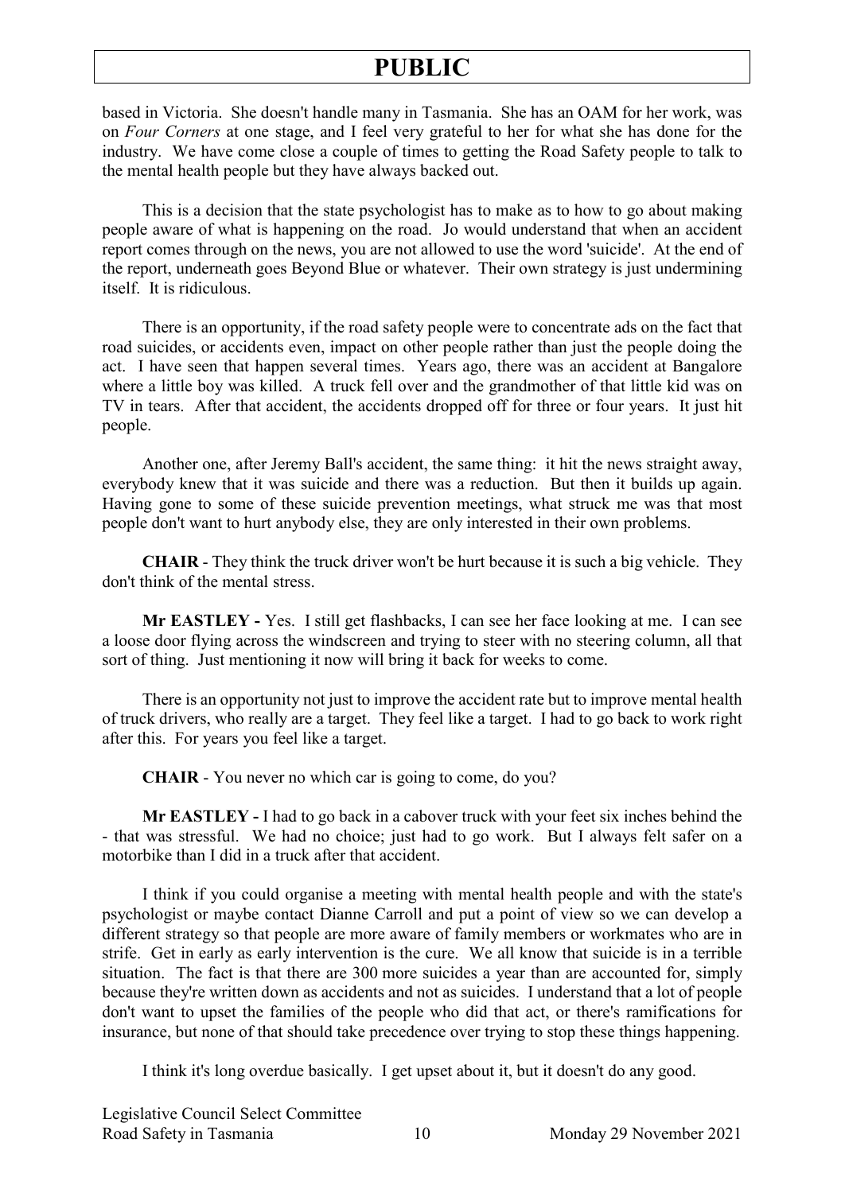based in Victoria. She doesn't handle many in Tasmania. She has an OAM for her work, was on *Four Corners* at one stage, and I feel very grateful to her for what she has done for the industry. We have come close a couple of times to getting the Road Safety people to talk to the mental health people but they have always backed out.

This is a decision that the state psychologist has to make as to how to go about making people aware of what is happening on the road. Jo would understand that when an accident report comes through on the news, you are not allowed to use the word 'suicide'. At the end of the report, underneath goes Beyond Blue or whatever. Their own strategy is just undermining itself. It is ridiculous.

There is an opportunity, if the road safety people were to concentrate ads on the fact that road suicides, or accidents even, impact on other people rather than just the people doing the act. I have seen that happen several times. Years ago, there was an accident at Bangalore where a little boy was killed. A truck fell over and the grandmother of that little kid was on TV in tears. After that accident, the accidents dropped off for three or four years. It just hit people.

Another one, after Jeremy Ball's accident, the same thing: it hit the news straight away, everybody knew that it was suicide and there was a reduction. But then it builds up again. Having gone to some of these suicide prevention meetings, what struck me was that most people don't want to hurt anybody else, they are only interested in their own problems.

**CHAIR** - They think the truck driver won't be hurt because it is such a big vehicle. They don't think of the mental stress.

**Mr EASTLEY -** Yes. I still get flashbacks, I can see her face looking at me. I can see a loose door flying across the windscreen and trying to steer with no steering column, all that sort of thing. Just mentioning it now will bring it back for weeks to come.

There is an opportunity not just to improve the accident rate but to improve mental health of truck drivers, who really are a target. They feel like a target. I had to go back to work right after this. For years you feel like a target.

**CHAIR** - You never no which car is going to come, do you?

**Mr EASTLEY -** I had to go back in a cabover truck with your feet six inches behind the - that was stressful. We had no choice; just had to go work. But I always felt safer on a motorbike than I did in a truck after that accident.

I think if you could organise a meeting with mental health people and with the state's psychologist or maybe contact Dianne Carroll and put a point of view so we can develop a different strategy so that people are more aware of family members or workmates who are in strife. Get in early as early intervention is the cure. We all know that suicide is in a terrible situation. The fact is that there are 300 more suicides a year than are accounted for, simply because they're written down as accidents and not as suicides. I understand that a lot of people don't want to upset the families of the people who did that act, or there's ramifications for insurance, but none of that should take precedence over trying to stop these things happening.

I think it's long overdue basically. I get upset about it, but it doesn't do any good.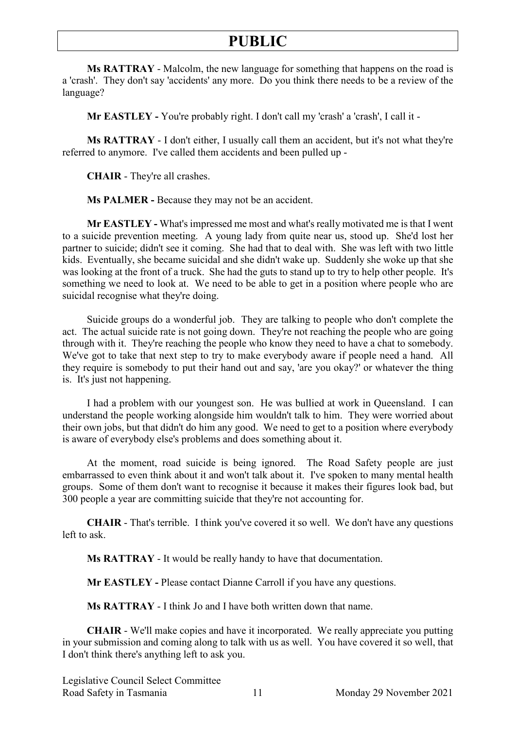**Ms RATTRAY** - Malcolm, the new language for something that happens on the road is a 'crash'. They don't say 'accidents' any more. Do you think there needs to be a review of the language?

**Mr EASTLEY -** You're probably right. I don't call my 'crash' a 'crash', I call it -

**Ms RATTRAY** - I don't either, I usually call them an accident, but it's not what they're referred to anymore. I've called them accidents and been pulled up -

**CHAIR** - They're all crashes.

**Ms PALMER -** Because they may not be an accident.

**Mr EASTLEY -** What's impressed me most and what's really motivated me is that I went to a suicide prevention meeting. A young lady from quite near us, stood up. She'd lost her partner to suicide; didn't see it coming. She had that to deal with. She was left with two little kids. Eventually, she became suicidal and she didn't wake up. Suddenly she woke up that she was looking at the front of a truck. She had the guts to stand up to try to help other people. It's something we need to look at. We need to be able to get in a position where people who are suicidal recognise what they're doing.

Suicide groups do a wonderful job. They are talking to people who don't complete the act. The actual suicide rate is not going down. They're not reaching the people who are going through with it. They're reaching the people who know they need to have a chat to somebody. We've got to take that next step to try to make everybody aware if people need a hand. All they require is somebody to put their hand out and say, 'are you okay?' or whatever the thing is. It's just not happening.

I had a problem with our youngest son. He was bullied at work in Queensland. I can understand the people working alongside him wouldn't talk to him. They were worried about their own jobs, but that didn't do him any good. We need to get to a position where everybody is aware of everybody else's problems and does something about it.

At the moment, road suicide is being ignored. The Road Safety people are just embarrassed to even think about it and won't talk about it. I've spoken to many mental health groups. Some of them don't want to recognise it because it makes their figures look bad, but 300 people a year are committing suicide that they're not accounting for.

**CHAIR** - That's terrible. I think you've covered it so well. We don't have any questions left to ask.

**Ms RATTRAY** - It would be really handy to have that documentation.

**Mr EASTLEY -** Please contact Dianne Carroll if you have any questions.

**Ms RATTRAY** - I think Jo and I have both written down that name.

**CHAIR** - We'll make copies and have it incorporated. We really appreciate you putting in your submission and coming along to talk with us as well. You have covered it so well, that I don't think there's anything left to ask you.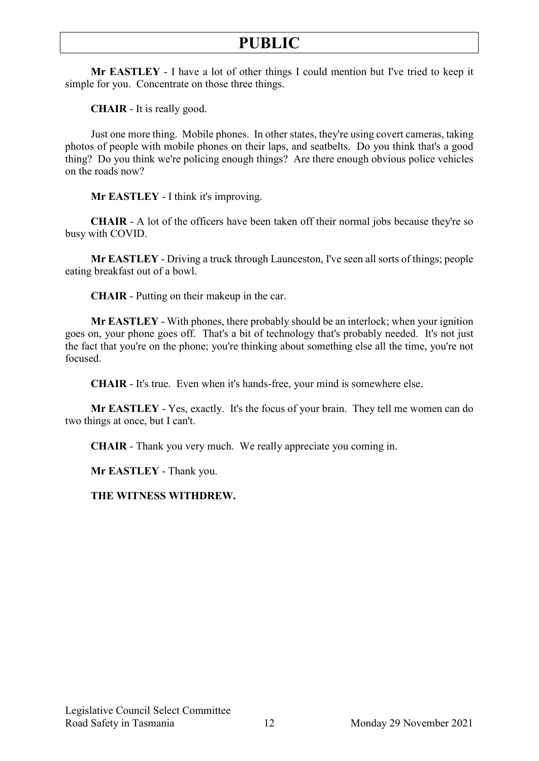**Mr EASTLEY** - I have a lot of other things I could mention but I've tried to keep it simple for you. Concentrate on those three things.

**CHAIR** - It is really good.

Just one more thing. Mobile phones. In other states, they're using covert cameras, taking photos of people with mobile phones on their laps, and seatbelts. Do you think that's a good thing? Do you think we're policing enough things? Are there enough obvious police vehicles on the roads now?

**Mr EASTLEY** - I think it's improving.

**CHAIR** - A lot of the officers have been taken off their normal jobs because they're so busy with COVID.

**Mr EASTLEY** - Driving a truck through Launceston, I've seen all sorts of things; people eating breakfast out of a bowl.

**CHAIR** - Putting on their makeup in the car.

**Mr EASTLEY** - With phones, there probably should be an interlock; when your ignition goes on, your phone goes off. That's a bit of technology that's probably needed. It's not just the fact that you're on the phone; you're thinking about something else all the time, you're not focused.

**CHAIR** - It's true. Even when it's hands-free, your mind is somewhere else.

**Mr EASTLEY** - Yes, exactly. It's the focus of your brain. They tell me women can do two things at once, but I can't.

**CHAIR** - Thank you very much. We really appreciate you coming in.

**Mr EASTLEY** - Thank you.

**THE WITNESS WITHDREW.**